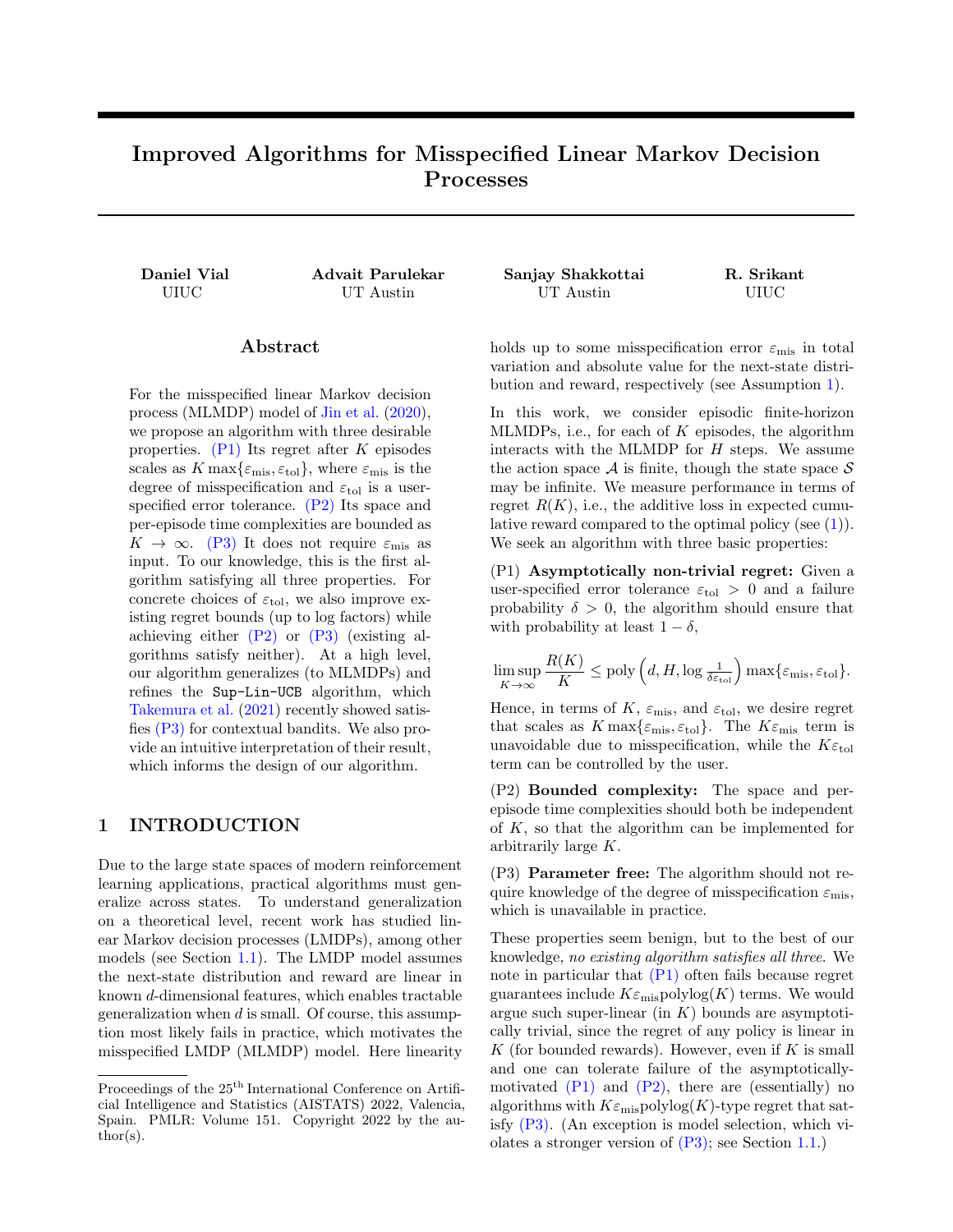# Improved Algorithms for Misspecified Linear Markov Decision Processes

**Daniel Vial**
UIUC

**Advait Parulekar**
UT Austin

**Sanjay Shakkottai**
UT Austin

**R. Srikant**
UIUC

## Abstract

For the misspecified linear Markov decision process (MLMDP) model of Jin et al. (2020), we propose an algorithm with three desirable properties. (P1) Its regret after $K$ episodes scales as $K \max\{\varepsilon_{\text{mis}}, \varepsilon_{\text{tol}}\}$, where $\varepsilon_{\text{mis}}$ is the degree of misspecification and $\varepsilon_{\text{tol}}$ is a user-specified error tolerance. (P2) Its space and per-episode time complexities are bounded as $K \to \infty$. (P3) It does not require $\varepsilon_{\text{mis}}$ as input. To our knowledge, this is the first algorithm satisfying all three properties. For concrete choices of $\varepsilon_{\text{tol}}$, we also improve existing regret bounds (up to log factors) while achieving either (P2) or (P3) (existing algorithms satisfy neither). At a high level, our algorithm generalizes (to MLMDPs) and refines the `Sup-Lin-UCB` algorithm, which Takemura et al. (2021) recently showed satisfies (P3) for contextual bandits. We also provide an intuitive interpretation of their result, which informs the design of our algorithm.

## 1 INTRODUCTION

Due to the large state spaces of modern reinforcement learning applications, practical algorithms must generalize across states. To understand generalization on a theoretical level, recent work has studied linear Markov decision processes (LMDPs), among other models (see Section 1.1). The LMDP model assumes the next-state distribution and reward are linear in known $d$-dimensional features, which enables tractable generalization when $d$ is small. Of course, this assumption most likely fails in practice, which motivates the misspecified LMDP (MLMDP) model. Here linearity holds up to some misspecification error $\varepsilon_{\text{mis}}$ in total variation and absolute value for the next-state distribution and reward, respectively (see Assumption 1).

In this work, we consider episodic finite-horizon MLMDPs, i.e., for each of $K$ episodes, the algorithm interacts with the MLMDP for $H$ steps. We assume the action space $\mathcal{A}$ is finite, though the state space $\mathcal{S}$ may be infinite. We measure performance in terms of regret $R(K)$, i.e., the additive loss in expected cumulative reward compared to the optimal policy (see (1)). We seek an algorithm with three basic properties:

(P1) **Asymptotically non-trivial regret:** Given a user-specified error tolerance $\varepsilon_{\text{tol}} > 0$ and a failure probability $\delta > 0$, the algorithm should ensure that with probability at least $1 - \delta$,

$$\limsup_{K \to \infty} \frac{R(K)}{K} \leq \text{poly}\left(d, H, \log \tfrac{1}{\delta \varepsilon_{\text{tol}}}\right) \max\{\varepsilon_{\text{mis}}, \varepsilon_{\text{tol}}\}.$$

Hence, in terms of $K$, $\varepsilon_{\text{mis}}$, and $\varepsilon_{\text{tol}}$, we desire regret that scales as $K \max\{\varepsilon_{\text{mis}}, \varepsilon_{\text{tol}}\}$. The $K\varepsilon_{\text{mis}}$ term is unavoidable due to misspecification, while the $K\varepsilon_{\text{tol}}$ term can be controlled by the user.

(P2) **Bounded complexity:** The space and per-episode time complexities should both be independent of $K$, so that the algorithm can be implemented for arbitrarily large $K$.

(P3) **Parameter free:** The algorithm should not require knowledge of the degree of misspecification $\varepsilon_{\text{mis}}$, which is unavailable in practice.

These properties seem benign, but to the best of our knowledge, *no existing algorithm satisfies all three*. We note in particular that (P1) often fails because regret guarantees include $K\varepsilon_{\text{mis}}\text{polylog}(K)$ terms. We would argue such super-linear (in $K$) bounds are asymptotically trivial, since the regret of any policy is linear in $K$ (for bounded rewards). However, even if $K$ is small and one can tolerate failure of the asymptotically-motivated (P1) and (P2), there are (essentially) no algorithms with $K\varepsilon_{\text{mis}}\text{polylog}(K)$-type regret that satisfy (P3). (An exception is model selection, which violates a stronger version of (P3); see Section 1.1.)

Proceedings of the 25[th] International Conference on Artificial Intelligence and Statistics (AISTATS) 2022, Valencia, Spain. PMLR: Volume 151. Copyright 2022 by the author(s).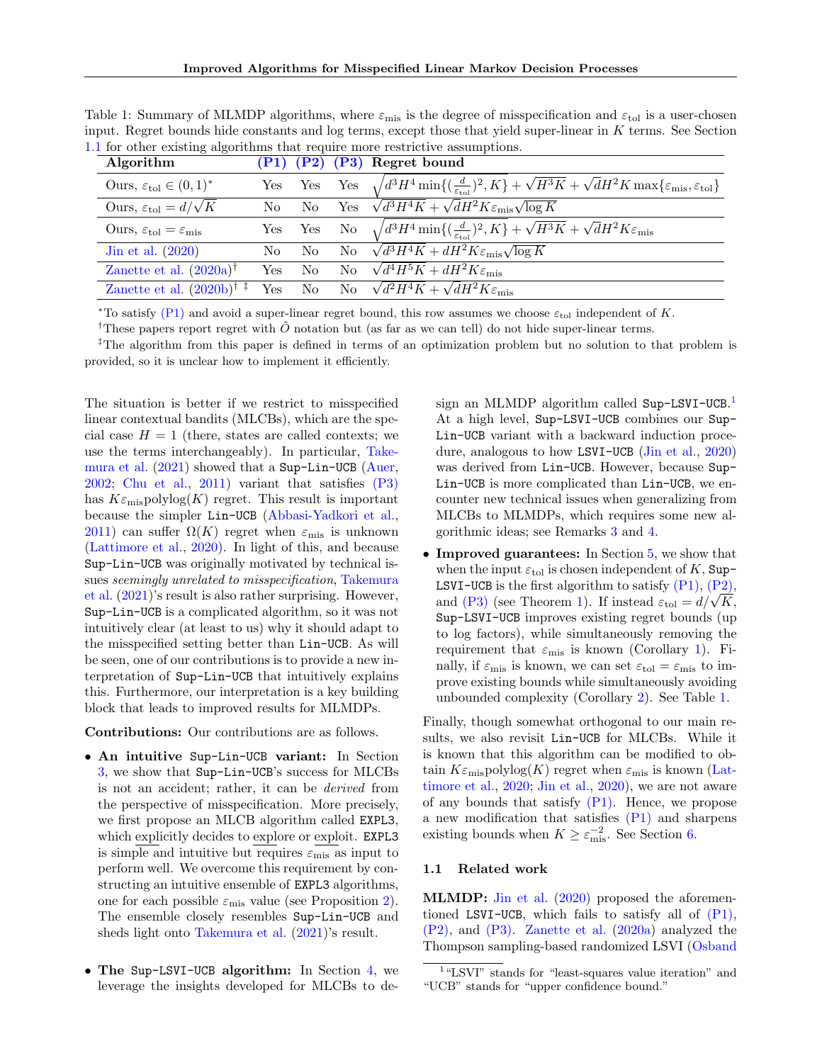Table 1: Summary of MLMDP algorithms, where $\varepsilon_{\text{mis}}$ is the degree of misspecification and $\varepsilon_{\text{tol}}$ is a user-chosen input. Regret bounds hide constants and log terms, except those that yield super-linear in $K$ terms. See Section 1.1 for other existing algorithms that require more restrictive assumptions.

| Algorithm | (P1) | (P2) | (P3) | Regret bound |
|---|---|---|---|---|
| Ours, $\varepsilon_{\text{tol}} \in (0,1)^*$ | Yes | Yes | Yes | $\sqrt{d^3H^4\min\{(\frac{d}{\varepsilon_{\text{tol}}})^2, K\}} + \sqrt{H^3K} + \sqrt{d}H^2K\max\{\varepsilon_{\text{mis}}, \varepsilon_{\text{tol}}\}$ |
| Ours, $\varepsilon_{\text{tol}} = d/\sqrt{K}$ | No | No | Yes | $\sqrt{d^3H^4K} + \sqrt{d}H^2K\varepsilon_{\text{mis}}\sqrt{\log K}$ |
| Ours, $\varepsilon_{\text{tol}} = \varepsilon_{\text{mis}}$ | Yes | Yes | No | $\sqrt{d^3H^4\min\{(\frac{d}{\varepsilon_{\text{tol}}})^2, K\}} + \sqrt{H^3K} + \sqrt{d}H^2K\varepsilon_{\text{mis}}$ |
| Jin et al. (2020) | No | No | No | $\sqrt{d^3H^4K} + dH^2K\varepsilon_{\text{mis}}\sqrt{\log K}$ |
| Zanette et al. (2020a)[†] | Yes | No | No | $\sqrt{d^4H^5K} + dH^2K\varepsilon_{\text{mis}}$ |
| Zanette et al. (2020b)[† ‡] | Yes | No | No | $\sqrt{d^2H^4K} + \sqrt{d}H^2K\varepsilon_{\text{mis}}$ |

*To satisfy (P1) and avoid a super-linear regret bound, this row assumes we choose $\varepsilon_{\text{tol}}$ independent of $K$.

†These papers report regret with $\tilde{O}$ notation but (as far as we can tell) do not hide super-linear terms.

‡The algorithm from this paper is defined in terms of an optimization problem but no solution to that problem is provided, so it is unclear how to implement it efficiently.

The situation is better if we restrict to misspecified linear contextual bandits (MLCBs), which are the special case $H = 1$ (there, states are called contexts; we use the terms interchangeably). In particular, Takemura et al. (2021) showed that a `Sup-Lin-UCB` (Auer, 2002; Chu et al., 2011) variant that satisfies (P3) has $K\varepsilon_{\text{mis}}\text{polylog}(K)$ regret. This result is important because the simpler `Lin-UCB` (Abbasi-Yadkori et al., 2011) can suffer $\Omega(K)$ regret when $\varepsilon_{\text{mis}}$ is unknown (Lattimore et al., 2020). In light of this, and because `Sup-Lin-UCB` was originally motivated by technical issues *seemingly unrelated to misspecification*, Takemura et al. (2021)'s result is also rather surprising. However, `Sup-Lin-UCB` is a complicated algorithm, so it was not intuitively clear (at least to us) why it should adapt to the misspecified setting better than `Lin-UCB`. As will be seen, one of our contributions is to provide a new interpretation of `Sup-Lin-UCB` that intuitively explains this. Furthermore, our interpretation is a key building block that leads to improved results for MLMDPs.

**Contributions:** Our contributions are as follows.

- **An intuitive `Sup-Lin-UCB` variant:** In Section 3, we show that `Sup-Lin-UCB`'s success for MLCBs is not an accident; rather, it can be *derived* from the perspective of misspecification. More precisely, we first propose an MLCB algorithm called `EXPL3`, which explicitly decides to explore or exploit. `EXPL3` is simple and intuitive but requires $\varepsilon_{\text{mis}}$ as input to perform well. We overcome this requirement by constructing an intuitive ensemble of `EXPL3` algorithms, one for each possible $\varepsilon_{\text{mis}}$ value (see Proposition 2). The ensemble closely resembles `Sup-Lin-UCB` and sheds light onto Takemura et al. (2021)'s result.
- **The `Sup-LSVI-UCB` algorithm:** In Section 4, we leverage the insights developed for MLCBs to design an MLMDP algorithm called `Sup-LSVI-UCB`.[1] At a high level, `Sup-LSVI-UCB` combines our `Sup-Lin-UCB` variant with a backward induction procedure, analogous to how `LSVI-UCB` (Jin et al., 2020) was derived from `Lin-UCB`. However, because `Sup-Lin-UCB` is more complicated than `Lin-UCB`, we encounter new technical issues when generalizing from MLCBs to MLMDPs, which requires some new algorithmic ideas; see Remarks 3 and 4.
- **Improved guarantees:** In Section 5, we show that when the input $\varepsilon_{\text{tol}}$ is chosen independent of $K$, `Sup-LSVI-UCB` is the first algorithm to satisfy (P1), (P2), and (P3) (see Theorem 1). If instead $\varepsilon_{\text{tol}} = d/\sqrt{K}$, `Sup-LSVI-UCB` improves existing regret bounds (up to log factors), while simultaneously removing the requirement that $\varepsilon_{\text{mis}}$ is known (Corollary 1). Finally, if $\varepsilon_{\text{mis}}$ is known, we can set $\varepsilon_{\text{tol}} = \varepsilon_{\text{mis}}$ to improve existing bounds while simultaneously avoiding unbounded complexity (Corollary 2). See Table 1.

Finally, though somewhat orthogonal to our main results, we also revisit `Lin-UCB` for MLCBs. While it is known that this algorithm can be modified to obtain $K\varepsilon_{\text{mis}}\text{polylog}(K)$ regret when $\varepsilon_{\text{mis}}$ is known (Lattimore et al., 2020; Jin et al., 2020), we are not aware of any bounds that satisfy (P1). Hence, we propose a new modification that satisfies (P1) and sharpens existing bounds when $K \geq \varepsilon_{\text{mis}}^{-2}$. See Section 6.

### 1.1 Related work

**MLMDP:** Jin et al. (2020) proposed the aforementioned `LSVI-UCB`, which fails to satisfy all of (P1), (P2), and (P3). Zanette et al. (2020a) analyzed the Thompson sampling-based randomized LSVI (Osband

[1] "LSVI" stands for "least-squares value iteration" and "UCB" stands for "upper confidence bound."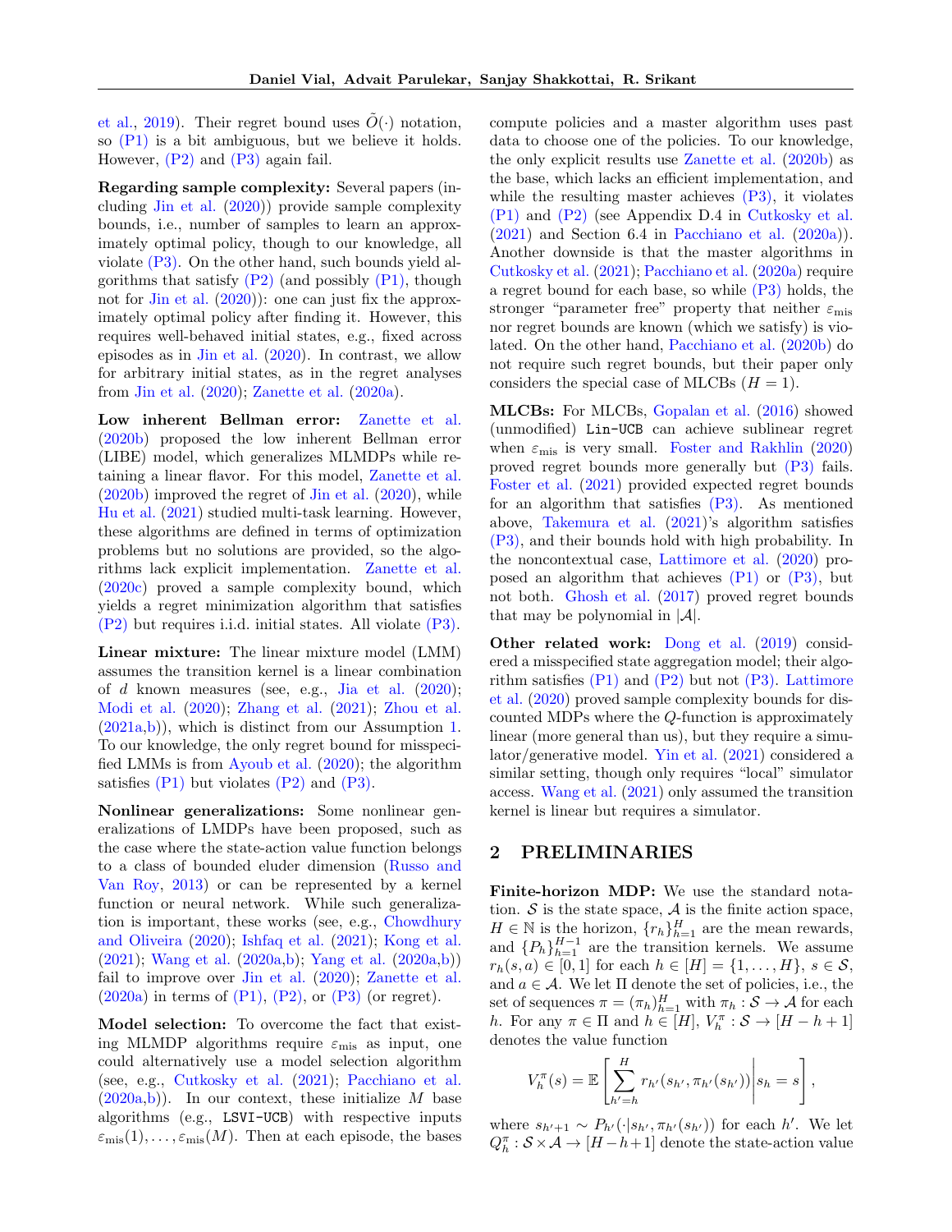et al., 2019). Their regret bound uses $\tilde{O}(\cdot)$ notation, so (P1) is a bit ambiguous, but we believe it holds. However, (P2) and (P3) again fail.

**Regarding sample complexity:** Several papers (including Jin et al. (2020)) provide sample complexity bounds, i.e., number of samples to learn an approximately optimal policy, though to our knowledge, all violate (P3). On the other hand, such bounds yield algorithms that satisfy (P2) (and possibly (P1), though not for Jin et al. (2020)): one can just fix the approximately optimal policy after finding it. However, this requires well-behaved initial states, e.g., fixed across episodes as in Jin et al. (2020). In contrast, we allow for arbitrary initial states, as in the regret analyses from Jin et al. (2020); Zanette et al. (2020a).

**Low inherent Bellman error:** Zanette et al. (2020b) proposed the low inherent Bellman error (LIBE) model, which generalizes MLMDPs while retaining a linear flavor. For this model, Zanette et al. (2020b) improved the regret of Jin et al. (2020), while Hu et al. (2021) studied multi-task learning. However, these algorithms are defined in terms of optimization problems but no solutions are provided, so the algorithms lack explicit implementation. Zanette et al. (2020c) proved a sample complexity bound, which yields a regret minimization algorithm that satisfies (P2) but requires i.i.d. initial states. All violate (P3).

**Linear mixture:** The linear mixture model (LMM) assumes the transition kernel is a linear combination of $d$ known measures (see, e.g., Jia et al. (2020); Modi et al. (2020); Zhang et al. (2021); Zhou et al. (2021a,b)), which is distinct from our Assumption 1. To our knowledge, the only regret bound for misspecified LMMs is from Ayoub et al. (2020); the algorithm satisfies (P1) but violates (P2) and (P3).

**Nonlinear generalizations:** Some nonlinear generalizations of LMDPs have been proposed, such as the case where the state-action value function belongs to a class of bounded eluder dimension (Russo and Van Roy, 2013) or can be represented by a kernel function or neural network. While such generalization is important, these works (see, e.g., Chowdhury and Oliveira (2020); Ishfaq et al. (2021); Kong et al. (2021); Wang et al. (2020a,b); Yang et al. (2020a,b)) fail to improve over Jin et al. (2020); Zanette et al. (2020a) in terms of (P1), (P2), or (P3) (or regret).

**Model selection:** To overcome the fact that existing MLMDP algorithms require $\varepsilon_{\text{mis}}$ as input, one could alternatively use a model selection algorithm (see, e.g., Cutkosky et al. (2021); Pacchiano et al. (2020a,b)). In our context, these initialize $M$ base algorithms (e.g., `LSVI-UCB`) with respective inputs $\varepsilon_{\text{mis}}(1), \ldots, \varepsilon_{\text{mis}}(M)$. Then at each episode, the bases compute policies and a master algorithm uses past data to choose one of the policies. To our knowledge, the only explicit results use Zanette et al. (2020b) as the base, which lacks an efficient implementation, and while the resulting master achieves (P3), it violates (P1) and (P2) (see Appendix D.4 in Cutkosky et al. (2021) and Section 6.4 in Pacchiano et al. (2020a)). Another downside is that the master algorithms in Cutkosky et al. (2021); Pacchiano et al. (2020a) require a regret bound for each base, so while (P3) holds, the stronger "parameter free" property that neither $\varepsilon_{\text{mis}}$ nor regret bounds are known (which we satisfy) is violated. On the other hand, Pacchiano et al. (2020b) do not require such regret bounds, but their paper only considers the special case of MLCBs ($H = 1$).

**MLCBs:** For MLCBs, Gopalan et al. (2016) showed (unmodified) `Lin-UCB` can achieve sublinear regret when $\varepsilon_{\text{mis}}$ is very small. Foster and Rakhlin (2020) proved regret bounds more generally but (P3) fails. Foster et al. (2021) provided expected regret bounds for an algorithm that satisfies (P3). As mentioned above, Takemura et al. (2021)'s algorithm satisfies (P3), and their bounds hold with high probability. In the noncontextual case, Lattimore et al. (2020) proposed an algorithm that achieves (P1) or (P3), but not both. Ghosh et al. (2017) proved regret bounds that may be polynomial in $|\mathcal{A}|$.

**Other related work:** Dong et al. (2019) considered a misspecified state aggregation model; their algorithm satisfies (P1) and (P2) but not (P3). Lattimore et al. (2020) proved sample complexity bounds for discounted MDPs where the $Q$-function is approximately linear (more general than us), but they require a simulator/generative model. Yin et al. (2021) considered a similar setting, though only requires "local" simulator access. Wang et al. (2021) only assumed the transition kernel is linear but requires a simulator.

## 2 PRELIMINARIES

**Finite-horizon MDP:** We use the standard notation. $\mathcal{S}$ is the state space, $\mathcal{A}$ is the finite action space, $H \in \mathbb{N}$ is the horizon, $\{r_h\}_{h=1}^H$ are the mean rewards, and $\{P_h\}_{h=1}^{H-1}$ are the transition kernels. We assume $r_h(s, a) \in [0, 1]$ for each $h \in [H] = \{1, \ldots, H\}$, $s \in \mathcal{S}$, and $a \in \mathcal{A}$. We let $\Pi$ denote the set of policies, i.e., the set of sequences $\pi = (\pi_h)_{h=1}^H$ with $\pi_h : \mathcal{S} \to \mathcal{A}$ for each $h$. For any $\pi \in \Pi$ and $h \in [H]$, $V_h^\pi : \mathcal{S} \to [H - h + 1]$ denotes the value function

$$V_h^\pi(s) = \mathbb{E}\left[ \sum_{h'=h}^H r_{h'}(s_{h'}, \pi_{h'}(s_{h'})) \middle| s_h = s \right],$$

where $s_{h'+1} \sim P_{h'}(\cdot | s_{h'}, \pi_{h'}(s_{h'}))$ for each $h'$. We let $Q_h^\pi : \mathcal{S} \times \mathcal{A} \to [H - h + 1]$ denote the state-action value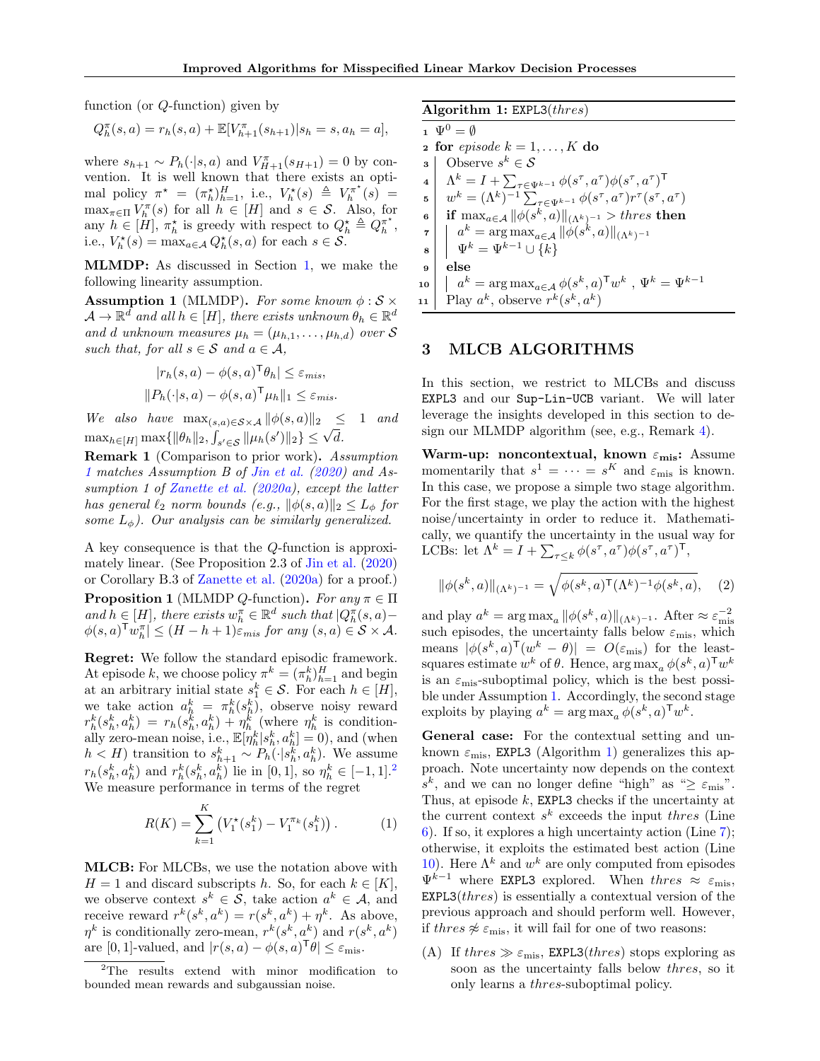function (or $Q$-function) given by

$$Q_h^\pi(s,a) = r_h(s,a) + \mathbb{E}[V_{h+1}^\pi(s_{h+1})|s_h = s, a_h = a],$$

where $s_{h+1} \sim P_h(\cdot|s,a)$ and $V_{H+1}^\pi(s_{H+1}) = 0$ by convention. It is well known that there exists an optimal policy $\pi^\star = (\pi_h^\star)_{h=1}^H$, i.e., $V_h^\star(s) \triangleq V_h^{\pi^\star}(s) = \max_{\pi \in \Pi} V_h^\pi(s)$ for all $h \in [H]$ and $s \in \mathcal{S}$. Also, for any $h \in [H]$, $\pi_h^\star$ is greedy with respect to $Q_h^\star \triangleq Q_h^{\pi^\star}$, i.e., $V_h^\star(s) = \max_{a \in \mathcal{A}} Q_h^\star(s,a)$ for each $s \in \mathcal{S}$.

**MLMDP:** As discussed in Section 1, we make the following linearity assumption.

**Assumption 1** (MLMDP)**.** *For some known $\phi : \mathcal{S} \times \mathcal{A} \to \mathbb{R}^d$ and all $h \in [H]$, there exists unknown $\theta_h \in \mathbb{R}^d$ and $d$ unknown measures $\mu_h = (\mu_{h,1}, \ldots, \mu_{h,d})$ over $\mathcal{S}$ such that, for all $s \in \mathcal{S}$ and $a \in \mathcal{A}$,*

$$|r_h(s,a) - \phi(s,a)^\mathsf{T}\theta_h| \le \varepsilon_{mis},$$
$$\|P_h(\cdot|s,a) - \phi(s,a)^\mathsf{T}\mu_h\|_1 \le \varepsilon_{mis}.$$

*We also have $\max_{(s,a) \in \mathcal{S}\times\mathcal{A}} \|\phi(s,a)\|_2 \le 1$ and $\max_{h \in [H]} \max\{\|\theta_h\|_2, \int_{s' \in \mathcal{S}} \|\mu_h(s')\|_2\} \le \sqrt{d}$.*

**Remark 1** (Comparison to prior work)**.** *Assumption 1 matches Assumption B of Jin et al. (2020) and Assumption 1 of Zanette et al. (2020a), except the latter has general $\ell_2$ norm bounds (e.g., $\|\phi(s,a)\|_2 \le L_\phi$ for some $L_\phi$). Our analysis can be similarly generalized.*

A key consequence is that the $Q$-function is approximately linear. (See Proposition 2.3 of Jin et al. (2020) or Corollary B.3 of Zanette et al. (2020a) for a proof.)

**Proposition 1** (MLMDP $Q$-function)**.** *For any $\pi \in \Pi$ and $h \in [H]$, there exists $w_h^\pi \in \mathbb{R}^d$ such that $|Q_h^\pi(s,a) - \phi(s,a)^\mathsf{T} w_h^\pi| \le (H - h + 1)\varepsilon_{mis}$ for any $(s,a) \in \mathcal{S}\times\mathcal{A}$.*

**Regret:** We follow the standard episodic framework. At episode $k$, we choose policy $\pi^k = (\pi_h^k)_{h=1}^H$ and begin at an arbitrary initial state $s_1^k \in \mathcal{S}$. For each $h \in [H]$, we take action $a_h^k = \pi_h^k(s_h^k)$, observe noisy reward $r_h^k(s_h^k, a_h^k) = r_h(s_h^k, a_h^k) + \eta_h^k$ (where $\eta_h^k$ is conditionally zero-mean noise, i.e., $\mathbb{E}[\eta_h^k | s_h^k, a_h^k] = 0$), and (when $h < H$) transition to $s_{h+1}^k \sim P_h(\cdot|s_h^k, a_h^k)$. We assume $r_h(s_h^k, a_h^k)$ and $r_h^k(s_h^k, a_h^k)$ lie in $[0,1]$, so $\eta_h^k \in [-1,1]$.[2] We measure performance in terms of the regret

$$R(K) = \sum_{k=1}^K \left(V_1^\star(s_1^k) - V_1^{\pi_k}(s_1^k)\right). \tag{1}$$

**MLCB:** For MLCBs, we use the notation above with $H = 1$ and discard subscripts $h$. So, for each $k \in [K]$, we observe context $s^k \in \mathcal{S}$, take action $a^k \in \mathcal{A}$, and receive reward $r^k(s^k, a^k) = r(s^k, a^k) + \eta^k$. As above, $\eta^k$ is conditionally zero-mean, $r^k(s^k, a^k)$ and $r(s^k, a^k)$ are $[0,1]$-valued, and $|r(s,a) - \phi(s,a)^\mathsf{T}\theta| \le \varepsilon_{\text{mis}}$.

[2]The results extend with minor modification to bounded mean rewards and subgaussian noise.

**Algorithm 1:** EXPL3($thres$)

```
1  Ψ^0 = ∅
2  for episode k = 1, ..., K do
3      Observe s^k ∈ S
4      Λ^k = I + Σ_{τ∈Ψ^{k-1}} φ(s^τ, a^τ) φ(s^τ, a^τ)^T
5      w^k = (Λ^k)^{-1} Σ_{τ∈Ψ^{k-1}} φ(s^τ, a^τ) r^τ(s^τ, a^τ)
6      if max_{a∈A} ||φ(s^k, a)||_{(Λ^k)^{-1}} > thres then
7          a^k = argmax_{a∈A} ||φ(s^k, a)||_{(Λ^k)^{-1}}
8          Ψ^k = Ψ^{k-1} ∪ {k}
9      else
10         a^k = argmax_{a∈A} φ(s^k, a)^T w^k , Ψ^k = Ψ^{k-1}
11     Play a^k, observe r^k(s^k, a^k)
```

## 3 MLCB ALGORITHMS

In this section, we restrict to MLCBs and discuss EXPL3 and our Sup-Lin-UCB variant. We will later leverage the insights developed in this section to design our MLMDP algorithm (see, e.g., Remark 4).

**Warm-up: noncontextual, known $\varepsilon_{\text{mis}}$:** Assume momentarily that $s^1 = \cdots = s^K$ and $\varepsilon_{\text{mis}}$ is known. In this case, we propose a simple two stage algorithm. For the first stage, we play the action with the highest noise/uncertainty in order to reduce it. Mathematically, we quantify the uncertainty in the usual way for LCBs: let $\Lambda^k = I + \sum_{\tau \le k} \phi(s^\tau, a^\tau)\phi(s^\tau, a^\tau)^\mathsf{T}$,

$$\|\phi(s^k, a)\|_{(\Lambda^k)^{-1}} = \sqrt{\phi(s^k, a)^\mathsf{T}(\Lambda^k)^{-1}\phi(s^k, a)}, \tag{2}$$

and play $a^k = \arg\max_a \|\phi(s^k, a)\|_{(\Lambda^k)^{-1}}$. After $\approx \varepsilon_{\text{mis}}^{-2}$ such episodes, the uncertainty falls below $\varepsilon_{\text{mis}}$, which means $|\phi(s^k, a)^\mathsf{T}(w^k - \theta)| = O(\varepsilon_{\text{mis}})$ for the least-squares estimate $w^k$ of $\theta$. Hence, $\arg\max_a \phi(s^k, a)^\mathsf{T} w^k$ is an $\varepsilon_{\text{mis}}$-suboptimal policy, which is the best possible under Assumption 1. Accordingly, the second stage exploits by playing $a^k = \arg\max_a \phi(s^k, a)^\mathsf{T} w^k$.

**General case:** For the contextual setting and unknown $\varepsilon_{\text{mis}}$, EXPL3 (Algorithm 1) generalizes this approach. Note uncertainty now depends on the context $s^k$, and we can no longer define "high" as "$\ge \varepsilon_{\text{mis}}$". Thus, at episode $k$, EXPL3 checks if the uncertainty at the current context $s^k$ exceeds the input $thres$ (Line 6). If so, it explores a high uncertainty action (Line 7); otherwise, it exploits the estimated best action (Line 10). Here $\Lambda^k$ and $w^k$ are only computed from episodes $\Psi^{k-1}$ where EXPL3 explored. When $thres \approx \varepsilon_{\text{mis}}$, EXPL3($thres$) is essentially a contextual version of the previous approach and should perform well. However, if $thres \not\approx \varepsilon_{\text{mis}}$, it will fail for one of two reasons:

(A) If $thres \gg \varepsilon_{\text{mis}}$, EXPL3($thres$) stops exploring as soon as the uncertainty falls below $thres$, so it only learns a $thres$-suboptimal policy.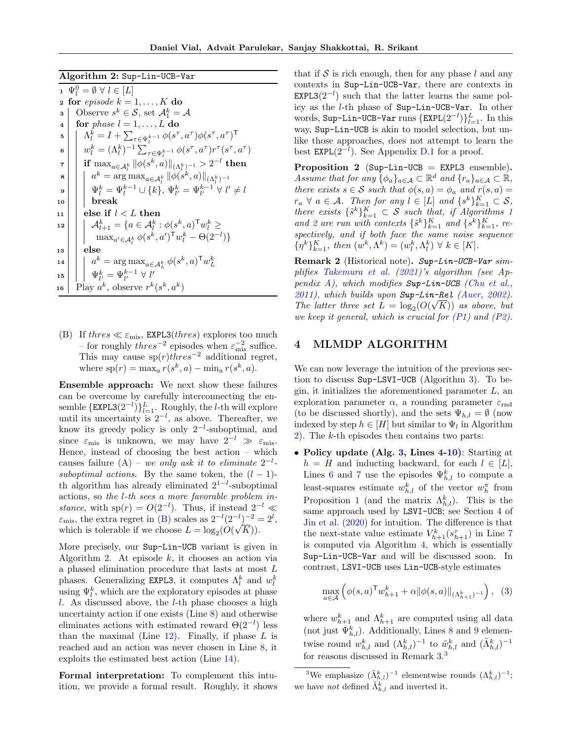**Algorithm 2:** `Sup-Lin-UCB-Var`

```
1  Ψ_l^0 = ∅ ∀ l ∈ [L]
2  for episode k = 1, ..., K do
3    Observe s^k ∈ S, set A_1^k = A
4    for phase l = 1, ..., L do
5      Λ_l^k = I + Σ_{τ∈Ψ_l^{k-1}} φ(s^τ, a^τ)φ(s^τ, a^τ)^T
6      w_l^k = (Λ_l^k)^{-1} Σ_{τ∈Ψ_l^{k-1}} φ(s^τ, a^τ) r^τ(s^τ, a^τ)
7      if max_{a∈A_l^k} ||φ(s^k, a)||_{(Λ_l^k)^{-1}} > 2^{-l} then
8        a^k = arg max_{a∈A_l^k} ||φ(s^k, a)||_{(Λ_l^k)^{-1}}
9        Ψ_l^k = Ψ_l^{k-1} ∪ {k}, Ψ_{l'}^k = Ψ_{l'}^{k-1} ∀ l' ≠ l
10       break
11     else if l < L then
12       A_{l+1}^k = {a ∈ A_l^k : φ(s^k, a)^T w_l^k ≥
             max_{a'∈A_l^k} φ(s^k, a')^T w_l^k − Θ(2^{-l})}
13     else
14       a^k = arg max_{a∈A_L^k} φ(s^k, a)^T w_L^k
15       Ψ_{l'}^k = Ψ_{l'}^{k-1} ∀ l'
16   Play a^k, observe r^k(s^k, a^k)
```

(B) If $thres \ll \varepsilon_{\text{mis}}$, `EXPL3`($thres$) explores too much – for roughly $thres^{-2}$ episodes when $\varepsilon_{\text{mis}}^{-2}$ suffice. This may cause $\text{sp}(r) thres^{-2}$ additional regret, where $\text{sp}(r) = \max_a r(s^k, a) - \min_a r(s^k, a)$.

**Ensemble approach:** We next show these failures can be overcome by carefully interconnecting the ensemble $\{\texttt{EXPL3}(2^{-l})\}_{l=1}^L$. Roughly, the $l$-th will explore until its uncertainty is $2^{-l}$, as above. Thereafter, we know its greedy policy is only $2^{-l}$-suboptimal, and since $\varepsilon_{\text{mis}}$ is unknown, we may have $2^{-l} \gg \varepsilon_{\text{mis}}$. Hence, instead of choosing the best action – which causes failure (A) – *we only ask it to eliminate $2^{-l}$-suboptimal actions*. By the same token, the $(l-1)$-th algorithm has already eliminated $2^{1-l}$-suboptimal actions, so *the $l$-th sees a more favorable problem instance*, with $\text{sp}(r) = O(2^{-l})$. Thus, if instead $2^{-l} \ll \varepsilon_{\text{mis}}$, the extra regret in (B) scales as $2^{-l}(2^{-l})^{-2} = 2^l$, which is tolerable if we choose $L = \log_2(O(\sqrt{K}))$.

More precisely, our `Sup-Lin-UCB` variant is given in Algorithm 2. At episode $k$, it chooses an action via a phased elimination procedure that lasts at most $L$ phases. Generalizing `EXPL3`, it computes $\Lambda_l^k$ and $w_l^k$ using $\Psi_l^k$, which are the exploratory episodes at phase $l$. As discussed above, the $l$-th phase chooses a high uncertainty action if one exists (Line 8) and otherwise eliminates actions with estimated reward $\Theta(2^{-l})$ less than the maximal (Line 12). Finally, if phase $L$ is reached and an action was never chosen in Line 8, it exploits the estimated best action (Line 14).

**Formal interpretation:** To complement this intuition, we provide a formal result. Roughly, it shows that if $\mathcal{S}$ is rich enough, then for any phase $l$ and any contexts in `Sup-Lin-UCB-Var`, there are contexts in `EXPL3`$(2^{-l})$ such that the latter learns the same policy as the $l$-th phase of `Sup-Lin-UCB-Var`. In other words, `Sup-Lin-UCB-Var` runs $\{\texttt{EXPL}(2^{-l})\}_{l=1}^L$. In this way, `Sup-Lin-UCB` is akin to model selection, but unlike those approaches, does not attempt to learn the best `EXPL`$(2^{-l})$. See Appendix D.1 for a proof.

**Proposition 2** (`Sup-Lin-UCB` = `EXPL3` ensemble)**.** *Assume that for any $\{\phi_a\}_{a\in\mathcal{A}} \subset \mathbb{R}^d$ and $\{r_a\}_{a\in\mathcal{A}} \subset \mathbb{R}$, there exists $s \in \mathcal{S}$ such that $\phi(s, a) = \phi_a$ and $r(s, a) = r_a \ \forall\, a \in \mathcal{A}$. Then for any $l \in [L]$ and $\{s^k\}_{k=1}^K \subset \mathcal{S}$, there exists $\{\tilde{s}^k\}_{k=1}^K \subset \mathcal{S}$ such that, if Algorithms 1 and 2 are run with contexts $\{\tilde{s}^k\}_{k=1}^K$ and $\{s^k\}_{k=1}^K$, respectively, and if both face the same noise sequence $\{\eta^k\}_{k=1}^K$, then $(w^k, \Lambda^k) = (w_l^k, \Lambda_l^k) \ \forall\, k \in [K]$.*

**Remark 2** (Historical note)**.** ***Sup-Lin-UCB-Var*** *simplifies Takemura et al. (2021)'s algorithm (see Appendix A), which modifies* ***Sup-Lin-UCB*** *(Chu et al., 2011), which builds upon* ***Sup-Lin-Rel*** *(Auer, 2002). The latter three set $L = \log_2(O(\sqrt{K}))$ as above, but we keep it general, which is crucial for (P1) and (P2).*

# 4 MLMDP ALGORITHM

We can now leverage the intuition of the previous section to discuss `Sup-LSVI-UCB` (Algorithm 3). To begin, it initializes the aforementioned parameter $L$, an exploration parameter $\alpha$, a rounding parameter $\varepsilon_{\text{rnd}}$ (to be discussed shortly), and the sets $\Psi_{h,l} = \emptyset$ (now indexed by step $h \in [H]$ but similar to $\Psi_l$ in Algorithm 2). The $k$-th episodes then contains two parts:

- **Policy update (Alg. 3, Lines 4-10)**: Starting at $h = H$ and inducting backward, for each $l \in [L]$, Lines 6 and 7 use the episodes $\Psi_{h,l}^k$ to compute a least-squares estimate $w_{h,l}^k$ of the vector $w_h^\pi$ from Proposition 1 (and the matrix $\Lambda_{h,l}^k$). This is the same approach used by `LSVI-UCB`; see Section 4 of Jin et al. (2020) for intuition. The difference is that the next-state value estimate $V_{h+1}^k(s_{h+1}^\tau)$ in Line 7 is computed via Algorithm 4, which is essentially `Sup-Lin-UCB-Var` and will be discussed soon. In contrast, `LSVI-UCB` uses `Lin-UCB`-style estimates

$$\max_{a\in\mathcal{A}} \left( \phi(s,a)^\mathsf{T} w_{h+1}^k + \alpha \|\phi(s,a)\|_{(\Lambda_{h+1}^k)^{-1}} \right), \quad (3)$$

where $w_{h+1}^k$ and $\Lambda_{h+1}^k$ are computed using all data (not just $\Psi_{h,l}^k$). Additionally, Lines 8 and 9 elementwise round $w_{h,l}^k$ and $(\Lambda_{h,l}^k)^{-1}$ to $\tilde{w}_{h,l}^k$ and $(\tilde{\Lambda}_{h,l}^k)^{-1}$ for reasons discussed in Remark 3.[3]

[3]We emphasize $(\tilde{\Lambda}_{h,l}^k)^{-1}$ elementwise rounds $(\Lambda_{h,l}^k)^{-1}$; we have *not* defined $\tilde{\Lambda}_{h,l}^k$ and inverted it.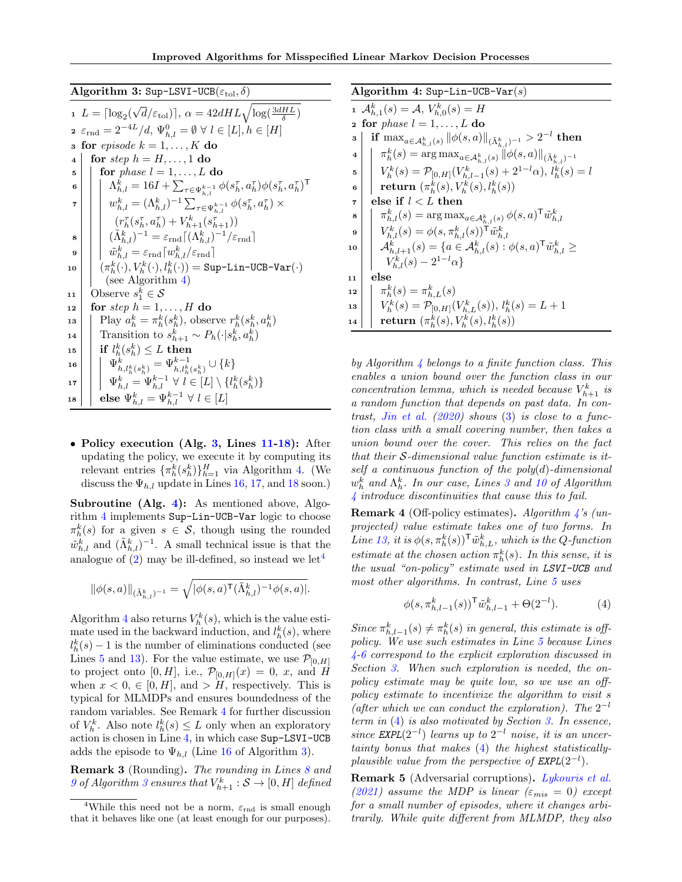**Algorithm 3:** `Sup-LSVI-UCB`$(\varepsilon_{\text{tol}}, \delta)$

```
1  L = ⌈log_2(√d/ε_tol)⌉, α = 42dHL √(log(3dHL/δ))
2  ε_rnd = 2^{-4L}/d, Ψ^0_{h,l} = ∅ ∀ l ∈ [L], h ∈ [H]
3  for episode k = 1, ..., K do
4      for step h = H, ..., 1 do
5          for phase l = 1, ..., L do
6              Λ^k_{h,l} = 16I + Σ_{τ∈Ψ^{k-1}_{h,l}} φ(s^τ_h, a^τ_h) φ(s^τ_h, a^τ_h)^T
7              w^k_{h,l} = (Λ^k_{h,l})^{-1} Σ_{τ∈Ψ^{k-1}_{h,l}} φ(s^τ_h, a^τ_h) ×
                   (r^τ_h(s^τ_h, a^τ_h) + V^k_{h+1}(s^τ_{h+1}))
8              (Λ̃^k_{h,l})^{-1} = ε_rnd ⌈(Λ^k_{h,l})^{-1}/ε_rnd⌉
9              w̃^k_{h,l} = ε_rnd ⌈w^k_{h,l}/ε_rnd⌉
10         (π^k_h(·), V^k_h(·), l^k_h(·)) = Sup-Lin-UCB-Var(·)
               (see Algorithm 4)
11     Observe s^k_1 ∈ S
12     for step h = 1, ..., H do
13         Play a^k_h = π^k_h(s^k_h), observe r^k_h(s^k_h, a^k_h)
14         Transition to s^k_{h+1} ~ P_h(·|s^k_h, a^k_h)
15         if l^k_h(s^k_h) ≤ L then
16             Ψ^k_{h,l^k_h(s^k_h)} = Ψ^{k-1}_{h,l^k_h(s^k_h)} ∪ {k}
17             Ψ^k_{h,l} = Ψ^{k-1}_{h,l} ∀ l ∈ [L] \ {l^k_h(s^k_h)}
18         else Ψ^k_{h,l} = Ψ^{k-1}_{h,l} ∀ l ∈ [L]
```

- **Policy execution (Alg. 3, Lines 11-18):** After updating the policy, we execute it by computing its relevant entries $\{\pi_h^k(s_h^k)\}_{h=1}^H$ via Algorithm 4. (We discuss the $\Psi_{h,l}$ update in Lines 16, 17, and 18 soon.)

**Subroutine (Alg. 4):** As mentioned above, Algorithm 4 implements `Sup-Lin-UCB-Var` logic to choose $\pi_h^k(s)$ for a given $s \in \mathcal{S}$, though using the rounded $\tilde{w}_{h,l}^k$ and $(\tilde{\Lambda}_{h,l}^k)^{-1}$. A small technical issue is that the analogue of (2) may be ill-defined, so instead we let[4]

$$\|\phi(s,a)\|_{(\tilde{\Lambda}_{h,l}^k)^{-1}} = \sqrt{|\phi(s,a)^\mathsf{T}(\tilde{\Lambda}_{h,l}^k)^{-1}\phi(s,a)|}.$$

Algorithm 4 also returns $V_h^k(s)$, which is the value estimate used in the backward induction, and $l_h^k(s)$, where $l_h^k(s)-1$ is the number of eliminations conducted (see Lines 5 and 13). For the value estimate, we use $\mathcal{P}_{[0,H]}$ to project onto $[0,H]$, i.e., $\mathcal{P}_{[0,H]}(x) = 0$, $x$, and $H$ when $x < 0$, $\in [0,H]$, and $> H$, respectively. This is typical for MLMDPs and ensures boundedness of the random variables. See Remark 4 for further discussion of $V_h^k$. Also note $l_h^k(s) \leq L$ only when an exploratory action is chosen in Line 4, in which case `Sup-LSVI-UCB` adds the episode to $\Psi_{h,l}$ (Line 16 of Algorithm 3).

**Remark 3** (Rounding). *The rounding in Lines 8 and 9 of Algorithm 3 ensures that $V_{h+1}^k : \mathcal{S} \to [0,H]$ defined by Algorithm 4 belongs to a finite function class. This enables a union bound over the function class in our concentration lemma, which is needed because $V_{h+1}^k$ is a random function that depends on past data. In contrast, Jin et al. (2020) shows (3) is close to a function class with a small covering number, then takes a union bound over the cover. This relies on the fact that their $\mathcal{S}$-dimensional value function estimate is itself a continuous function of the poly$(d)$-dimensional $w_h^k$ and $\Lambda_h^k$. In our case, Lines 3 and 10 of Algorithm 4 introduce discontinuities that cause this to fail.*

[4] While this need not be a norm, $\varepsilon_{\text{rnd}}$ is small enough that it behaves like one (at least enough for our purposes).

**Algorithm 4:** `Sup-Lin-UCB-Var`$(s)$

```
1  A^k_{h,1}(s) = A, V^k_{h,0}(s) = H
2  for phase l = 1, ..., L do
3      if max_{a∈A^k_{h,l}(s)} ‖φ(s,a)‖_{(Λ̃^k_{h,l})^{-1}} > 2^{-l} then
4          π^k_h(s) = argmax_{a∈A^k_{h,l}(s)} ‖φ(s,a)‖_{(Λ̃^k_{h,l})^{-1}}
5          V^k_h(s) = P_{[0,H]}(V^k_{h,l-1}(s) + 2^{1-l} α), l^k_h(s) = l
6          return (π^k_h(s), V^k_h(s), l^k_h(s))
7      else if l < L then
8          π^k_{h,l}(s) = argmax_{a∈A^k_{h,l}(s)} φ(s,a)^T w̃^k_{h,l}
9          V^k_{h,l}(s) = φ(s, π^k_{h,l}(s))^T w̃^k_{h,l}
10         A^k_{h,l+1}(s) = {a ∈ A^k_{h,l}(s) : φ(s,a)^T w̃^k_{h,l} ≥
               V^k_{h,l}(s) − 2^{1-l} α}
11     else
12         π^k_h(s) = π^k_{h,L}(s)
13         V^k_h(s) = P_{[0,H]}(V^k_{h,L}(s)), l^k_h(s) = L + 1
14         return (π^k_h(s), V^k_h(s), l^k_h(s))
```

**Remark 4** (Off-policy estimates). *Algorithm 4's (unprojected) value estimate takes one of two forms. In Line 13, it is $\phi(s, \pi_h^k(s))^\mathsf{T}\tilde{w}_{h,L}^k$, which is the Q-function estimate at the chosen action $\pi_h^k(s)$. In this sense, it is the usual "on-policy" estimate used in `LSVI-UCB` and most other algorithms. In contrast, Line 5 uses*

$$\phi(s, \pi_{h,l-1}^k(s))^\mathsf{T}\tilde{w}_{h,l-1}^k + \Theta(2^{-l}). \tag{4}$$

*Since $\pi_{h,l-1}^k(s) \neq \pi_h^k(s)$ in general, this estimate is off-policy. We use such estimates in Line 5 because Lines 4-6 correspond to the explicit exploration discussed in Section 3. When such exploration is needed, the on-policy estimate may be quite low, so we use an off-policy estimate to incentivize the algorithm to visit $s$ (after which we can conduct the exploration). The $2^{-l}$ term in (4) is also motivated by Section 3. In essence, since `EXPL`$(2^{-l})$ learns up to $2^{-l}$ noise, it is an uncertainty bonus that makes (4) the highest statistically-plausible value from the perspective of `EXPL`$(2^{-l})$.*

**Remark 5** (Adversarial corruptions). *Lykouris et al. (2021) assume the MDP is linear ($\varepsilon_{mis} = 0$) except for a small number of episodes, where it changes arbitrarily. While quite different from MLMDP, they also*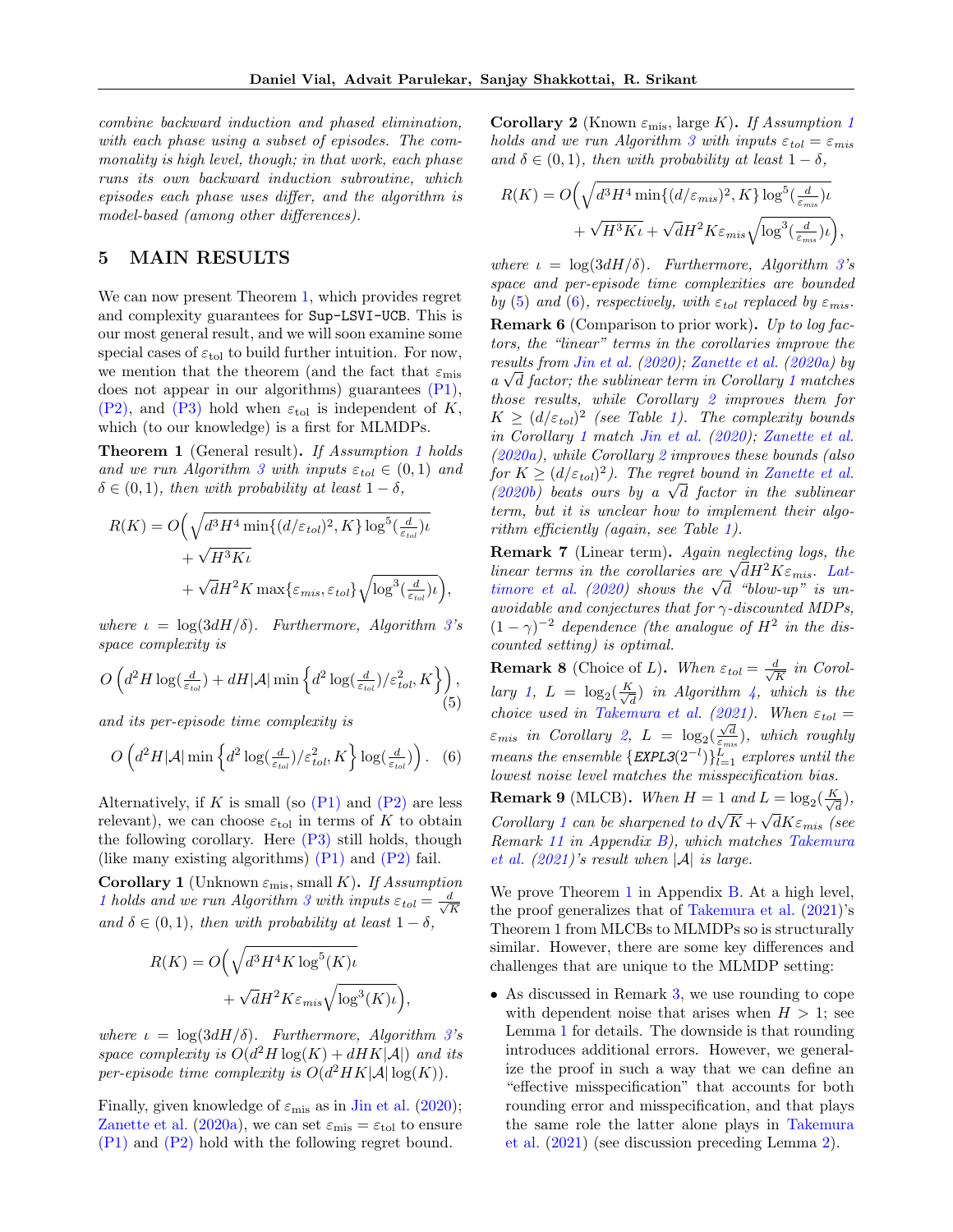*combine backward induction and phased elimination, with each phase using a subset of episodes. The commonality is high level, though; in that work, each phase runs its own backward induction subroutine, which episodes each phase uses differ, and the algorithm is model-based (among other differences).*

## 5 MAIN RESULTS

We can now present Theorem 1, which provides regret and complexity guarantees for Sup-LSVI-UCB. This is our most general result, and we will soon examine some special cases of $\varepsilon_{\text{tol}}$ to build further intuition. For now, we mention that the theorem (and the fact that $\varepsilon_{\text{mis}}$ does not appear in our algorithms) guarantees (P1), (P2), and (P3) hold when $\varepsilon_{\text{tol}}$ is independent of $K$, which (to our knowledge) is a first for MLMDPs.

**Theorem 1** (General result)**.** *If Assumption 1 holds and we run Algorithm 3 with inputs $\varepsilon_{tol} \in (0,1)$ and $\delta \in (0,1)$, then with probability at least $1-\delta$,*

$$R(K) = O\Big(\sqrt{d^3 H^4 \min\{(d/\varepsilon_{tol})^2, K\} \log^5(\tfrac{d}{\varepsilon_{tol}})\iota} + \sqrt{H^3 K \iota} + \sqrt{d} H^2 K \max\{\varepsilon_{mis}, \varepsilon_{tol}\} \sqrt{\log^3(\tfrac{d}{\varepsilon_{tol}})\iota}\Big),$$

*where $\iota = \log(3dH/\delta)$. Furthermore, Algorithm 3's space complexity is*

$$O\left(d^2 H \log(\tfrac{d}{\varepsilon_{tol}}) + dH|\mathcal{A}| \min\left\{d^2 \log(\tfrac{d}{\varepsilon_{tol}})/\varepsilon_{tol}^2, K\right\}\right), \tag{5}$$

*and its per-episode time complexity is*

$$O\left(d^2 H|\mathcal{A}| \min\left\{d^2 \log(\tfrac{d}{\varepsilon_{tol}})/\varepsilon_{tol}^2, K\right\} \log(\tfrac{d}{\varepsilon_{tol}})\right). \tag{6}$$

Alternatively, if $K$ is small (so (P1) and (P2) are less relevant), we can choose $\varepsilon_{\text{tol}}$ in terms of $K$ to obtain the following corollary. Here (P3) still holds, though (like many existing algorithms) (P1) and (P2) fail.

**Corollary 1** (Unknown $\varepsilon_{\text{mis}}$, small $K$)**.** *If Assumption 1 holds and we run Algorithm 3 with inputs $\varepsilon_{tol} = \frac{d}{\sqrt{K}}$ and $\delta \in (0,1)$, then with probability at least $1-\delta$,*

$$R(K) = O\Big(\sqrt{d^3 H^4 K \log^5(K)\iota} + \sqrt{d} H^2 K \varepsilon_{mis} \sqrt{\log^3(K)\iota}\Big),$$

*where $\iota = \log(3dH/\delta)$. Furthermore, Algorithm 3's space complexity is $O(d^2 H \log(K) + dHK|\mathcal{A}|)$ and its per-episode time complexity is $O(d^2 HK|\mathcal{A}|\log(K))$.*

Finally, given knowledge of $\varepsilon_{\text{mis}}$ as in Jin et al. (2020); Zanette et al. (2020a), we can set $\varepsilon_{\text{mis}} = \varepsilon_{\text{tol}}$ to ensure (P1) and (P2) hold with the following regret bound.

**Corollary 2** (Known $\varepsilon_{\text{mis}}$, large $K$)**.** *If Assumption 1 holds and we run Algorithm 3 with inputs $\varepsilon_{tol} = \varepsilon_{mis}$ and $\delta \in (0,1)$, then with probability at least $1-\delta$,*

$$R(K) = O\Big(\sqrt{d^3 H^4 \min\{(d/\varepsilon_{mis})^2, K\} \log^5(\tfrac{d}{\varepsilon_{mis}})\iota} + \sqrt{H^3 K \iota} + \sqrt{d} H^2 K \varepsilon_{mis} \sqrt{\log^3(\tfrac{d}{\varepsilon_{mis}})\iota}\Big),$$

*where $\iota = \log(3dH/\delta)$. Furthermore, Algorithm 3's space and per-episode time complexities are bounded by (5) and (6), respectively, with $\varepsilon_{tol}$ replaced by $\varepsilon_{mis}$.*

**Remark 6** (Comparison to prior work)**.** *Up to log factors, the "linear" terms in the corollaries improve the results from Jin et al. (2020); Zanette et al. (2020a) by a $\sqrt{d}$ factor; the sublinear term in Corollary 1 matches those results, while Corollary 2 improves them for $K \geq (d/\varepsilon_{tol})^2$ (see Table 1). The complexity bounds in Corollary 1 match Jin et al. (2020); Zanette et al. (2020a), while Corollary 2 improves these bounds (also for $K \geq (d/\varepsilon_{tol})^2$). The regret bound in Zanette et al. (2020b) beats ours by a $\sqrt{d}$ factor in the sublinear term, but it is unclear how to implement their algorithm efficiently (again, see Table 1).*

**Remark 7** (Linear term)**.** *Again neglecting logs, the linear terms in the corollaries are $\sqrt{d}H^2 K \varepsilon_{mis}$. Lattimore et al. (2020) shows the $\sqrt{d}$ "blow-up" is unavoidable and conjectures that for $\gamma$-discounted MDPs, $(1-\gamma)^{-2}$ dependence (the analogue of $H^2$ in the discounted setting) is optimal.*

**Remark 8** (Choice of $L$)**.** *When $\varepsilon_{tol} = \frac{d}{\sqrt{K}}$ in Corollary 1, $L = \log_2(\frac{K}{\sqrt{d}})$ in Algorithm 4, which is the choice used in Takemura et al. (2021). When $\varepsilon_{tol} = \varepsilon_{mis}$ in Corollary 2, $L = \log_2(\frac{\sqrt{d}}{\varepsilon_{mis}})$, which roughly means the ensemble $\{$EXPL3$(2^{-l})\}_{l=1}^{L}$ explores until the lowest noise level matches the misspecification bias.*

**Remark 9** (MLCB)**.** *When $H = 1$ and $L = \log_2(\frac{K}{\sqrt{d}})$, Corollary 1 can be sharpened to $d\sqrt{K} + \sqrt{d}K\varepsilon_{mis}$ (see Remark 11 in Appendix B), which matches Takemura et al. (2021)'s result when $|\mathcal{A}|$ is large.*

We prove Theorem 1 in Appendix B. At a high level, the proof generalizes that of Takemura et al. (2021)'s Theorem 1 from MLCBs to MLMDPs so is structurally similar. However, there are some key differences and challenges that are unique to the MLMDP setting:

- As discussed in Remark 3, we use rounding to cope with dependent noise that arises when $H > 1$; see Lemma 1 for details. The downside is that rounding introduces additional errors. However, we generalize the proof in such a way that we can define an "effective misspecification" that accounts for both rounding error and misspecification, and that plays the same role the latter alone plays in Takemura et al. (2021) (see discussion preceding Lemma 2).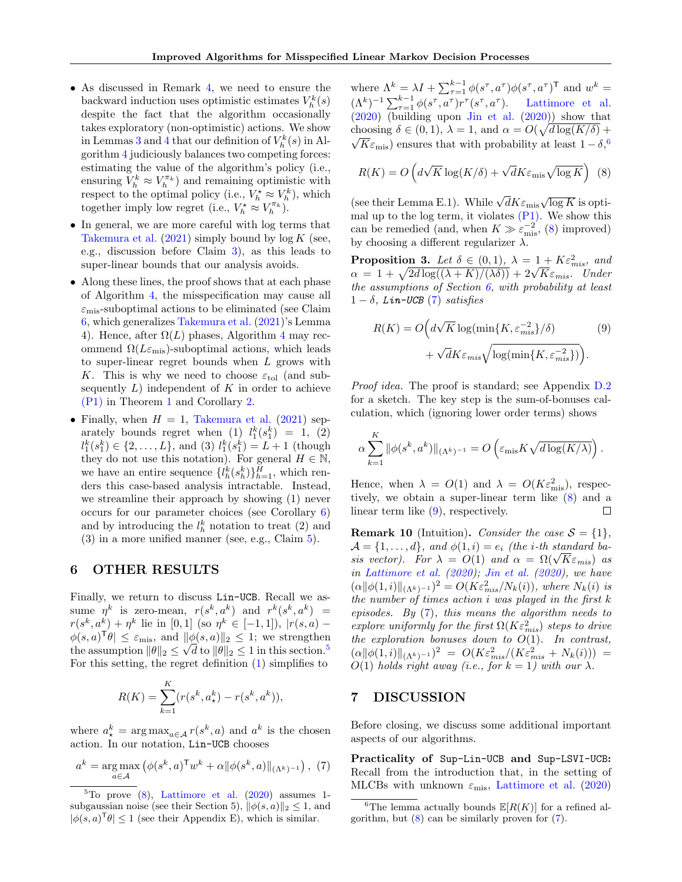- As discussed in Remark 4, we need to ensure the backward induction uses optimistic estimates $V_h^k(s)$ despite the fact that the algorithm occasionally takes exploratory (non-optimistic) actions. We show in Lemmas 3 and 4 that our definition of $V_h^k(s)$ in Algorithm 4 judiciously balances two competing forces: estimating the value of the algorithm's policy (i.e., ensuring $V_h^k \approx V_h^{\pi_k}$) and remaining optimistic with respect to the optimal policy (i.e., $V_h^\star \approx V_h^k$), which together imply low regret (i.e., $V_h^\star \approx V_h^{\pi_k}$).
- In general, we are more careful with log terms that Takemura et al. (2021) simply bound by $\log K$ (see, e.g., discussion before Claim 3), as this leads to super-linear bounds that our analysis avoids.
- Along these lines, the proof shows that at each phase of Algorithm 4, the misspecification may cause all $\varepsilon_{\text{mis}}$-suboptimal actions to be eliminated (see Claim 6, which generalizes Takemura et al. (2021)'s Lemma 4). Hence, after $\Omega(L)$ phases, Algorithm 4 may recommend $\Omega(L\varepsilon_{\text{mis}})$-suboptimal actions, which leads to super-linear regret bounds when $L$ grows with $K$. This is why we need to choose $\varepsilon_{\text{tol}}$ (and subsequently $L$) independent of $K$ in order to achieve (P1) in Theorem 1 and Corollary 2.
- Finally, when $H = 1$, Takemura et al. (2021) separately bound regret when (1) $l_1^k(s_1^k) = 1$, (2) $l_1^k(s_1^k) \in \{2, \ldots, L\}$, and (3) $l_1^k(s_1^k) = L + 1$ (though they do not use this notation). For general $H \in \mathbb{N}$, we have an entire sequence $\{l_h^k(s_h^k)\}_{h=1}^H$, which renders this case-based analysis intractable. Instead, we streamline their approach by showing (1) never occurs for our parameter choices (see Corollary 6) and by introducing the $l_h^k$ notation to treat (2) and (3) in a more unified manner (see, e.g., Claim 5).

## 6 OTHER RESULTS

Finally, we return to discuss `Lin-UCB`. Recall we assume $\eta^k$ is zero-mean, $r(s^k, a^k)$ and $r^k(s^k, a^k) = r(s^k, a^k) + \eta^k$ lie in $[0, 1]$ (so $\eta^k \in [-1, 1]$), $|r(s, a) - \phi(s, a)^\mathsf{T}\theta| \leq \varepsilon_{\text{mis}}$, and $\|\phi(s, a)\|_2 \leq 1$; we strengthen the assumption $\|\theta\|_2 \leq \sqrt{d}$ to $\|\theta\|_2 \leq 1$ in this section.[5] For this setting, the regret definition (1) simplifies to

$$R(K) = \sum_{k=1}^{K} (r(s^k, a_\star^k) - r(s^k, a^k)),$$

where $a_\star^k = \arg\max_{a \in \mathcal{A}} r(s^k, a)$ and $a^k$ is the chosen action. In our notation, `Lin-UCB` chooses

$$a^k = \arg\max_{a \in \mathcal{A}} \left( \phi(s^k, a)^\mathsf{T} w^k + \alpha \|\phi(s^k, a)\|_{(\Lambda^k)^{-1}} \right), \quad (7)$$

where $\Lambda^k = \lambda I + \sum_{\tau=1}^{k-1} \phi(s^\tau, a^\tau)\phi(s^\tau, a^\tau)^\mathsf{T}$ and $w^k = (\Lambda^k)^{-1} \sum_{\tau=1}^{k-1} \phi(s^\tau, a^\tau) r^\tau(s^\tau, a^\tau)$. Lattimore et al. (2020) (building upon Jin et al. (2020)) show that choosing $\delta \in (0, 1)$, $\lambda = 1$, and $\alpha = O(\sqrt{d \log(K/\delta)} + \sqrt{K}\varepsilon_{\text{mis}})$ ensures that with probability at least $1 - \delta$,[6]

$$R(K) = O\left( d\sqrt{K} \log(K/\delta) + \sqrt{d} K \varepsilon_{\text{mis}} \sqrt{\log K} \right) \quad (8)$$

(see their Lemma E.1). While $\sqrt{d} K \varepsilon_{\text{mis}} \sqrt{\log K}$ is optimal up to the log term, it violates (P1). We show this can be remedied (and, when $K \gg \varepsilon_{\text{mis}}^{-2}$, (8) improved) by choosing a different regularizer $\lambda$.

**Proposition 3.** *Let $\delta \in (0, 1)$, $\lambda = 1 + K\varepsilon_{mis}^2$, and $\alpha = 1 + \sqrt{2d \log((\lambda + K)/(\lambda\delta))} + 2\sqrt{K}\varepsilon_{mis}$. Under the assumptions of Section 6, with probability at least $1 - \delta$, `Lin-UCB` (7) satisfies*

$$R(K) = O\Big( d\sqrt{K} \log(\min\{K, \varepsilon_{mis}^{-2}\}/\delta) \quad (9)$$
$$+ \sqrt{d} K \varepsilon_{mis} \sqrt{\log(\min\{K, \varepsilon_{mis}^{-2}\})} \Big).$$

*Proof idea.* The proof is standard; see Appendix D.2 for a sketch. The key step is the sum-of-bonuses calculation, which (ignoring lower order terms) shows

$$\alpha \sum_{k=1}^{K} \|\phi(s^k, a^k)\|_{(\Lambda^k)^{-1}} = O\left( \varepsilon_{\text{mis}} K \sqrt{d \log(K/\lambda)} \right).$$

Hence, when $\lambda = O(1)$ and $\lambda = O(K\varepsilon_{\text{mis}}^2)$, respectively, we obtain a super-linear term like (8) and a linear term like (9), respectively. □

**Remark 10** (Intuition). *Consider the case $\mathcal{S} = \{1\}$, $\mathcal{A} = \{1, \ldots, d\}$, and $\phi(1, i) = e_i$ (the $i$-th standard basis vector). For $\lambda = O(1)$ and $\alpha = \Omega(\sqrt{K}\varepsilon_{mis})$ as in Lattimore et al. (2020); Jin et al. (2020), we have $(\alpha\|\phi(1, i)\|_{(\Lambda^k)^{-1}})^2 = O(K\varepsilon_{mis}^2/N_k(i))$, where $N_k(i)$ is the number of times action $i$ was played in the first $k$ episodes. By (7), this means the algorithm needs to explore uniformly for the first $\Omega(K\varepsilon_{mis}^2)$ steps to drive the exploration bonuses down to $O(1)$. In contrast, $(\alpha\|\phi(1, i)\|_{(\Lambda^k)^{-1}})^2 = O(K\varepsilon_{mis}^2/(K\varepsilon_{mis}^2 + N_k(i))) = O(1)$ holds right away (i.e., for $k = 1$) with our $\lambda$.*

## 7 DISCUSSION

Before closing, we discuss some additional important aspects of our algorithms.

**Practicality of `Sup-Lin-UCB` and `Sup-LSVI-UCB`:** Recall from the introduction that, in the setting of MLCBs with unknown $\varepsilon_{\text{mis}}$, Lattimore et al. (2020)

---

[5] To prove (8), Lattimore et al. (2020) assumes 1-subgaussian noise (see their Section 5), $\|\phi(s, a)\|_2 \leq 1$, and $|\phi(s, a)^\mathsf{T}\theta| \leq 1$ (see their Appendix E), which is similar.

[6] The lemma actually bounds $\mathbb{E}[R(K)]$ for a refined algorithm, but (8) can be similarly proven for (7).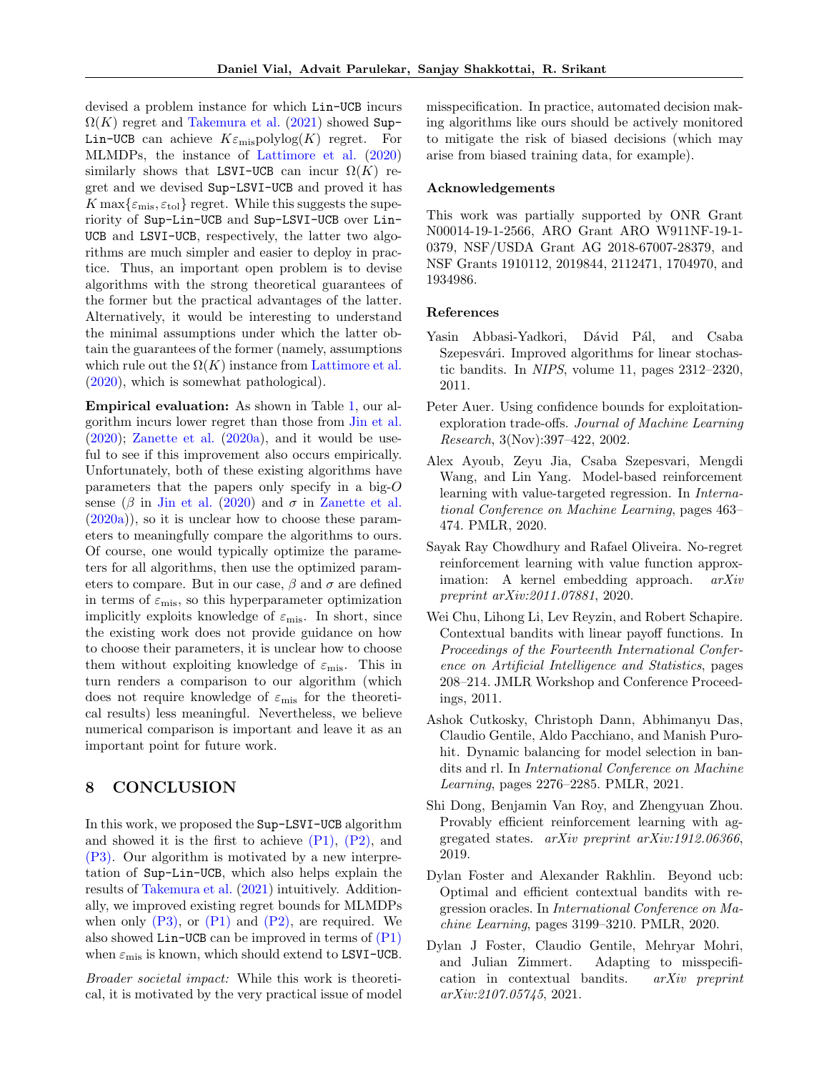devised a problem instance for which Lin-UCB incurs $\Omega(K)$ regret and Takemura et al. (2021) showed Sup-Lin-UCB can achieve $K\varepsilon_{\text{mis}}\text{polylog}(K)$ regret. For MLMDPs, the instance of Lattimore et al. (2020) similarly shows that LSVI-UCB can incur $\Omega(K)$ regret and we devised Sup-LSVI-UCB and proved it has $K\max\{\varepsilon_{\text{mis}}, \varepsilon_{\text{tol}}\}$ regret. While this suggests the superiority of Sup-Lin-UCB and Sup-LSVI-UCB over Lin-UCB and LSVI-UCB, respectively, the latter two algorithms are much simpler and easier to deploy in practice. Thus, an important open problem is to devise algorithms with the strong theoretical guarantees of the former but the practical advantages of the latter. Alternatively, it would be interesting to understand the minimal assumptions under which the latter obtain the guarantees of the former (namely, assumptions which rule out the $\Omega(K)$ instance from Lattimore et al. (2020), which is somewhat pathological).

**Empirical evaluation:** As shown in Table 1, our algorithm incurs lower regret than those from Jin et al. (2020); Zanette et al. (2020a), and it would be useful to see if this improvement also occurs empirically. Unfortunately, both of these existing algorithms have parameters that the papers only specify in a big-$O$ sense ($\beta$ in Jin et al. (2020) and $\sigma$ in Zanette et al. (2020a)), so it is unclear how to choose these parameters to meaningfully compare the algorithms to ours. Of course, one would typically optimize the parameters for all algorithms, then use the optimized parameters to compare. But in our case, $\beta$ and $\sigma$ are defined in terms of $\varepsilon_{\text{mis}}$, so this hyperparameter optimization implicitly exploits knowledge of $\varepsilon_{\text{mis}}$. In short, since the existing work does not provide guidance on how to choose their parameters, it is unclear how to choose them without exploiting knowledge of $\varepsilon_{\text{mis}}$. This in turn renders a comparison to our algorithm (which does not require knowledge of $\varepsilon_{\text{mis}}$ for the theoretical results) less meaningful. Nevertheless, we believe numerical comparison is important and leave it as an important point for future work.

## 8 CONCLUSION

In this work, we proposed the Sup-LSVI-UCB algorithm and showed it is the first to achieve (P1), (P2), and (P3). Our algorithm is motivated by a new interpretation of Sup-Lin-UCB, which also helps explain the results of Takemura et al. (2021) intuitively. Additionally, we improved existing regret bounds for MLMDPs when only (P3), or (P1) and (P2), are required. We also showed Lin-UCB can be improved in terms of (P1) when $\varepsilon_{\text{mis}}$ is known, which should extend to LSVI-UCB.

*Broader societal impact:* While this work is theoretical, it is motivated by the very practical issue of model misspecification. In practice, automated decision making algorithms like ours should be actively monitored to mitigate the risk of biased decisions (which may arise from biased training data, for example).

### Acknowledgements

This work was partially supported by ONR Grant N00014-19-1-2566, ARO Grant ARO W911NF-19-1-0379, NSF/USDA Grant AG 2018-67007-28379, and NSF Grants 1910112, 2019844, 2112471, 1704970, and 1934986.

### References

Yasin Abbasi-Yadkori, Dávid Pál, and Csaba Szepesvári. Improved algorithms for linear stochastic bandits. In *NIPS*, volume 11, pages 2312–2320, 2011.

Peter Auer. Using confidence bounds for exploitation-exploration trade-offs. *Journal of Machine Learning Research*, 3(Nov):397–422, 2002.

Alex Ayoub, Zeyu Jia, Csaba Szepesvari, Mengdi Wang, and Lin Yang. Model-based reinforcement learning with value-targeted regression. In *International Conference on Machine Learning*, pages 463–474. PMLR, 2020.

Sayak Ray Chowdhury and Rafael Oliveira. No-regret reinforcement learning with value function approximation: A kernel embedding approach. *arXiv preprint arXiv:2011.07881*, 2020.

Wei Chu, Lihong Li, Lev Reyzin, and Robert Schapire. Contextual bandits with linear payoff functions. In *Proceedings of the Fourteenth International Conference on Artificial Intelligence and Statistics*, pages 208–214. JMLR Workshop and Conference Proceedings, 2011.

Ashok Cutkosky, Christoph Dann, Abhimanyu Das, Claudio Gentile, Aldo Pacchiano, and Manish Purohit. Dynamic balancing for model selection in bandits and rl. In *International Conference on Machine Learning*, pages 2276–2285. PMLR, 2021.

Shi Dong, Benjamin Van Roy, and Zhengyuan Zhou. Provably efficient reinforcement learning with aggregated states. *arXiv preprint arXiv:1912.06366*, 2019.

Dylan Foster and Alexander Rakhlin. Beyond ucb: Optimal and efficient contextual bandits with regression oracles. In *International Conference on Machine Learning*, pages 3199–3210. PMLR, 2020.

Dylan J Foster, Claudio Gentile, Mehryar Mohri, and Julian Zimmert. Adapting to misspecification in contextual bandits. *arXiv preprint arXiv:2107.05745*, 2021.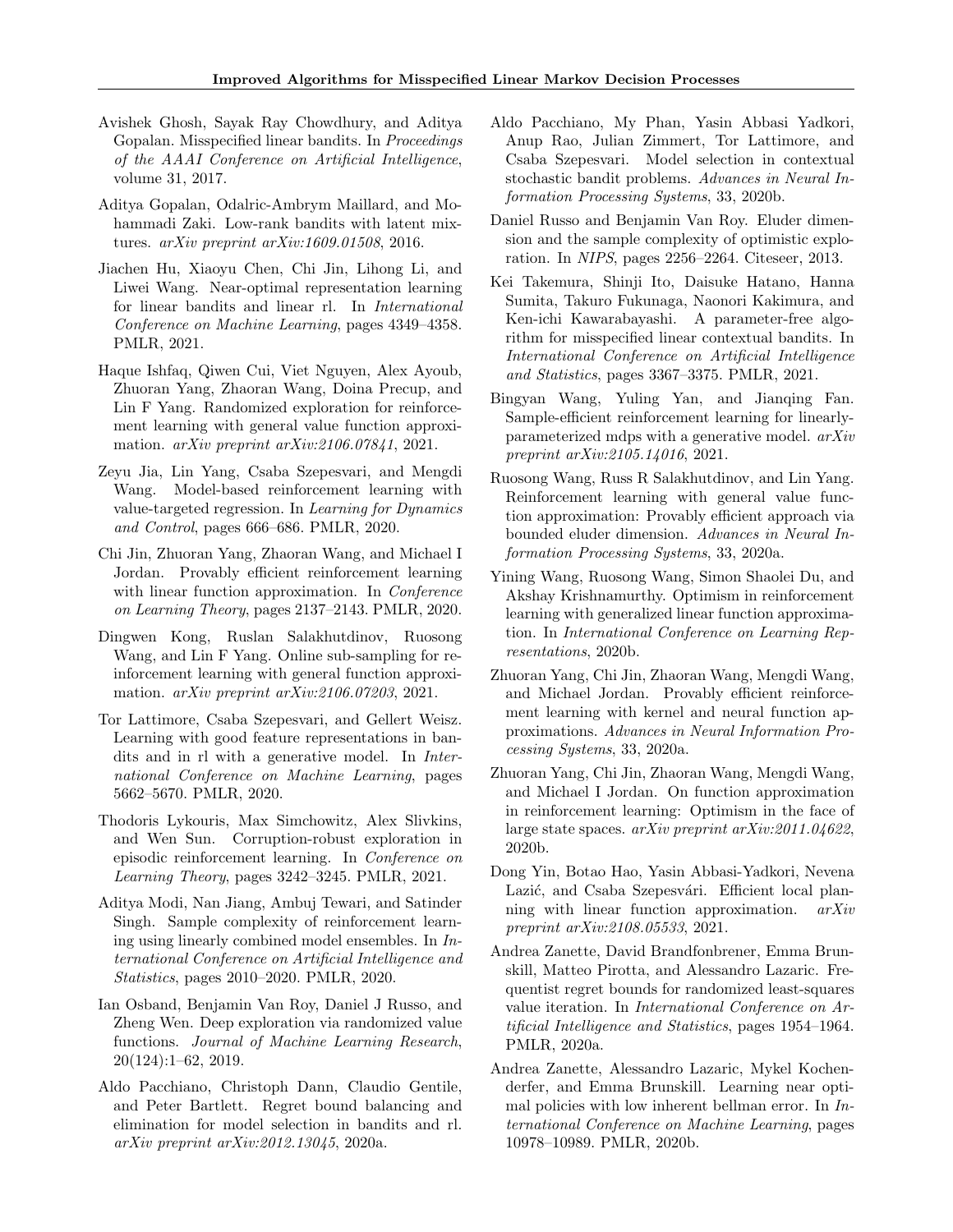Avishek Ghosh, Sayak Ray Chowdhury, and Aditya Gopalan. Misspecified linear bandits. In *Proceedings of the AAAI Conference on Artificial Intelligence*, volume 31, 2017.

Aditya Gopalan, Odalric-Ambrym Maillard, and Mohammadi Zaki. Low-rank bandits with latent mixtures. *arXiv preprint arXiv:1609.01508*, 2016.

Jiachen Hu, Xiaoyu Chen, Chi Jin, Lihong Li, and Liwei Wang. Near-optimal representation learning for linear bandits and linear rl. In *International Conference on Machine Learning*, pages 4349–4358. PMLR, 2021.

Haque Ishfaq, Qiwen Cui, Viet Nguyen, Alex Ayoub, Zhuoran Yang, Zhaoran Wang, Doina Precup, and Lin F Yang. Randomized exploration for reinforcement learning with general value function approximation. *arXiv preprint arXiv:2106.07841*, 2021.

Zeyu Jia, Lin Yang, Csaba Szepesvari, and Mengdi Wang. Model-based reinforcement learning with value-targeted regression. In *Learning for Dynamics and Control*, pages 666–686. PMLR, 2020.

Chi Jin, Zhuoran Yang, Zhaoran Wang, and Michael I Jordan. Provably efficient reinforcement learning with linear function approximation. In *Conference on Learning Theory*, pages 2137–2143. PMLR, 2020.

Dingwen Kong, Ruslan Salakhutdinov, Ruosong Wang, and Lin F Yang. Online sub-sampling for reinforcement learning with general function approximation. *arXiv preprint arXiv:2106.07203*, 2021.

Tor Lattimore, Csaba Szepesvari, and Gellert Weisz. Learning with good feature representations in bandits and in rl with a generative model. In *International Conference on Machine Learning*, pages 5662–5670. PMLR, 2020.

Thodoris Lykouris, Max Simchowitz, Alex Slivkins, and Wen Sun. Corruption-robust exploration in episodic reinforcement learning. In *Conference on Learning Theory*, pages 3242–3245. PMLR, 2021.

Aditya Modi, Nan Jiang, Ambuj Tewari, and Satinder Singh. Sample complexity of reinforcement learning using linearly combined model ensembles. In *International Conference on Artificial Intelligence and Statistics*, pages 2010–2020. PMLR, 2020.

Ian Osband, Benjamin Van Roy, Daniel J Russo, and Zheng Wen. Deep exploration via randomized value functions. *Journal of Machine Learning Research*, 20(124):1–62, 2019.

Aldo Pacchiano, Christoph Dann, Claudio Gentile, and Peter Bartlett. Regret bound balancing and elimination for model selection in bandits and rl. *arXiv preprint arXiv:2012.13045*, 2020a.

Aldo Pacchiano, My Phan, Yasin Abbasi Yadkori, Anup Rao, Julian Zimmert, Tor Lattimore, and Csaba Szepesvari. Model selection in contextual stochastic bandit problems. *Advances in Neural Information Processing Systems*, 33, 2020b.

Daniel Russo and Benjamin Van Roy. Eluder dimension and the sample complexity of optimistic exploration. In *NIPS*, pages 2256–2264. Citeseer, 2013.

Kei Takemura, Shinji Ito, Daisuke Hatano, Hanna Sumita, Takuro Fukunaga, Naonori Kakimura, and Ken-ichi Kawarabayashi. A parameter-free algorithm for misspecified linear contextual bandits. In *International Conference on Artificial Intelligence and Statistics*, pages 3367–3375. PMLR, 2021.

Bingyan Wang, Yuling Yan, and Jianqing Fan. Sample-efficient reinforcement learning for linearly-parameterized mdps with a generative model. *arXiv preprint arXiv:2105.14016*, 2021.

Ruosong Wang, Russ R Salakhutdinov, and Lin Yang. Reinforcement learning with general value function approximation: Provably efficient approach via bounded eluder dimension. *Advances in Neural Information Processing Systems*, 33, 2020a.

Yining Wang, Ruosong Wang, Simon Shaolei Du, and Akshay Krishnamurthy. Optimism in reinforcement learning with generalized linear function approximation. In *International Conference on Learning Representations*, 2020b.

Zhuoran Yang, Chi Jin, Zhaoran Wang, Mengdi Wang, and Michael Jordan. Provably efficient reinforcement learning with kernel and neural function approximations. *Advances in Neural Information Processing Systems*, 33, 2020a.

Zhuoran Yang, Chi Jin, Zhaoran Wang, Mengdi Wang, and Michael I Jordan. On function approximation in reinforcement learning: Optimism in the face of large state spaces. *arXiv preprint arXiv:2011.04622*, 2020b.

Dong Yin, Botao Hao, Yasin Abbasi-Yadkori, Nevena Lazić, and Csaba Szepesvári. Efficient local planning with linear function approximation. *arXiv preprint arXiv:2108.05533*, 2021.

Andrea Zanette, David Brandfonbrener, Emma Brunskill, Matteo Pirotta, and Alessandro Lazaric. Frequentist regret bounds for randomized least-squares value iteration. In *International Conference on Artificial Intelligence and Statistics*, pages 1954–1964. PMLR, 2020a.

Andrea Zanette, Alessandro Lazaric, Mykel Kochenderfer, and Emma Brunskill. Learning near optimal policies with low inherent bellman error. In *International Conference on Machine Learning*, pages 10978–10989. PMLR, 2020b.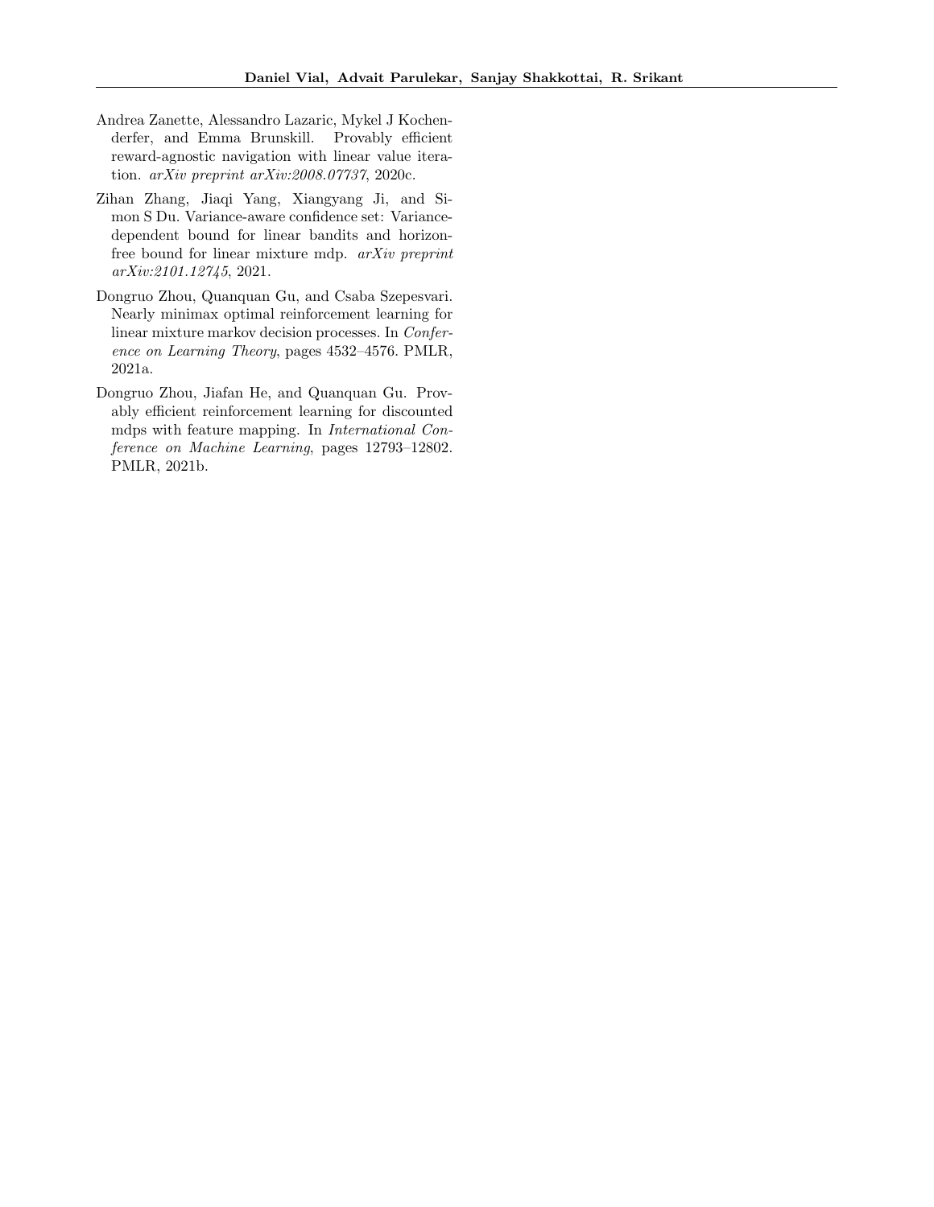Andrea Zanette, Alessandro Lazaric, Mykel J Kochenderfer, and Emma Brunskill. Provably efficient reward-agnostic navigation with linear value iteration. *arXiv preprint arXiv:2008.07737*, 2020c.

Zihan Zhang, Jiaqi Yang, Xiangyang Ji, and Simon S Du. Variance-aware confidence set: Variance-dependent bound for linear bandits and horizon-free bound for linear mixture mdp. *arXiv preprint arXiv:2101.12745*, 2021.

Dongruo Zhou, Quanquan Gu, and Csaba Szepesvari. Nearly minimax optimal reinforcement learning for linear mixture markov decision processes. In *Conference on Learning Theory*, pages 4532–4576. PMLR, 2021a.

Dongruo Zhou, Jiafan He, and Quanquan Gu. Provably efficient learning for discounted mdps with feature mapping. In *International Conference on Machine Learning*, pages 12793–12802. PMLR, 2021b.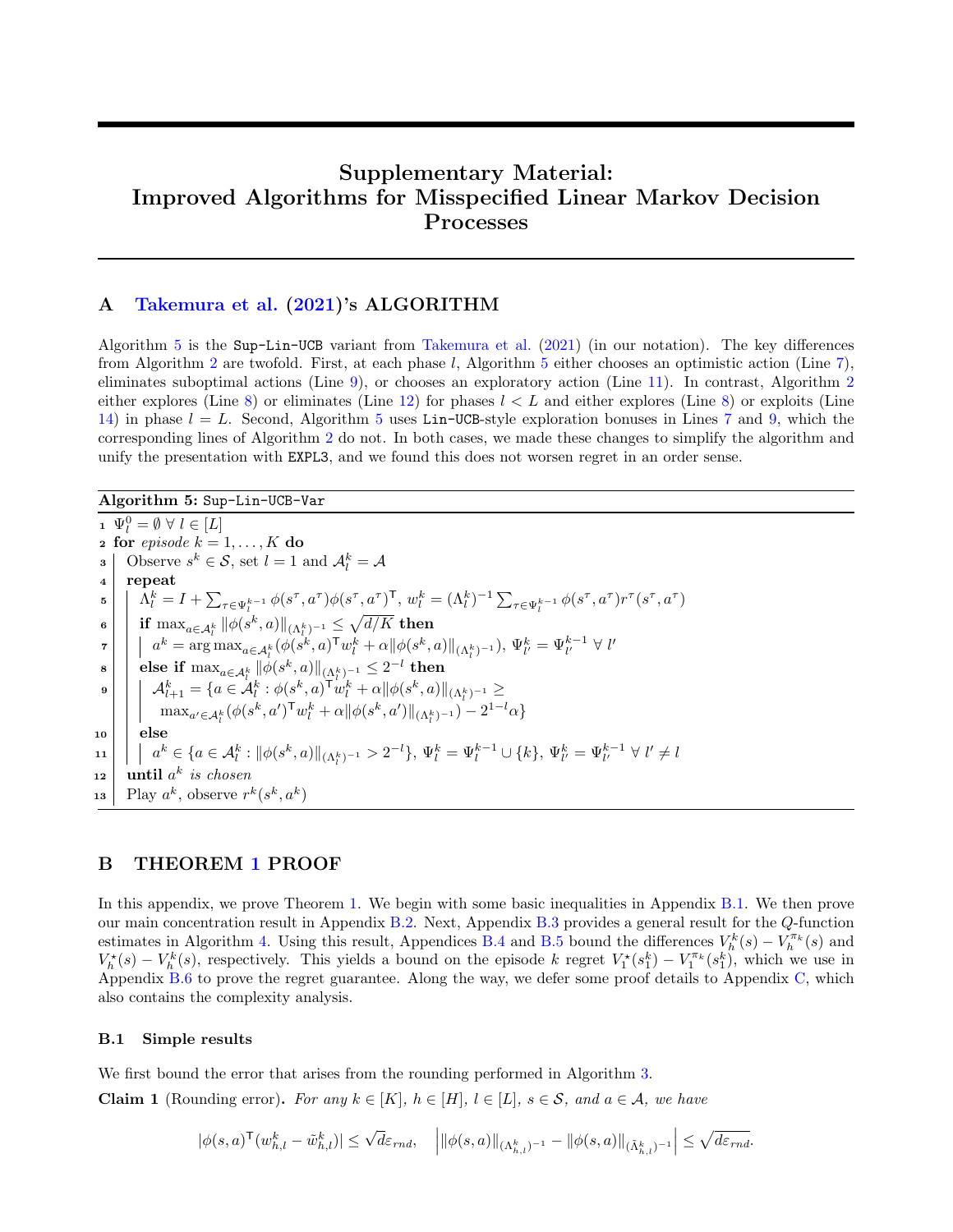# Supplementary Material: Improved Algorithms for Misspecified Linear Markov Decision Processes

## A Takemura et al. (2021)'s ALGORITHM

Algorithm 5 is the `Sup-Lin-UCB` variant from Takemura et al. (2021) (in our notation). The key differences from Algorithm 2 are twofold. First, at each phase $l$, Algorithm 5 either chooses an optimistic action (Line 7), eliminates suboptimal actions (Line 9), or chooses an exploratory action (Line 11). In contrast, Algorithm 2 either explores (Line 8) or eliminates (Line 12) for phases $l < L$ and either explores (Line 8) or exploits (Line 14) in phase $l = L$. Second, Algorithm 5 uses `Lin-UCB`-style exploration bonuses in Lines 7 and 9, which the corresponding lines of Algorithm 2 do not. In both cases, we made these changes to simplify the algorithm and unify the presentation with `EXPL3`, and we found this does not worsen regret in an order sense.

**Algorithm 5:** `Sup-Lin-UCB-Var`

```
1  Ψ_l^0 = ∅ ∀ l ∈ [L]
2  for episode k = 1, ..., K do
3      Observe s^k ∈ S, set l = 1 and A_l^k = A
4      repeat
5          Λ_l^k = I + Σ_{τ∈Ψ_l^{k-1}} φ(s^τ, a^τ)φ(s^τ, a^τ)^T, w_l^k = (Λ_l^k)^{-1} Σ_{τ∈Ψ_l^{k-1}} φ(s^τ, a^τ) r^τ(s^τ, a^τ)
6          if max_{a∈A_l^k} ||φ(s^k, a)||_{(Λ_l^k)^{-1}} ≤ sqrt(d/K) then
7              a^k = argmax_{a∈A_l^k} (φ(s^k, a)^T w_l^k + α||φ(s^k, a)||_{(Λ_l^k)^{-1}}), Ψ_{l'}^k = Ψ_{l'}^{k-1} ∀ l'
8          else if max_{a∈A_l^k} ||φ(s^k, a)||_{(Λ_l^k)^{-1}} ≤ 2^{-l} then
9              A_{l+1}^k = {a ∈ A_l^k : φ(s^k, a)^T w_l^k + α||φ(s^k, a)||_{(Λ_l^k)^{-1}} ≥
                   max_{a'∈A_l^k} (φ(s^k, a')^T w_l^k + α||φ(s^k, a')||_{(Λ_l^k)^{-1}}) − 2^{1-l} α}
10         else
11             a^k ∈ {a ∈ A_l^k : ||φ(s^k, a)||_{(Λ_l^k)^{-1}} > 2^{-l}}, Ψ_l^k = Ψ_l^{k-1} ∪ {k}, Ψ_{l'}^k = Ψ_{l'}^{k-1} ∀ l' ≠ l
12     until a^k is chosen
13     Play a^k, observe r^k(s^k, a^k)
```

## B THEOREM 1 PROOF

In this appendix, we prove Theorem 1. We begin with some basic inequalities in Appendix B.1. We then prove our main concentration result in Appendix B.2. Next, Appendix B.3 provides a general result for the $Q$-function estimates in Algorithm 4. Using this result, Appendices B.4 and B.5 bound the differences $V_h^k(s) - V_h^{\pi_k}(s)$ and $V_h^\star(s) - V_h^k(s)$, respectively. This yields a bound on the episode $k$ regret $V_1^\star(s_1^k) - V_1^{\pi_k}(s_1^k)$, which we use in Appendix B.6 to prove the regret guarantee. Along the way, we defer some proof details to Appendix C, which also contains the complexity analysis.

### B.1 Simple results

We first bound the error that arises from the rounding performed in Algorithm 3.

**Claim 1** (Rounding error). *For any $k \in [K]$, $h \in [H]$, $l \in [L]$, $s \in \mathcal{S}$, and $a \in \mathcal{A}$, we have*

$$|\phi(s,a)^\mathsf{T}(w_{h,l}^k - \tilde{w}_{h,l}^k)| \leq \sqrt{d}\varepsilon_{rnd}, \quad \left| \|\phi(s,a)\|_{(\Lambda_{h,l}^k)^{-1}} - \|\phi(s,a)\|_{(\tilde{\Lambda}_{h,l}^k)^{-1}} \right| \leq \sqrt{d\varepsilon_{rnd}}.$$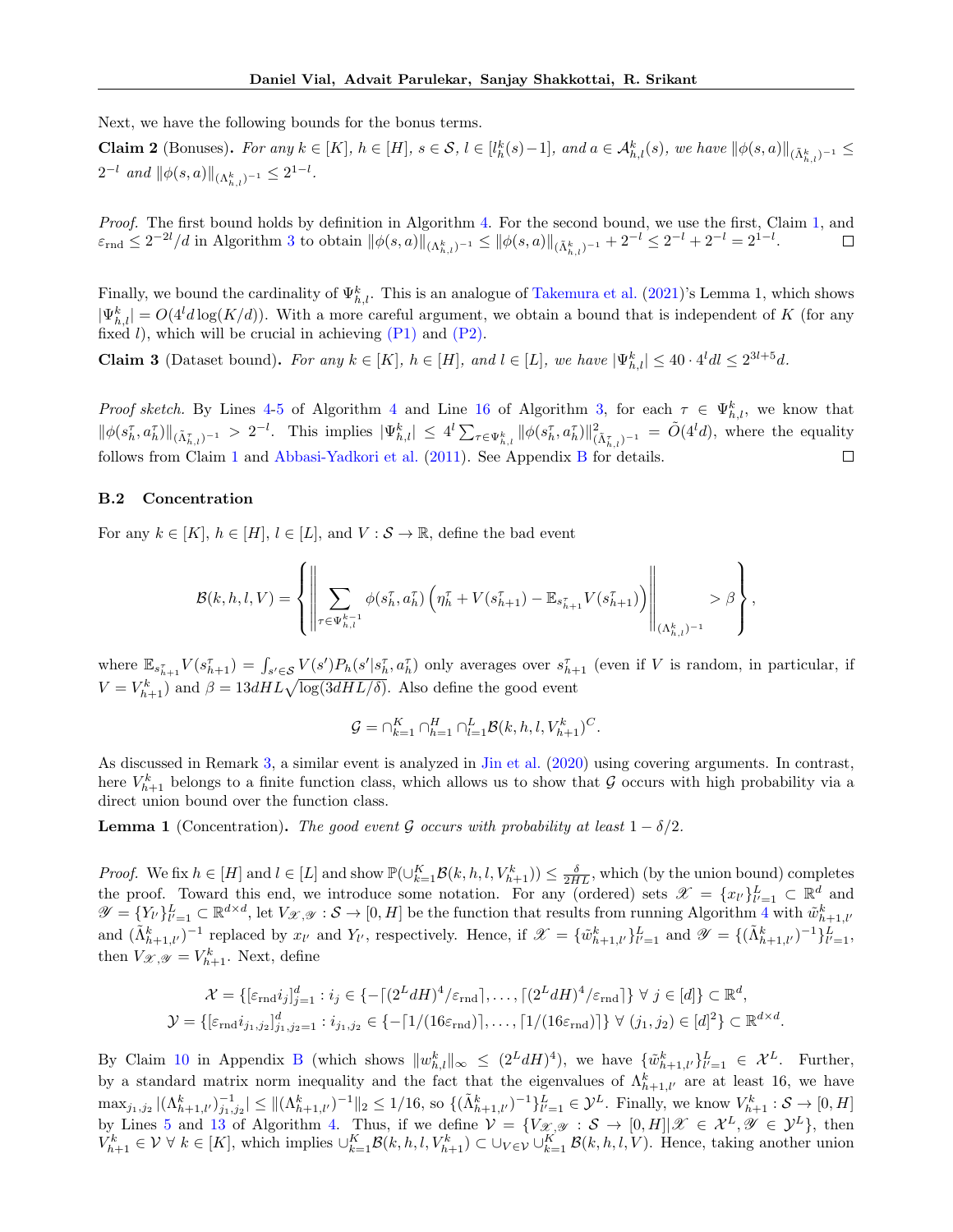Next, we have the following bounds for the bonus terms.

**Claim 2** (Bonuses)**.** *For any $k \in [K]$, $h \in [H]$, $s \in \mathcal{S}$, $l \in [l_h^k(s)-1]$, and $a \in \mathcal{A}_{h,l}^k(s)$, we have $\|\phi(s,a)\|_{(\tilde{\Lambda}_{h,l}^k)^{-1}} \leq 2^{-l}$ and $\|\phi(s,a)\|_{(\Lambda_{h,l}^k)^{-1}} \leq 2^{1-l}$.*

*Proof.* The first bound holds by definition in Algorithm 4. For the second bound, we use the first, Claim 1, and $\varepsilon_{\text{rnd}} \leq 2^{-2l}/d$ in Algorithm 3 to obtain $\|\phi(s,a)\|_{(\Lambda_{h,l}^k)^{-1}} \leq \|\phi(s,a)\|_{(\tilde{\Lambda}_{h,l}^k)^{-1}} + 2^{-l} \leq 2^{-l} + 2^{-l} = 2^{1-l}$. □

Finally, we bound the cardinality of $\Psi_{h,l}^k$. This is an analogue of Takemura et al. (2021)'s Lemma 1, which shows $|\Psi_{h,l}^k| = O(4^l d \log(K/d))$. With a more careful argument, we obtain a bound that is independent of $K$ (for any fixed $l$), which will be crucial in achieving (P1) and (P2).

**Claim 3** (Dataset bound)**.** *For any $k \in [K]$, $h \in [H]$, and $l \in [L]$, we have $|\Psi_{h,l}^k| \leq 40 \cdot 4^l dl \leq 2^{3l+5} d$.*

*Proof sketch.* By Lines 4-5 of Algorithm 4 and Line 16 of Algorithm 3, for each $\tau \in \Psi_{h,l}^k$, we know that $\|\phi(s_h^\tau, a_h^\tau)\|_{(\tilde{\Lambda}_{h,l}^\tau)^{-1}} > 2^{-l}$. This implies $|\Psi_{h,l}^k| \leq 4^l \sum_{\tau \in \Psi_{h,l}^k} \|\phi(s_h^\tau, a_h^\tau)\|^2_{(\tilde{\Lambda}_{h,l}^\tau)^{-1}} = \tilde{O}(4^l d)$, where the equality follows from Claim 1 and Abbasi-Yadkori et al. (2011). See Appendix B for details. □

### B.2 Concentration

For any $k \in [K]$, $h \in [H]$, $l \in [L]$, and $V : \mathcal{S} \to \mathbb{R}$, define the bad event

$$\mathcal{B}(k,h,l,V) = \left\{ \left\| \sum_{\tau \in \Psi_{h,l}^{k-1}} \phi(s_h^\tau, a_h^\tau) \left( \eta_h^\tau + V(s_{h+1}^\tau) - \mathbb{E}_{s_{h+1}^\tau} V(s_{h+1}^\tau) \right) \right\|_{(\Lambda_{h,l}^k)^{-1}} > \beta \right\},$$

where $\mathbb{E}_{s_{h+1}^\tau} V(s_{h+1}^\tau) = \int_{s' \in \mathcal{S}} V(s') P_h(s'|s_h^\tau, a_h^\tau)$ only averages over $s_{h+1}^\tau$ (even if $V$ is random, in particular, if $V = V_{h+1}^k$) and $\beta = 13dHL\sqrt{\log(3dHL/\delta)}$. Also define the good event

$$\mathcal{G} = \cap_{k=1}^K \cap_{h=1}^H \cap_{l=1}^L \mathcal{B}(k,h,l,V_{h+1}^k)^C.$$

As discussed in Remark 3, a similar event is analyzed in Jin et al. (2020) using covering arguments. In contrast, here $V_{h+1}^k$ belongs to a finite function class, which allows us to show that $\mathcal{G}$ occurs with high probability via a direct union bound over the function class.

**Lemma 1** (Concentration)**.** *The good event $\mathcal{G}$ occurs with probability at least $1 - \delta/2$.*

*Proof.* We fix $h \in [H]$ and $l \in [L]$ and show $\mathbb{P}(\cup_{k=1}^K \mathcal{B}(k,h,l,V_{h+1}^k)) \leq \frac{\delta}{2HL}$, which (by the union bound) completes the proof. Toward this end, we introduce some notation. For any (ordered) sets $\mathscr{X} = \{x_{l'}\}_{l'=1}^L \subset \mathbb{R}^d$ and $\mathscr{Y} = \{Y_{l'}\}_{l'=1}^L \subset \mathbb{R}^{d \times d}$, let $V_{\mathscr{X},\mathscr{Y}} : \mathcal{S} \to [0,H]$ be the function that results from running Algorithm 4 with $\tilde{w}_{h+1,l'}^k$ and $(\tilde{\Lambda}_{h+1,l'}^k)^{-1}$ replaced by $x_{l'}$ and $Y_{l'}$, respectively. Hence, if $\mathscr{X} = \{\tilde{w}_{h+1,l'}^k\}_{l'=1}^L$ and $\mathscr{Y} = \{(\tilde{\Lambda}_{h+1,l'}^k)^{-1}\}_{l'=1}^L$, then $V_{\mathscr{X},\mathscr{Y}} = V_{h+1}^k$. Next, define

$$\mathcal{X} = \{[\varepsilon_{\text{rnd}} i_j]_{j=1}^d : i_j \in \{-\lceil (2^L dH)^4/\varepsilon_{\text{rnd}} \rceil, \ldots, \lceil (2^L dH)^4/\varepsilon_{\text{rnd}} \rceil\} \; \forall \; j \in [d]\} \subset \mathbb{R}^d,$$
$$\mathcal{Y} = \{[\varepsilon_{\text{rnd}} i_{j_1,j_2}]_{j_1,j_2=1}^d : i_{j_1,j_2} \in \{-\lceil 1/(16\varepsilon_{\text{rnd}}) \rceil, \ldots, \lceil 1/(16\varepsilon_{\text{rnd}}) \rceil\} \; \forall \; (j_1,j_2) \in [d]^2\} \subset \mathbb{R}^{d \times d}.$$

By Claim 10 in Appendix B (which shows $\|w_{h,l}^k\|_\infty \leq (2^L dH)^4$), we have $\{\tilde{w}_{h+1,l'}^k\}_{l'=1}^L \in \mathcal{X}^L$. Further, by a standard matrix norm inequality and the fact that the eigenvalues of $\Lambda_{h+1,l'}^k$ are at least 16, we have $\max_{j_1,j_2} |(\Lambda_{h+1,l'}^k)^{-1}_{j_1,j_2}| \leq \|(\Lambda_{h+1,l'}^k)^{-1}\|_2 \leq 1/16$, so $\{(\tilde{\Lambda}_{h+1,l'}^k)^{-1}\}_{l'=1}^L \in \mathcal{Y}^L$. Finally, we know $V_{h+1}^k : \mathcal{S} \to [0,H]$ by Lines 5 and 13 of Algorithm 4. Thus, if we define $\mathcal{V} = \{V_{\mathscr{X},\mathscr{Y}} : \mathcal{S} \to [0,H] | \mathscr{X} \in \mathcal{X}^L, \mathscr{Y} \in \mathcal{Y}^L\}$, then $V_{h+1}^k \in \mathcal{V} \; \forall \; k \in [K]$, which implies $\cup_{k=1}^K \mathcal{B}(k,h,l,V_{h+1}^k) \subset \cup_{V \in \mathcal{V}} \cup_{k=1}^K \mathcal{B}(k,h,l,V)$. Hence, taking another union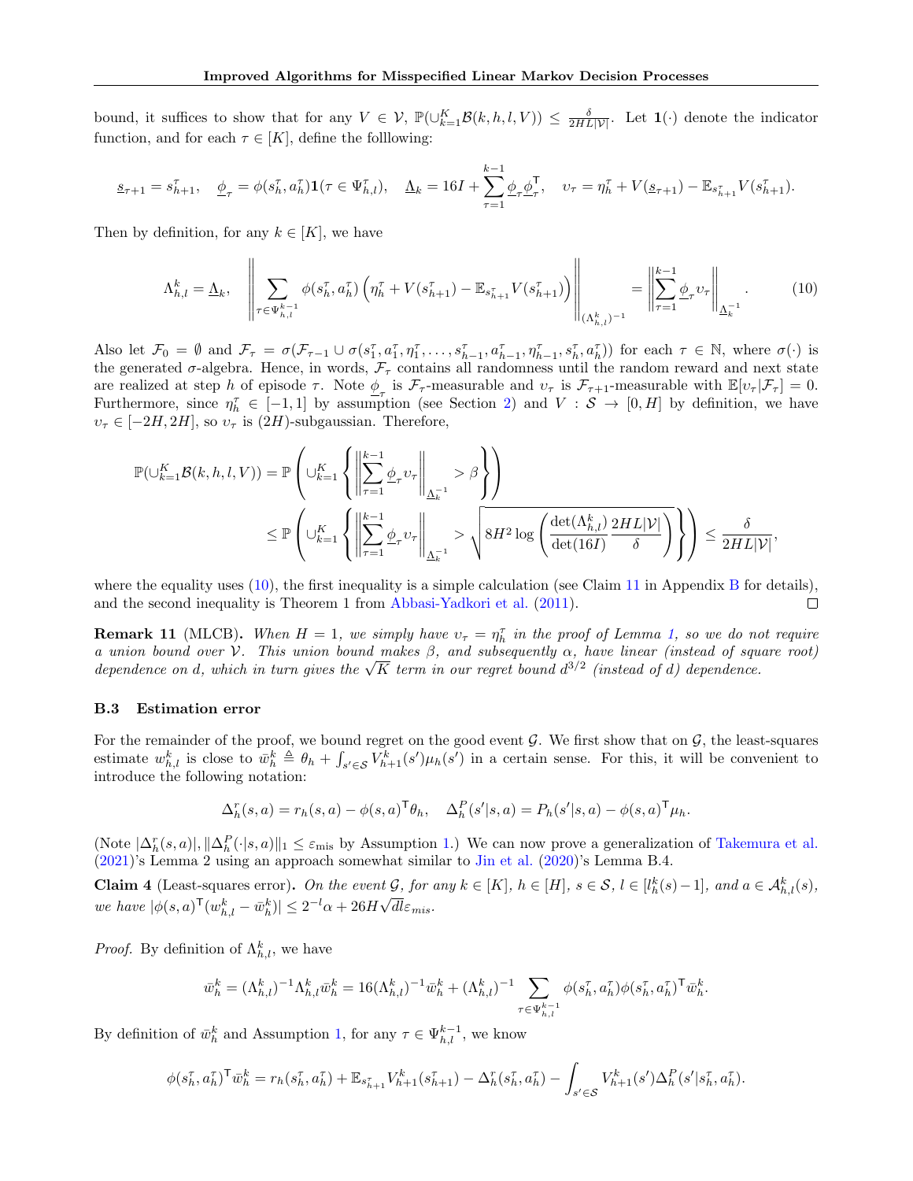bound, it suffices to show that for any $V \in \mathcal{V}$, $\mathbb{P}(\cup_{k=1}^K \mathcal{B}(k,h,l,V)) \leq \frac{\delta}{2HL|\mathcal{V}|}$. Let $\mathbf{1}(\cdot)$ denote the indicator function, and for each $\tau \in [K]$, define the folllowing:

$$\underline{s}_{\tau+1} = s_{h+1}^\tau, \quad \underline{\phi}_\tau = \phi(s_h^\tau, a_h^\tau)\mathbf{1}(\tau \in \Psi_{h,l}^\tau), \quad \underline{\Lambda}_k = 16I + \sum_{\tau=1}^{k-1} \underline{\phi}_\tau \underline{\phi}_\tau^\mathsf{T}, \quad \upsilon_\tau = \eta_h^\tau + V(\underline{s}_{\tau+1}) - \mathbb{E}_{s_{h+1}^\tau} V(s_{h+1}^\tau).$$

Then by definition, for any $k \in [K]$, we have

$$\Lambda_{h,l}^k = \underline{\Lambda}_k, \quad \left\| \sum_{\tau \in \Psi_{h,l}^{k-1}} \phi(s_h^\tau, a_h^\tau)\left(\eta_h^\tau + V(s_{h+1}^\tau) - \mathbb{E}_{s_{h+1}^\tau} V(s_{h+1}^\tau)\right) \right\|_{(\Lambda_{h,l}^k)^{-1}} = \left\| \sum_{\tau=1}^{k-1} \underline{\phi}_\tau \upsilon_\tau \right\|_{\underline{\Lambda}_k^{-1}}. \tag{10}$$

Also let $\mathcal{F}_0 = \emptyset$ and $\mathcal{F}_\tau = \sigma(\mathcal{F}_{\tau-1} \cup \sigma(s_1^\tau, a_1^\tau, \eta_1^\tau, \ldots, s_{h-1}^\tau, a_{h-1}^\tau, \eta_{h-1}^\tau, s_h^\tau, a_h^\tau))$ for each $\tau \in \mathbb{N}$, where $\sigma(\cdot)$ is the generated $\sigma$-algebra. Hence, in words, $\mathcal{F}_\tau$ contains all randomness until the random reward and next state are realized at step $h$ of episode $\tau$. Note $\underline{\phi}_\tau$ is $\mathcal{F}_\tau$-measurable and $\upsilon_\tau$ is $\mathcal{F}_{\tau+1}$-measurable with $\mathbb{E}[\upsilon_\tau|\mathcal{F}_\tau] = 0$. Furthermore, since $\eta_h^\tau \in [-1,1]$ by assumption (see Section 2) and $V : \mathcal{S} \to [0,H]$ by definition, we have $\upsilon_\tau \in [-2H, 2H]$, so $\upsilon_\tau$ is $(2H)$-subgaussian. Therefore,

$$\begin{aligned}
\mathbb{P}(\cup_{k=1}^K \mathcal{B}(k,h,l,V)) &= \mathbb{P}\left( \cup_{k=1}^K \left\{ \left\| \sum_{\tau=1}^{k-1} \underline{\phi}_\tau \upsilon_\tau \right\|_{\underline{\Lambda}_k^{-1}} > \beta \right\} \right) \\
&\leq \mathbb{P}\left( \cup_{k=1}^K \left\{ \left\| \sum_{\tau=1}^{k-1} \underline{\phi}_\tau \upsilon_\tau \right\|_{\underline{\Lambda}_k^{-1}} > \sqrt{8H^2 \log\left( \frac{\det(\Lambda_{h,l}^k)}{\det(16I)} \frac{2HL|\mathcal{V}|}{\delta} \right)} \right\} \right) \leq \frac{\delta}{2HL|\mathcal{V}|},
\end{aligned}$$

where the equality uses (10), the first inequality is a simple calculation (see Claim 11 in Appendix B for details), and the second inequality is Theorem 1 from Abbasi-Yadkori et al. (2011). ☐

**Remark 11** (MLCB)**.** *When $H = 1$, we simply have $\upsilon_\tau = \eta_h^\tau$ in the proof of Lemma 1, so we do not require a union bound over $\mathcal{V}$. This union bound makes $\beta$, and subsequently $\alpha$, have linear (instead of square root) dependence on $d$, which in turn gives the $\sqrt{K}$ term in our regret bound $d^{3/2}$ (instead of $d$) dependence.*

### B.3 Estimation error

For the remainder of the proof, we bound regret on the good event $\mathcal{G}$. We first show that on $\mathcal{G}$, the least-squares estimate $w_{h,l}^k$ is close to $\bar{w}_h^k \triangleq \theta_h + \int_{s' \in \mathcal{S}} V_{h+1}^k(s')\mu_h(s')$ in a certain sense. For this, it will be convenient to introduce the following notation:

$$\Delta_h^r(s,a) = r_h(s,a) - \phi(s,a)^\mathsf{T}\theta_h, \quad \Delta_h^P(s'|s,a) = P_h(s'|s,a) - \phi(s,a)^\mathsf{T}\mu_h.$$

(Note $|\Delta_h^r(s,a)|, \|\Delta_h^P(\cdot|s,a)\|_1 \leq \varepsilon_{\text{mis}}$ by Assumption 1.) We can now prove a generalization of Takemura et al. (2021)'s Lemma 2 using an approach somewhat similar to Jin et al. (2020)'s Lemma B.4.

**Claim 4** (Least-squares error)**.** *On the event $\mathcal{G}$, for any $k \in [K]$, $h \in [H]$, $s \in \mathcal{S}$, $l \in [l_h^k(s) - 1]$, and $a \in \mathcal{A}_{h,l}^k(s)$, we have $|\phi(s,a)^\mathsf{T}(w_{h,l}^k - \bar{w}_h^k)| \leq 2^{-l}\alpha + 26H\sqrt{dl}\varepsilon_{mis}$.*

*Proof.* By definition of $\Lambda_{h,l}^k$, we have

$$\bar{w}_h^k = (\Lambda_{h,l}^k)^{-1}\Lambda_{h,l}^k \bar{w}_h^k = 16(\Lambda_{h,l}^k)^{-1}\bar{w}_h^k + (\Lambda_{h,l}^k)^{-1} \sum_{\tau \in \Psi_{h,l}^{k-1}} \phi(s_h^\tau, a_h^\tau)\phi(s_h^\tau, a_h^\tau)^\mathsf{T} \bar{w}_h^k.$$

By definition of $\bar{w}_h^k$ and Assumption 1, for any $\tau \in \Psi_{h,l}^{k-1}$, we know

$$\phi(s_h^\tau, a_h^\tau)^\mathsf{T}\bar{w}_h^k = r_h(s_h^\tau, a_h^\tau) + \mathbb{E}_{s_{h+1}^\tau} V_{h+1}^k(s_{h+1}^\tau) - \Delta_h^r(s_h^\tau, a_h^\tau) - \int_{s' \in \mathcal{S}} V_{h+1}^k(s')\Delta_h^P(s'|s_h^\tau, a_h^\tau).$$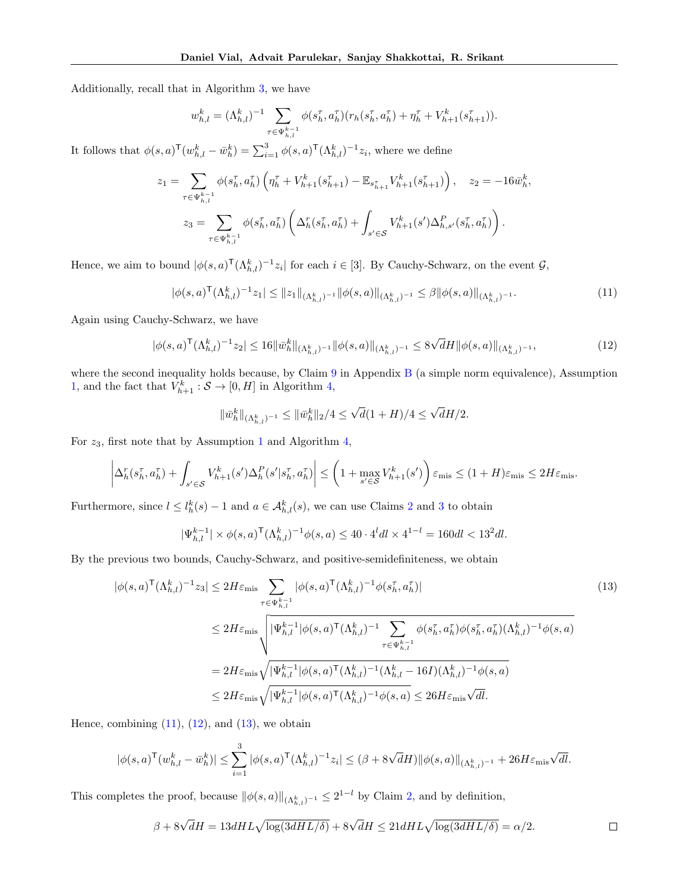Additionally, recall that in Algorithm 3, we have

$$w_{h,l}^k = (\Lambda_{h,l}^k)^{-1} \sum_{\tau \in \Psi_{h,l}^{k-1}} \phi(s_h^\tau, a_h^\tau)(r_h(s_h^\tau, a_h^\tau) + \eta_h^\tau + V_{h+1}^k(s_{h+1}^\tau)).$$

It follows that $\phi(s,a)^\mathsf{T}(w_{h,l}^k - \bar{w}_h^k) = \sum_{i=1}^3 \phi(s,a)^\mathsf{T}(\Lambda_{h,l}^k)^{-1} z_i$, where we define

$$z_1 = \sum_{\tau \in \Psi_{h,l}^{k-1}} \phi(s_h^\tau, a_h^\tau)\left(\eta_h^\tau + V_{h+1}^k(s_{h+1}^\tau) - \mathbb{E}_{s_{h+1}^\tau} V_{h+1}^k(s_{h+1}^\tau)\right), \quad z_2 = -16\bar{w}_h^k,$$

$$z_3 = \sum_{\tau \in \Psi_{h,l}^{k-1}} \phi(s_h^\tau, a_h^\tau)\left(\Delta_h^r(s_h^\tau, a_h^\tau) + \int_{s' \in \mathcal{S}} V_{h+1}^k(s') \Delta_{h,s'}^P(s_h^\tau, a_h^\tau)\right).$$

Hence, we aim to bound $|\phi(s,a)^\mathsf{T}(\Lambda_{h,l}^k)^{-1} z_i|$ for each $i \in [3]$. By Cauchy-Schwarz, on the event $\mathcal{G}$,

$$|\phi(s,a)^\mathsf{T}(\Lambda_{h,l}^k)^{-1} z_1| \leq \|z_1\|_{(\Lambda_{h,l}^k)^{-1}} \|\phi(s,a)\|_{(\Lambda_{h,l}^k)^{-1}} \leq \beta \|\phi(s,a)\|_{(\Lambda_{h,l}^k)^{-1}}. \tag{11}$$

Again using Cauchy-Schwarz, we have

$$|\phi(s,a)^\mathsf{T}(\Lambda_{h,l}^k)^{-1} z_2| \leq 16 \|\bar{w}_h^k\|_{(\Lambda_{h,l}^k)^{-1}} \|\phi(s,a)\|_{(\Lambda_{h,l}^k)^{-1}} \leq 8\sqrt{d} H \|\phi(s,a)\|_{(\Lambda_{h,l}^k)^{-1}}, \tag{12}$$

where the second inequality holds because, by Claim 9 in Appendix B (a simple norm equivalence), Assumption 1, and the fact that $V_{h+1}^k : \mathcal{S} \to [0, H]$ in Algorithm 4,

$$\|\bar{w}_h^k\|_{(\Lambda_{h,l}^k)^{-1}} \leq \|\bar{w}_h^k\|_2 / 4 \leq \sqrt{d}(1+H)/4 \leq \sqrt{d} H / 2.$$

For $z_3$, first note that by Assumption 1 and Algorithm 4,

$$\left| \Delta_h^r(s_h^\tau, a_h^\tau) + \int_{s' \in \mathcal{S}} V_{h+1}^k(s') \Delta_h^P(s' | s_h^\tau, a_h^\tau) \right| \leq \left(1 + \max_{s' \in \mathcal{S}} V_{h+1}^k(s')\right) \varepsilon_{\text{mis}} \leq (1+H)\varepsilon_{\text{mis}} \leq 2H\varepsilon_{\text{mis}}.$$

Furthermore, since $l \leq l_h^k(s) - 1$ and $a \in \mathcal{A}_{h,l}^k(s)$, we can use Claims 2 and 3 to obtain

$$|\Psi_{h,l}^{k-1}| \times \phi(s,a)^\mathsf{T}(\Lambda_{h,l}^k)^{-1}\phi(s,a) \leq 40 \cdot 4^l dl \times 4^{1-l} = 160dl < 13^2 dl.$$

By the previous two bounds, Cauchy-Schwarz, and positive-semidefiniteness, we obtain

$$\begin{aligned}
|\phi(s,a)^\mathsf{T}(\Lambda_{h,l}^k)^{-1} z_3| &\leq 2H\varepsilon_{\text{mis}} \sum_{\tau \in \Psi_{h,l}^{k-1}} |\phi(s,a)^\mathsf{T}(\Lambda_{h,l}^k)^{-1}\phi(s_h^\tau, a_h^\tau)| \\
&\leq 2H\varepsilon_{\text{mis}} \sqrt{|\Psi_{h,l}^{k-1}| \phi(s,a)^\mathsf{T}(\Lambda_{h,l}^k)^{-1} \sum_{\tau \in \Psi_{h,l}^{k-1}} \phi(s_h^\tau, a_h^\tau)\phi(s_h^\tau, a_h^\tau)(\Lambda_{h,l}^k)^{-1}\phi(s,a)} \\
&= 2H\varepsilon_{\text{mis}} \sqrt{|\Psi_{h,l}^{k-1}| \phi(s,a)^\mathsf{T}(\Lambda_{h,l}^k)^{-1}(\Lambda_{h,l}^k - 16I)(\Lambda_{h,l}^k)^{-1}\phi(s,a)} \\
&\leq 2H\varepsilon_{\text{mis}} \sqrt{|\Psi_{h,l}^{k-1}| \phi(s,a)^\mathsf{T}(\Lambda_{h,l}^k)^{-1}\phi(s,a)} \leq 26H\varepsilon_{\text{mis}}\sqrt{dl}.
\end{aligned} \tag{13}$$

Hence, combining (11), (12), and (13), we obtain

$$|\phi(s,a)^\mathsf{T}(w_{h,l}^k - \bar{w}_h^k)| \leq \sum_{i=1}^3 |\phi(s,a)^\mathsf{T}(\Lambda_{h,l}^k)^{-1} z_i| \leq (\beta + 8\sqrt{d}H)\|\phi(s,a)\|_{(\Lambda_{h,l}^k)^{-1}} + 26H\varepsilon_{\text{mis}}\sqrt{dl}.$$

This completes the proof, because $\|\phi(s,a)\|_{(\Lambda_{h,l}^k)^{-1}} \leq 2^{1-l}$ by Claim 2, and by definition,

$$\beta + 8\sqrt{d}H = 13dHL\sqrt{\log(3dHL/\delta)} + 8\sqrt{d}H \leq 21dHL\sqrt{\log(3dHL/\delta)} = \alpha/2.$$

□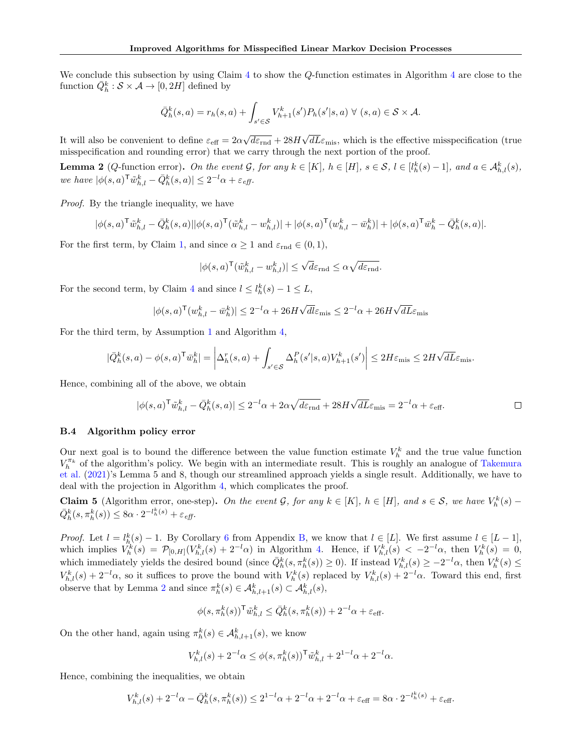We conclude this subsection by using Claim 4 to show the $Q$-function estimates in Algorithm 4 are close to the function $\bar{Q}_h^k : \mathcal{S} \times \mathcal{A} \to [0, 2H]$ defined by

$$\bar{Q}_h^k(s,a) = r_h(s,a) + \int_{s' \in \mathcal{S}} V_{h+1}^k(s') P_h(s'|s,a) \ \forall \ (s,a) \in \mathcal{S} \times \mathcal{A}.$$

It will also be convenient to define $\varepsilon_{\text{eff}} = 2\alpha\sqrt{d\varepsilon_{\text{rnd}}} + 28H\sqrt{dL}\varepsilon_{\text{mis}}$, which is the effective misspecification (true misspecification and rounding error) that we carry through the next portion of the proof.

**Lemma 2** ($Q$-function error)**.** *On the event $\mathcal{G}$, for any $k \in [K]$, $h \in [H]$, $s \in \mathcal{S}$, $l \in [l_h^k(s) - 1]$, and $a \in \mathcal{A}_{h,l}^k(s)$, we have $|\phi(s,a)^\mathsf{T} \tilde{w}_{h,l}^k - \bar{Q}_h^k(s,a)| \leq 2^{-l}\alpha + \varepsilon_{\text{eff}}$.*

*Proof.* By the triangle inequality, we have

$$|\phi(s,a)^\mathsf{T} \tilde{w}_{h,l}^k - \bar{Q}_h^k(s,a)| |\phi(s,a)^\mathsf{T}(\tilde{w}_{h,l}^k - w_{h,l}^k)| + |\phi(s,a)^\mathsf{T}(w_{h,l}^k - \bar{w}_h^k)| + |\phi(s,a)^\mathsf{T}\bar{w}_h^k - \bar{Q}_h^k(s,a)|.$$

For the first term, by Claim 1, and since $\alpha \geq 1$ and $\varepsilon_{\text{rnd}} \in (0,1)$,

$$|\phi(s,a)^\mathsf{T}(\tilde{w}_{h,l}^k - w_{h,l}^k)| \leq \sqrt{d}\varepsilon_{\text{rnd}} \leq \alpha\sqrt{d\varepsilon_{\text{rnd}}}.$$

For the second term, by Claim 4 and since $l \leq l_h^k(s) - 1 \leq L$,

$$|\phi(s,a)^\mathsf{T}(w_{h,l}^k - \bar{w}_h^k)| \leq 2^{-l}\alpha + 26H\sqrt{dl}\varepsilon_{\text{mis}} \leq 2^{-l}\alpha + 26H\sqrt{dL}\varepsilon_{\text{mis}}$$

For the third term, by Assumption 1 and Algorithm 4,

$$|\bar{Q}_h^k(s,a) - \phi(s,a)^\mathsf{T}\bar{w}_h^k| = \left|\Delta_h^r(s,a) + \int_{s' \in \mathcal{S}} \Delta_h^P(s'|s,a) V_{h+1}^k(s')\right| \leq 2H\varepsilon_{\text{mis}} \leq 2H\sqrt{dL}\varepsilon_{\text{mis}}.$$

Hence, combining all of the above, we obtain

$$|\phi(s,a)^\mathsf{T} \tilde{w}_{h,l}^k - \bar{Q}_h^k(s,a)| \leq 2^{-l}\alpha + 2\alpha\sqrt{d\varepsilon_{\text{rnd}}} + 28H\sqrt{dL}\varepsilon_{\text{mis}} = 2^{-l}\alpha + \varepsilon_{\text{eff}}.$$ ∎

### B.4 Algorithm policy error

Our next goal is to bound the difference between the value function estimate $V_h^k$ and the true value function $V_h^{\pi_k}$ of the algorithm's policy. We begin with an intermediate result. This is roughly an analogue of Takemura et al. (2021)'s Lemma 5 and 8, though our streamlined approach yields a single result. Additionally, we have to deal with the projection in Algorithm 4, which complicates the proof.

**Claim 5** (Algorithm error, one-step)**.** *On the event $\mathcal{G}$, for any $k \in [K]$, $h \in [H]$, and $s \in \mathcal{S}$, we have $V_h^k(s) - \bar{Q}_h^k(s, \pi_h^k(s)) \leq 8\alpha \cdot 2^{-l_h^k(s)} + \varepsilon_{\text{eff}}$.*

*Proof.* Let $l = l_h^k(s) - 1$. By Corollary 6 from Appendix B, we know that $l \in [L]$. We first assume $l \in [L-1]$, which implies $V_h^k(s) = \mathcal{P}_{[0,H]}(V_{h,l}^k(s) + 2^{-l}\alpha)$ in Algorithm 4. Hence, if $V_{h,l}^k(s) < -2^{-l}\alpha$, then $V_h^k(s) = 0$, which immediately yields the desired bound (since $\bar{Q}_h^k(s, \pi_h^k(s)) \geq 0$). If instead $V_{h,l}^k(s) \geq -2^{-l}\alpha$, then $V_h^k(s) \leq V_{h,l}^k(s) + 2^{-l}\alpha$, so it suffices to prove the bound with $V_h^k(s)$ replaced by $V_{h,l}^k(s) + 2^{-l}\alpha$. Toward this end, first observe that by Lemma 2 and since $\pi_h^k(s) \in \mathcal{A}_{h,l+1}^k(s) \subset \mathcal{A}_{h,l}^k(s)$,

$$\phi(s, \pi_h^k(s))^\mathsf{T} \tilde{w}_{h,l}^k \leq \bar{Q}_h^k(s, \pi_h^k(s)) + 2^{-l}\alpha + \varepsilon_{\text{eff}}.$$

On the other hand, again using $\pi_h^k(s) \in \mathcal{A}_{h,l+1}^k(s)$, we know

$$V_{h,l}^k(s) + 2^{-l}\alpha \leq \phi(s, \pi_h^k(s))^\mathsf{T} \tilde{w}_{h,l}^k + 2^{1-l}\alpha + 2^{-l}\alpha.$$

Hence, combining the inequalities, we obtain

$$V_{h,l}^k(s) + 2^{-l}\alpha - \bar{Q}_h^k(s, \pi_h^k(s)) \leq 2^{1-l}\alpha + 2^{-l}\alpha + 2^{-l}\alpha + \varepsilon_{\text{eff}} = 8\alpha \cdot 2^{-l_h^k(s)} + \varepsilon_{\text{eff}}.$$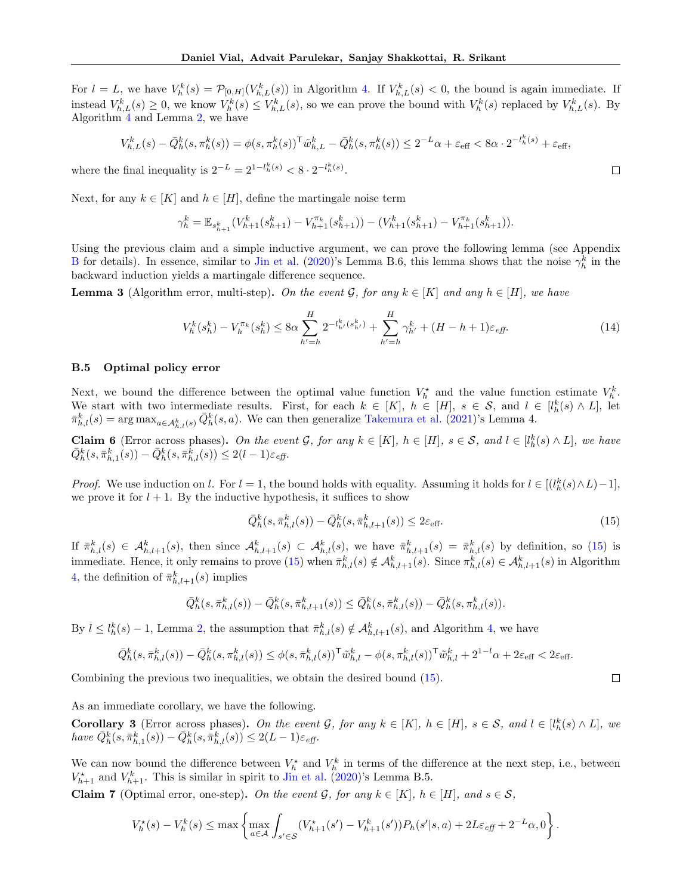For $l = L$, we have $V_h^k(s) = \mathcal{P}_{[0,H]}(V_{h,L}^k(s))$ in Algorithm 4. If $V_{h,L}^k(s) < 0$, the bound is again immediate. If instead $V_{h,L}^k(s) \geq 0$, we know $V_h^k(s) \leq V_{h,L}^k(s)$, so we can prove the bound with $V_h^k(s)$ replaced by $V_{h,L}^k(s)$. By Algorithm 4 and Lemma 2, we have

$$V_{h,L}^k(s) - \bar{Q}_h^k(s, \pi_h^k(s)) = \phi(s, \pi_h^k(s))^\mathsf{T} \tilde{w}_{h,L}^k - \bar{Q}_h^k(s, \pi_h^k(s)) \leq 2^{-L}\alpha + \varepsilon_{\text{eff}} < 8\alpha \cdot 2^{-l_h^k(s)} + \varepsilon_{\text{eff}},$$

where the final inequality is $2^{-L} = 2^{1-l_h^k(s)} < 8 \cdot 2^{-l_h^k(s)}$. ◻

Next, for any $k \in [K]$ and $h \in [H]$, define the martingale noise term

$$\gamma_h^k = \mathbb{E}_{s_{h+1}^k}(V_{h+1}^k(s_{h+1}^k) - V_{h+1}^{\pi_k}(s_{h+1}^k)) - (V_{h+1}^k(s_{h+1}^k) - V_{h+1}^{\pi_k}(s_{h+1}^k)).$$

Using the previous claim and a simple inductive argument, we can prove the following lemma (see Appendix B for details). In essence, similar to Jin et al. (2020)'s Lemma B.6, this lemma shows that the noise $\gamma_h^k$ in the backward induction yields a martingale difference sequence.

**Lemma 3** (Algorithm error, multi-step)**.** *On the event $\mathcal{G}$, for any $k \in [K]$ and any $h \in [H]$, we have*

$$V_h^k(s_h^k) - V_h^{\pi_k}(s_h^k) \leq 8\alpha \sum_{h'=h}^{H} 2^{-l_{h'}^k(s_{h'}^k)} + \sum_{h'=h}^{H} \gamma_{h'}^k + (H - h + 1)\varepsilon_{\text{eff}}. \tag{14}$$

### B.5 Optimal policy error

Next, we bound the difference between the optimal value function $V_h^\star$ and the value function estimate $V_h^k$. We start with two intermediate results. First, for each $k \in [K]$, $h \in [H]$, $s \in \mathcal{S}$, and $l \in [l_h^k(s) \wedge L]$, let $\bar{\pi}_{h,l}^k(s) = \arg\max_{a \in \mathcal{A}_{h,l}^k(s)} \bar{Q}_h^k(s, a)$. We can then generalize Takemura et al. (2021)'s Lemma 4.

**Claim 6** (Error across phases)**.** *On the event $\mathcal{G}$, for any $k \in [K]$, $h \in [H]$, $s \in \mathcal{S}$, and $l \in [l_h^k(s) \wedge L]$, we have $\bar{Q}_h^k(s, \bar{\pi}_{h,1}^k(s)) - \bar{Q}_h^k(s, \bar{\pi}_{h,l}^k(s)) \leq 2(l-1)\varepsilon_{\text{eff}}$.*

*Proof.* We use induction on $l$. For $l = 1$, the bound holds with equality. Assuming it holds for $l \in [(l_h^k(s) \wedge L) - 1]$, we prove it for $l + 1$. By the inductive hypothesis, it suffices to show

$$\bar{Q}_h^k(s, \bar{\pi}_{h,l}^k(s)) - \bar{Q}_h^k(s, \bar{\pi}_{h,l+1}^k(s)) \leq 2\varepsilon_{\text{eff}}. \tag{15}$$

If $\bar{\pi}_{h,l}^k(s) \in \mathcal{A}_{h,l+1}^k(s)$, then since $\mathcal{A}_{h,l+1}^k(s) \subset \mathcal{A}_{h,l}^k(s)$, we have $\bar{\pi}_{h,l+1}^k(s) = \bar{\pi}_{h,l}^k(s)$ by definition, so (15) is immediate. Hence, it only remains to prove (15) when $\bar{\pi}_{h,l}^k(s) \notin \mathcal{A}_{h,l+1}^k(s)$. Since $\pi_{h,l}^k(s) \in \mathcal{A}_{h,l+1}^k(s)$ in Algorithm 4, the definition of $\bar{\pi}_{h,l+1}^k(s)$ implies

$$\bar{Q}_h^k(s, \bar{\pi}_{h,l}^k(s)) - \bar{Q}_h^k(s, \bar{\pi}_{h,l+1}^k(s)) \leq \bar{Q}_h^k(s, \bar{\pi}_{h,l}^k(s)) - \bar{Q}_h^k(s, \pi_{h,l}^k(s)).$$

By $l \leq l_h^k(s) - 1$, Lemma 2, the assumption that $\bar{\pi}_{h,l}^k(s) \notin \mathcal{A}_{h,l+1}^k(s)$, and Algorithm 4, we have

$$\bar{Q}_h^k(s, \bar{\pi}_{h,l}^k(s)) - \bar{Q}_h^k(s, \pi_{h,l}^k(s)) \leq \phi(s, \bar{\pi}_{h,l}^k(s))^\mathsf{T} \tilde{w}_{h,l}^k - \phi(s, \pi_{h,l}^k(s))^\mathsf{T} \tilde{w}_{h,l}^k + 2^{1-l}\alpha + 2\varepsilon_{\text{eff}} < 2\varepsilon_{\text{eff}}.$$

Combining the previous two inequalities, we obtain the desired bound (15). ◻

As an immediate corollary, we have the following.

**Corollary 3** (Error across phases)**.** *On the event $\mathcal{G}$, for any $k \in [K]$, $h \in [H]$, $s \in \mathcal{S}$, and $l \in [l_h^k(s) \wedge L]$, we have $\bar{Q}_h^k(s, \bar{\pi}_{h,1}^k(s)) - \bar{Q}_h^k(s, \bar{\pi}_{h,l}^k(s)) \leq 2(L-1)\varepsilon_{\text{eff}}$.*

We can now bound the difference between $V_h^\star$ and $V_h^k$ in terms of the difference at the next step, i.e., between $V_{h+1}^\star$ and $V_{h+1}^k$. This is similar in spirit to Jin et al. (2020)'s Lemma B.5.

**Claim 7** (Optimal error, one-step)**.** *On the event $\mathcal{G}$, for any $k \in [K]$, $h \in [H]$, and $s \in \mathcal{S}$,*

$$V_h^\star(s) - V_h^k(s) \leq \max\left\{\max_{a \in \mathcal{A}} \int_{s' \in \mathcal{S}} (V_{h+1}^\star(s') - V_{h+1}^k(s'))P_h(s'|s, a) + 2L\varepsilon_{\text{eff}} + 2^{-L}\alpha, 0\right\}.$$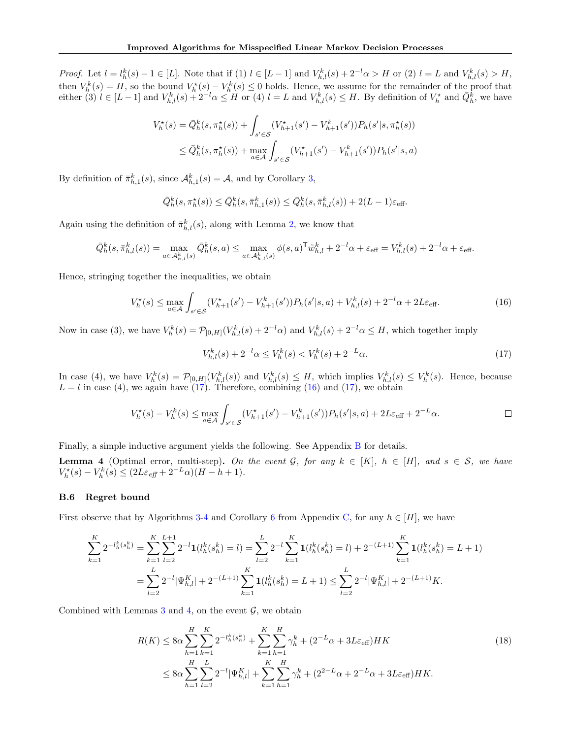*Proof.* Let $l = l_h^k(s) - 1 \in [L]$. Note that if (1) $l \in [L-1]$ and $V_{h,l}^k(s) + 2^{-l}\alpha > H$ or (2) $l = L$ and $V_{h,l}^k(s) > H$, then $V_h^k(s) = H$, so the bound $V_h^\star(s) - V_h^k(s) \le 0$ holds. Hence, we assume for the remainder of the proof that either (3) $l \in [L-1]$ and $V_{h,l}^k(s) + 2^{-l}\alpha \le H$ or (4) $l = L$ and $V_{h,l}^k(s) \le H$. By definition of $V_h^\star$ and $\bar{Q}_h^k$, we have

$$
\begin{aligned}
V_h^\star(s) &= \bar{Q}_h^k(s, \pi_h^\star(s)) + \int_{s' \in \mathcal{S}} (V_{h+1}^\star(s') - V_{h+1}^k(s')) P_h(s'|s, \pi_h^\star(s)) \\
&\le \bar{Q}_h^k(s, \pi_h^\star(s)) + \max_{a \in \mathcal{A}} \int_{s' \in \mathcal{S}} (V_{h+1}^\star(s') - V_{h+1}^k(s')) P_h(s'|s, a)
\end{aligned}
$$

By definition of $\bar{\pi}_{h,1}^k(s)$, since $\mathcal{A}_{h,1}^k(s) = \mathcal{A}$, and by Corollary 3,

$$
\bar{Q}_h^k(s, \pi_h^\star(s)) \le \bar{Q}_h^k(s, \bar{\pi}_{h,1}^k(s)) \le \bar{Q}_h^k(s, \bar{\pi}_{h,l}^k(s)) + 2(L-1)\varepsilon_{\text{eff}}.
$$

Again using the definition of $\bar{\pi}_{h,l}^k(s)$, along with Lemma 2, we know that

$$
\bar{Q}_h^k(s, \bar{\pi}_{h,l}^k(s)) = \max_{a \in \mathcal{A}_{h,l}^k(s)} \bar{Q}_h^k(s, a) \le \max_{a \in \mathcal{A}_{h,l}^k(s)} \phi(s,a)^\top \tilde{w}_{h,l}^k + 2^{-l}\alpha + \varepsilon_{\text{eff}} = V_{h,l}^k(s) + 2^{-l}\alpha + \varepsilon_{\text{eff}}.
$$

Hence, stringing together the inequalities, we obtain

$$
V_h^\star(s) \le \max_{a \in \mathcal{A}} \int_{s' \in \mathcal{S}} (V_{h+1}^\star(s') - V_{h+1}^k(s')) P_h(s'|s, a) + V_{h,l}^k(s) + 2^{-l}\alpha + 2L\varepsilon_{\text{eff}}. \tag{16}
$$

Now in case (3), we have $V_h^k(s) = \mathcal{P}_{[0,H]}(V_{h,l}^k(s) + 2^{-l}\alpha)$ and $V_{h,l}^k(s) + 2^{-l}\alpha \le H$, which together imply

$$
V_{h,l}^k(s) + 2^{-l}\alpha \le V_h^k(s) < V_h^k(s) + 2^{-L}\alpha. \tag{17}
$$

In case (4), we have $V_h^k(s) = \mathcal{P}_{[0,H]}(V_{h,l}^k(s))$ and $V_{h,l}^k(s) \le H$, which implies $V_{h,l}^k(s) \le V_h^k(s)$. Hence, because $L = l$ in case (4), we again have (17). Therefore, combining (16) and (17), we obtain

$$
V_h^\star(s) - V_h^k(s) \le \max_{a \in \mathcal{A}} \int_{s' \in \mathcal{S}} (V_{h+1}^\star(s') - V_{h+1}^k(s')) P_h(s'|s, a) + 2L\varepsilon_{\text{eff}} + 2^{-L}\alpha. \qquad \square
$$

Finally, a simple inductive argument yields the following. See Appendix B for details.

**Lemma 4** (Optimal error, multi-step)**.** *On the event $\mathcal{G}$, for any $k \in [K]$, $h \in [H]$, and $s \in \mathcal{S}$, we have $V_h^\star(s) - V_h^k(s) \le (2L\varepsilon_{\text{eff}} + 2^{-L}\alpha)(H - h + 1)$.*

### B.6 Regret bound

First observe that by Algorithms 3-4 and Corollary 6 from Appendix C, for any $h \in [H]$, we have

$$
\begin{aligned}
\sum_{k=1}^K 2^{-l_h^k(s_h^k)} &= \sum_{k=1}^K \sum_{l=2}^{L+1} 2^{-l} \mathbf{1}(l_h^k(s_h^k) = l) = \sum_{l=2}^L 2^{-l} \sum_{k=1}^K \mathbf{1}(l_h^k(s_h^k) = l) + 2^{-(L+1)} \sum_{k=1}^K \mathbf{1}(l_h^k(s_h^k) = L+1) \\
&= \sum_{l=2}^L 2^{-l} |\Psi_{h,l}^K| + 2^{-(L+1)} \sum_{k=1}^K \mathbf{1}(l_h^k(s_h^k) = L+1) \le \sum_{l=2}^L 2^{-l} |\Psi_{h,l}^K| + 2^{-(L+1)} K.
\end{aligned}
$$

Combined with Lemmas 3 and 4, on the event $\mathcal{G}$, we obtain

$$
\begin{aligned}
R(K) &\le 8\alpha \sum_{h=1}^H \sum_{k=1}^K 2^{-l_h^k(s_h^k)} + \sum_{k=1}^K \sum_{h=1}^H \gamma_h^k + (2^{-L}\alpha + 3L\varepsilon_{\text{eff}})HK \\
&\le 8\alpha \sum_{h=1}^H \sum_{l=2}^L 2^{-l} |\Psi_{h,l}^K| + \sum_{k=1}^K \sum_{h=1}^H \gamma_h^k + (2^{2-L}\alpha + 2^{-L}\alpha + 3L\varepsilon_{\text{eff}})HK.
\end{aligned} \tag{18}
$$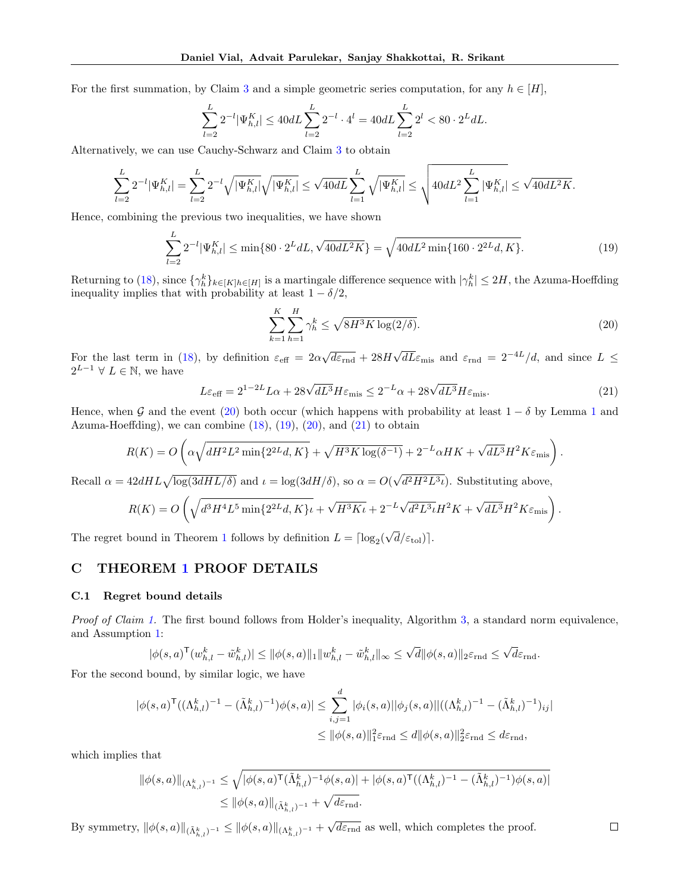For the first summation, by Claim 3 and a simple geometric series computation, for any $h \in [H]$,

$$\sum_{l=2}^{L} 2^{-l} |\Psi_{h,l}^K| \leq 40dL \sum_{l=2}^{L} 2^{-l} \cdot 4^l = 40dL \sum_{l=2}^{L} 2^l < 80 \cdot 2^L dL.$$

Alternatively, we can use Cauchy-Schwarz and Claim 3 to obtain

$$\sum_{l=2}^{L} 2^{-l} |\Psi_{h,l}^K| = \sum_{l=2}^{L} 2^{-l} \sqrt{|\Psi_{h,l}^K|} \sqrt{|\Psi_{h,l}^K|} \leq \sqrt{40dL} \sum_{l=1}^{L} \sqrt{|\Psi_{h,l}^K|} \leq \sqrt{40dL^2 \sum_{l=1}^{L} |\Psi_{h,l}^K|} \leq \sqrt{40dL^2 K}.$$

Hence, combining the previous two inequalities, we have shown

$$\sum_{l=2}^{L} 2^{-l} |\Psi_{h,l}^K| \leq \min\{80 \cdot 2^L dL, \sqrt{40dL^2 K}\} = \sqrt{40dL^2 \min\{160 \cdot 2^{2L} d, K\}}. \tag{19}$$

Returning to (18), since $\{\gamma_h^k\}_{k \in [K] h \in [H]}$ is a martingale difference sequence with $|\gamma_h^k| \leq 2H$, the Azuma-Hoeffding inequality implies that with probability at least $1 - \delta/2$,

$$\sum_{k=1}^{K} \sum_{h=1}^{H} \gamma_h^k \leq \sqrt{8H^3 K \log(2/\delta)}. \tag{20}$$

For the last term in (18), by definition $\varepsilon_{\text{eff}} = 2\alpha\sqrt{d\varepsilon_{\text{rnd}}} + 28H\sqrt{dL}\varepsilon_{\text{mis}}$ and $\varepsilon_{\text{rnd}} = 2^{-4L}/d$, and since $L \leq 2^{L-1}\ \forall\ L \in \mathbb{N}$, we have

$$L\varepsilon_{\text{eff}} = 2^{1-2L} L\alpha + 28\sqrt{dL^3} H\varepsilon_{\text{mis}} \leq 2^{-L}\alpha + 28\sqrt{dL^3} H\varepsilon_{\text{mis}}. \tag{21}$$

Hence, when $\mathcal{G}$ and the event (20) both occur (which happens with probability at least $1 - \delta$ by Lemma 1 and Azuma-Hoeffding), we can combine (18), (19), (20), and (21) to obtain

$$R(K) = O\left(\alpha\sqrt{dH^2L^2 \min\{2^{2L}d, K\}} + \sqrt{H^3 K \log(\delta^{-1})} + 2^{-L}\alpha HK + \sqrt{dL^3} H^2 K \varepsilon_{\text{mis}}\right).$$

Recall $\alpha = 42dHL\sqrt{\log(3dHL/\delta)}$ and $\iota = \log(3dH/\delta)$, so $\alpha = O(\sqrt{d^2H^2L^3\iota})$. Substituting above,

$$R(K) = O\left(\sqrt{d^3H^4L^5 \min\{2^{2L}d, K\}\iota} + \sqrt{H^3K\iota} + 2^{-L}\sqrt{d^2L^3\iota}H^2K + \sqrt{dL^3}H^2K\varepsilon_{\text{mis}}\right).$$

The regret bound in Theorem 1 follows by definition $L = \lceil \log_2(\sqrt{d}/\varepsilon_{\text{tol}}) \rceil$.

# C THEOREM 1 PROOF DETAILS

## C.1 Regret bound details

*Proof of Claim 1.* The first bound follows from Holder's inequality, Algorithm 3, a standard norm equivalence, and Assumption 1:

$$|\phi(s,a)^\mathsf{T}(w_{h,l}^k - \tilde{w}_{h,l}^k)| \leq \|\phi(s,a)\|_1 \|w_{h,l}^k - \tilde{w}_{h,l}^k\|_\infty \leq \sqrt{d}\|\phi(s,a)\|_2 \varepsilon_{\text{rnd}} \leq \sqrt{d}\varepsilon_{\text{rnd}}.$$

For the second bound, by similar logic, we have

$$\begin{aligned}
|\phi(s,a)^\mathsf{T}((\Lambda_{h,l}^k)^{-1} - (\tilde{\Lambda}_{h,l}^k)^{-1})\phi(s,a)| &\leq \sum_{i,j=1}^{d} |\phi_i(s,a)||\phi_j(s,a)||((\Lambda_{h,l}^k)^{-1} - (\tilde{\Lambda}_{h,l}^k)^{-1})_{ij}| \\
&\leq \|\phi(s,a)\|_1^2 \varepsilon_{\text{rnd}} \leq d\|\phi(s,a)\|_2^2 \varepsilon_{\text{rnd}} \leq d\varepsilon_{\text{rnd}},
\end{aligned}$$

which implies that

$$\begin{aligned}
\|\phi(s,a)\|_{(\Lambda_{h,l}^k)^{-1}} &\leq \sqrt{|\phi(s,a)^\mathsf{T}(\tilde{\Lambda}_{h,l}^k)^{-1}\phi(s,a)| + |\phi(s,a)^\mathsf{T}((\Lambda_{h,l}^k)^{-1} - (\tilde{\Lambda}_{h,l}^k)^{-1})\phi(s,a)|} \\
&\leq \|\phi(s,a)\|_{(\tilde{\Lambda}_{h,l}^k)^{-1}} + \sqrt{d\varepsilon_{\text{rnd}}}.
\end{aligned}$$

By symmetry, $\|\phi(s,a)\|_{(\tilde{\Lambda}_{h,l}^k)^{-1}} \leq \|\phi(s,a)\|_{(\Lambda_{h,l}^k)^{-1}} + \sqrt{d\varepsilon_{\text{rnd}}}$ as well, which completes the proof. $\square$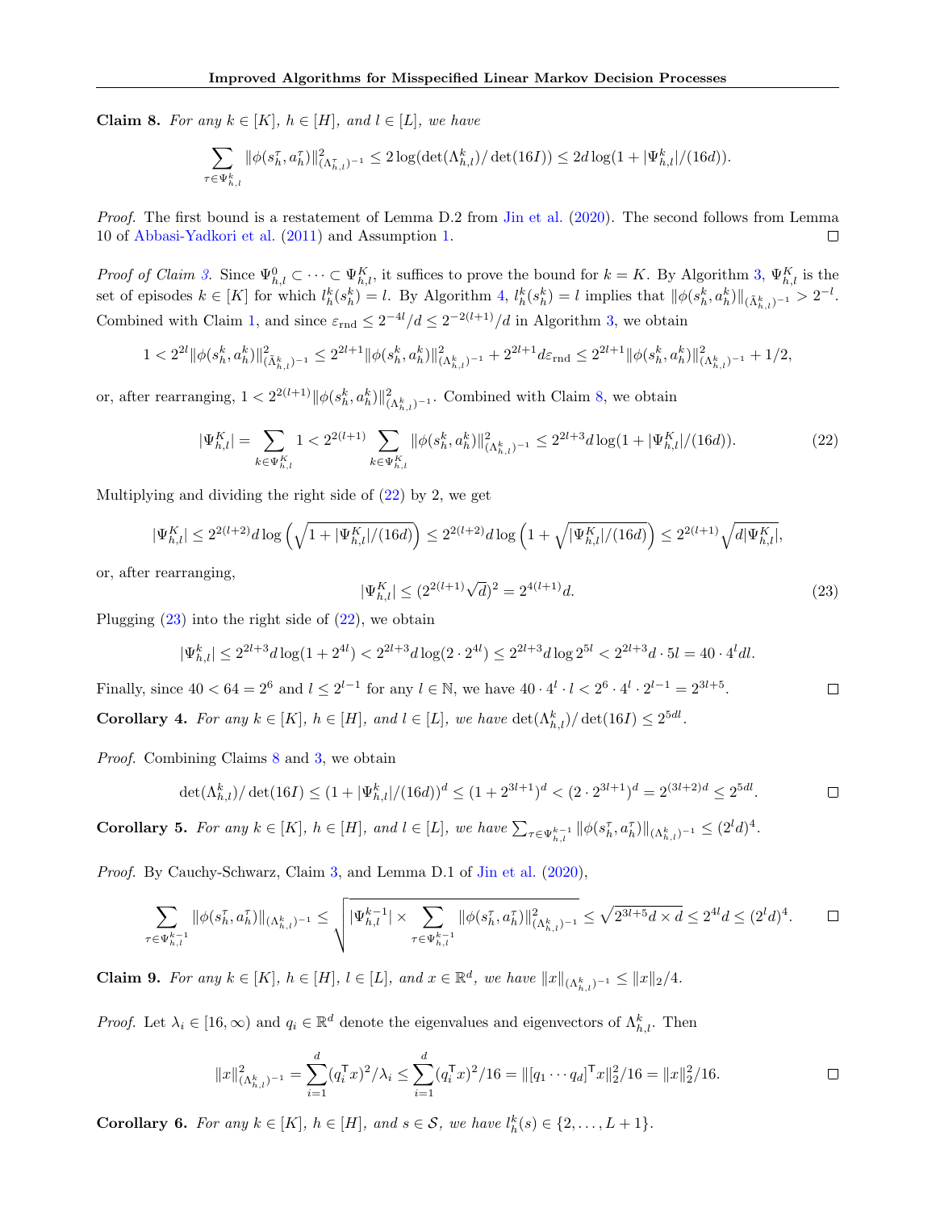**Claim 8.** *For any $k \in [K]$, $h \in [H]$, and $l \in [L]$, we have*

$$\sum_{\tau \in \Psi_{h,l}^k} \|\phi(s_h^\tau, a_h^\tau)\|^2_{(\Lambda_{h,l}^\tau)^{-1}} \leq 2 \log(\det(\Lambda_{h,l}^k)/\det(16I)) \leq 2d \log(1 + |\Psi_{h,l}^k|/(16d)).$$

*Proof.* The first bound is a restatement of Lemma D.2 from Jin et al. (2020). The second follows from Lemma 10 of Abbasi-Yadkori et al. (2011) and Assumption 1. □

*Proof of Claim 3.* Since $\Psi_{h,l}^0 \subset \cdots \subset \Psi_{h,l}^K$, it suffices to prove the bound for $k = K$. By Algorithm 3, $\Psi_{h,l}^K$ is the set of episodes $k \in [K]$ for which $l_h^k(s_h^k) = l$. By Algorithm 4, $l_h^k(s_h^k) = l$ implies that $\|\phi(s_h^k, a_h^k)\|_{(\tilde{\Lambda}_{h,l}^k)^{-1}} > 2^{-l}$. Combined with Claim 1, and since $\varepsilon_{\text{rnd}} \leq 2^{-4l}/d \leq 2^{-2(l+1)}/d$ in Algorithm 3, we obtain

$$1 < 2^{2l}\|\phi(s_h^k, a_h^k)\|^2_{(\tilde{\Lambda}_{h,l}^k)^{-1}} \leq 2^{2l+1}\|\phi(s_h^k, a_h^k)\|^2_{(\Lambda_{h,l}^k)^{-1}} + 2^{2l+1} d\varepsilon_{\text{rnd}} \leq 2^{2l+1}\|\phi(s_h^k, a_h^k)\|^2_{(\Lambda_{h,l}^k)^{-1}} + 1/2,$$

or, after rearranging, $1 < 2^{2(l+1)}\|\phi(s_h^k, a_h^k)\|^2_{(\Lambda_{h,l}^k)^{-1}}$. Combined with Claim 8, we obtain

$$|\Psi_{h,l}^K| = \sum_{k \in \Psi_{h,l}^K} 1 < 2^{2(l+1)} \sum_{k \in \Psi_{h,l}^K} \|\phi(s_h^k, a_h^k)\|^2_{(\Lambda_{h,l}^k)^{-1}} \leq 2^{2l+3} d \log(1 + |\Psi_{h,l}^K|/(16d)). \tag{22}$$

Multiplying and dividing the right side of (22) by 2, we get

$$|\Psi_{h,l}^K| \leq 2^{2(l+2)} d \log\left(\sqrt{1 + |\Psi_{h,l}^K|/(16d)}\right) \leq 2^{2(l+2)} d \log\left(1 + \sqrt{|\Psi_{h,l}^K|/(16d)}\right) \leq 2^{2(l+1)}\sqrt{d|\Psi_{h,l}^K|},$$

or, after rearranging,

$$|\Psi_{h,l}^K| \leq (2^{2(l+1)}\sqrt{d})^2 = 2^{4(l+1)} d. \tag{23}$$

Plugging (23) into the right side of (22), we obtain

$$|\Psi_{h,l}^k| \leq 2^{2l+3} d \log(1 + 2^{4l}) < 2^{2l+3} d \log(2 \cdot 2^{4l}) \leq 2^{2l+3} d \log 2^{5l} < 2^{2l+3} d \cdot 5l = 40 \cdot 4^l dl.$$

Finally, since $40 < 64 = 2^6$ and $l \leq 2^{l-1}$ for any $l \in \mathbb{N}$, we have $40 \cdot 4^l \cdot l < 2^6 \cdot 4^l \cdot 2^{l-1} = 2^{3l+5}$. □

**Corollary 4.** *For any $k \in [K]$, $h \in [H]$, and $l \in [L]$, we have $\det(\Lambda_{h,l}^k)/\det(16I) \leq 2^{5dl}$.*

*Proof.* Combining Claims 8 and 3, we obtain

$$\det(\Lambda_{h,l}^k)/\det(16I) \leq (1 + |\Psi_{h,l}^k|/(16d))^d \leq (1 + 2^{3l+1})^d < (2 \cdot 2^{3l+1})^d = 2^{(3l+2)d} \leq 2^{5dl}. \qquad \square$$

**Corollary 5.** *For any $k \in [K]$, $h \in [H]$, and $l \in [L]$, we have $\sum_{\tau \in \Psi_{h,l}^{k-1}} \|\phi(s_h^\tau, a_h^\tau)\|_{(\Lambda_{h,l}^k)^{-1}} \leq (2^l d)^4$.*

*Proof.* By Cauchy-Schwarz, Claim 3, and Lemma D.1 of Jin et al. (2020),

$$\sum_{\tau \in \Psi_{h,l}^{k-1}} \|\phi(s_h^\tau, a_h^\tau)\|_{(\Lambda_{h,l}^k)^{-1}} \leq \sqrt{|\Psi_{h,l}^{k-1}| \times \sum_{\tau \in \Psi_{h,l}^{k-1}} \|\phi(s_h^\tau, a_h^\tau)\|^2_{(\Lambda_{h,l}^k)^{-1}}} \leq \sqrt{2^{3l+5} d \times d} \leq 2^{4l} d \leq (2^l d)^4. \qquad \square$$

**Claim 9.** *For any $k \in [K]$, $h \in [H]$, $l \in [L]$, and $x \in \mathbb{R}^d$, we have $\|x\|_{(\Lambda_{h,l}^k)^{-1}} \leq \|x\|_2/4$.*

*Proof.* Let $\lambda_i \in [16, \infty)$ and $q_i \in \mathbb{R}^d$ denote the eigenvalues and eigenvectors of $\Lambda_{h,l}^k$. Then

$$\|x\|^2_{(\Lambda_{h,l}^k)^{-1}} = \sum_{i=1}^d (q_i^\top x)^2/\lambda_i \leq \sum_{i=1}^d (q_i^\top x)^2/16 = \|[q_1 \cdots q_d]^\top x\|_2^2/16 = \|x\|_2^2/16. \qquad \square$$

**Corollary 6.** *For any $k \in [K]$, $h \in [H]$, and $s \in \mathcal{S}$, we have $l_h^k(s) \in \{2, \ldots, L+1\}$.*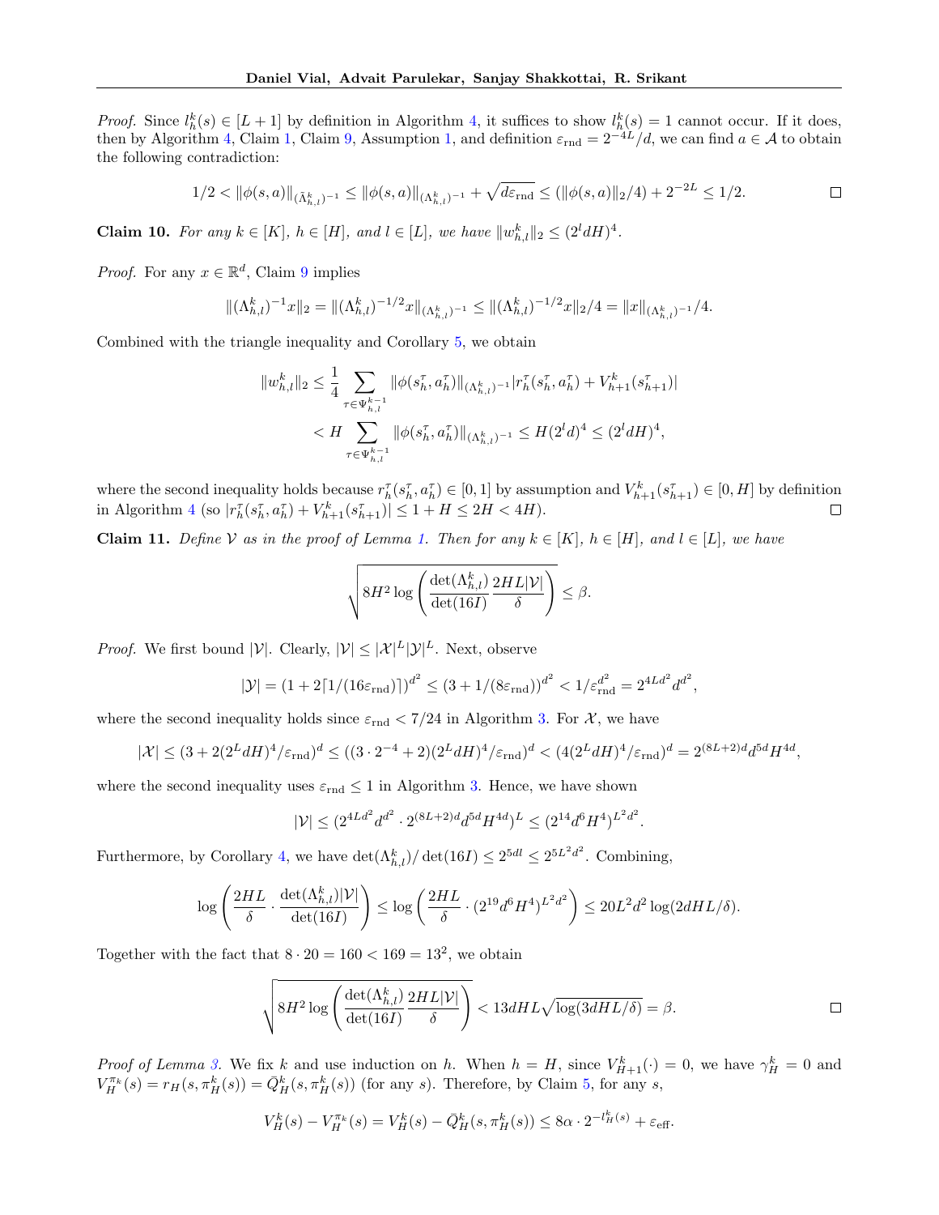*Proof.* Since $l_h^k(s) \in [L+1]$ by definition in Algorithm 4, it suffices to show $l_h^k(s) = 1$ cannot occur. If it does, then by Algorithm 4, Claim 1, Claim 9, Assumption 1, and definition $\varepsilon_{\text{rnd}} = 2^{-4L}/d$, we can find $a \in \mathcal{A}$ to obtain the following contradiction:

$$1/2 < \|\phi(s,a)\|_{(\tilde{\Lambda}_{h,l}^k)^{-1}} \leq \|\phi(s,a)\|_{(\Lambda_{h,l}^k)^{-1}} + \sqrt{d\varepsilon_{\text{rnd}}} \leq (\|\phi(s,a)\|_2/4) + 2^{-2L} \leq 1/2. \qquad \square$$

**Claim 10.** *For any $k \in [K]$, $h \in [H]$, and $l \in [L]$, we have $\|w_{h,l}^k\|_2 \leq (2^l dH)^4$.*

*Proof.* For any $x \in \mathbb{R}^d$, Claim 9 implies

$$\|(\Lambda_{h,l}^k)^{-1}x\|_2 = \|(\Lambda_{h,l}^k)^{-1/2}x\|_{(\Lambda_{h,l}^k)^{-1}} \leq \|(\Lambda_{h,l}^k)^{-1/2}x\|_2/4 = \|x\|_{(\Lambda_{h,l}^k)^{-1}}/4.$$

Combined with the triangle inequality and Corollary 5, we obtain

$$\begin{aligned}
\|w_{h,l}^k\|_2 &\leq \frac{1}{4}\sum_{\tau \in \Psi_{h,l}^{k-1}} \|\phi(s_h^\tau, a_h^\tau)\|_{(\Lambda_{h,l}^k)^{-1}} |r_h^\tau(s_h^\tau, a_h^\tau) + V_{h+1}^k(s_{h+1}^\tau)| \\
&< H \sum_{\tau \in \Psi_{h,l}^{k-1}} \|\phi(s_h^\tau, a_h^\tau)\|_{(\Lambda_{h,l}^k)^{-1}} \leq H(2^l d)^4 \leq (2^l dH)^4,
\end{aligned}$$

where the second inequality holds because $r_h^\tau(s_h^\tau, a_h^\tau) \in [0,1]$ by assumption and $V_{h+1}^k(s_{h+1}^\tau) \in [0, H]$ by definition in Algorithm 4 (so $|r_h^\tau(s_h^\tau, a_h^\tau) + V_{h+1}^k(s_{h+1}^\tau)| \leq 1 + H \leq 2H < 4H$). $\square$

**Claim 11.** *Define $\mathcal{V}$ as in the proof of Lemma 1. Then for any $k \in [K]$, $h \in [H]$, and $l \in [L]$, we have*

$$\sqrt{8H^2 \log\left(\frac{\det(\Lambda_{h,l}^k)}{\det(16I)} \frac{2HL|\mathcal{V}|}{\delta}\right)} \leq \beta.$$

*Proof.* We first bound $|\mathcal{V}|$. Clearly, $|\mathcal{V}| \leq |\mathcal{X}|^L |\mathcal{Y}|^L$. Next, observe

$$|\mathcal{Y}| = (1 + 2\lceil 1/(16\varepsilon_{\text{rnd}})\rceil)^{d^2} \leq (3 + 1/(8\varepsilon_{\text{rnd}}))^{d^2} < 1/\varepsilon_{\text{rnd}}^{d^2} = 2^{4Ld^2} d^{d^2},$$

where the second inequality holds since $\varepsilon_{\text{rnd}} < 7/24$ in Algorithm 3. For $\mathcal{X}$, we have

$$|\mathcal{X}| \leq (3 + 2(2^L dH)^4/\varepsilon_{\text{rnd}})^d \leq ((3 \cdot 2^{-4} + 2)(2^L dH)^4/\varepsilon_{\text{rnd}})^d < (4(2^L dH)^4/\varepsilon_{\text{rnd}})^d = 2^{(8L+2)d} d^{5d} H^{4d},$$

where the second inequality uses $\varepsilon_{\text{rnd}} \leq 1$ in Algorithm 3. Hence, we have shown

$$|\mathcal{V}| \leq (2^{4Ld^2} d^{d^2} \cdot 2^{(8L+2)d} d^{5d} H^{4d})^L \leq (2^{14} d^6 H^4)^{L^2 d^2}.$$

Furthermore, by Corollary 4, we have $\det(\Lambda_{h,l}^k)/\det(16I) \leq 2^{5dl} \leq 2^{5L^2 d^2}$. Combining,

$$\log\left(\frac{2HL}{\delta} \cdot \frac{\det(\Lambda_{h,l}^k)|\mathcal{V}|}{\det(16I)}\right) \leq \log\left(\frac{2HL}{\delta} \cdot (2^{19} d^6 H^4)^{L^2 d^2}\right) \leq 20L^2 d^2 \log(2dHL/\delta).$$

Together with the fact that $8 \cdot 20 = 160 < 169 = 13^2$, we obtain

$$\sqrt{8H^2 \log\left(\frac{\det(\Lambda_{h,l}^k)}{\det(16I)} \frac{2HL|\mathcal{V}|}{\delta}\right)} < 13dHL\sqrt{\log(3dHL/\delta)} = \beta. \qquad \square$$

*Proof of Lemma 3.* We fix $k$ and use induction on $h$. When $h = H$, since $V_{H+1}^k(\cdot) = 0$, we have $\gamma_H^k = 0$ and $V_H^{\pi_k}(s) = r_H(s, \pi_H^k(s)) = \bar{Q}_H^k(s, \pi_H^k(s))$ (for any $s$). Therefore, by Claim 5, for any $s$,

$$V_H^k(s) - V_H^{\pi_k}(s) = V_H^k(s) - \bar{Q}_H^k(s, \pi_H^k(s)) \leq 8\alpha \cdot 2^{-l_H^k(s)} + \varepsilon_{\text{eff}}.$$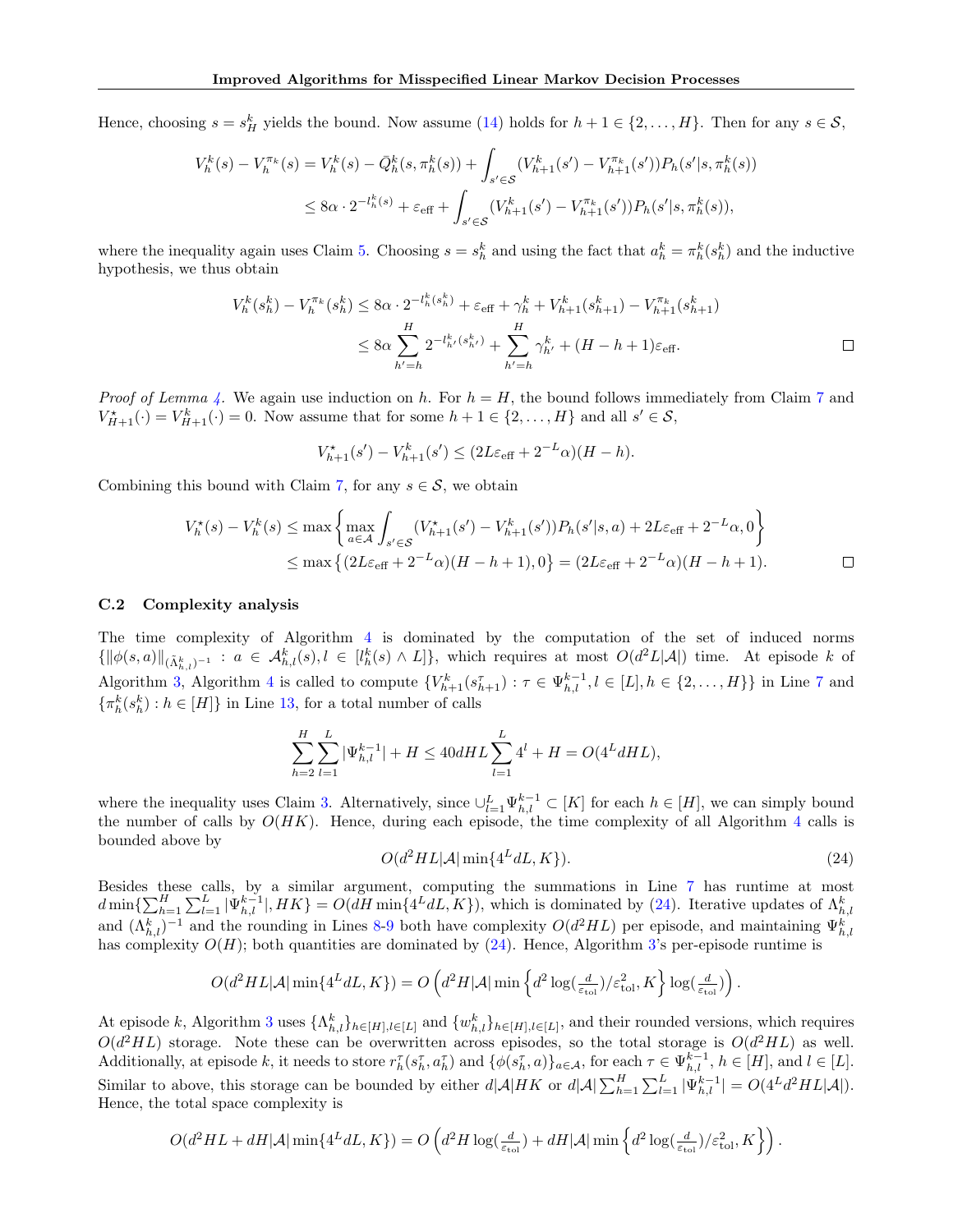Hence, choosing $s = s^k_H$ yields the bound. Now assume (14) holds for $h+1 \in \{2, \dots, H\}$. Then for any $s \in \mathcal{S}$,

$$
\begin{aligned}
V^k_h(s) - V^{\pi_k}_h(s) &= V^k_h(s) - \bar{Q}^k_h(s, \pi^k_h(s)) + \int_{s' \in \mathcal{S}} (V^k_{h+1}(s') - V^{\pi_k}_{h+1}(s')) P_h(s'|s, \pi^k_h(s)) \\
&\le 8\alpha \cdot 2^{-l^k_h(s)} + \varepsilon_{\text{eff}} + \int_{s' \in \mathcal{S}} (V^k_{h+1}(s') - V^{\pi_k}_{h+1}(s')) P_h(s'|s, \pi^k_h(s)),
\end{aligned}
$$

where the inequality again uses Claim 5. Choosing $s = s^k_h$ and using the fact that $a^k_h = \pi^k_h(s^k_h)$ and the inductive hypothesis, we thus obtain

$$
\begin{aligned}
V^k_h(s^k_h) - V^{\pi_k}_h(s^k_h) &\le 8\alpha \cdot 2^{-l^k_h(s^k_h)} + \varepsilon_{\text{eff}} + \gamma^k_h + V^k_{h+1}(s^k_{h+1}) - V^{\pi_k}_{h+1}(s^k_{h+1}) \\
&\le 8\alpha \sum_{h'=h}^{H} 2^{-l^k_{h'}(s^k_{h'})} + \sum_{h'=h}^{H} \gamma^k_{h'} + (H-h+1)\varepsilon_{\text{eff}}. \qquad \square
\end{aligned}
$$

*Proof of Lemma 4.* We again use induction on $h$. For $h = H$, the bound follows immediately from Claim 7 and $V^\star_{H+1}(\cdot) = V^k_{H+1}(\cdot) = 0$. Now assume that for some $h+1 \in \{2, \dots, H\}$ and all $s' \in \mathcal{S}$,

$$
V^\star_{h+1}(s') - V^k_{h+1}(s') \le (2L\varepsilon_{\text{eff}} + 2^{-L}\alpha)(H-h).
$$

Combining this bound with Claim 7, for any $s \in \mathcal{S}$, we obtain

$$
\begin{aligned}
V^\star_h(s) - V^k_h(s) &\le \max\left\{ \max_{a \in \mathcal{A}} \int_{s' \in \mathcal{S}} (V^\star_{h+1}(s') - V^k_{h+1}(s')) P_h(s'|s,a) + 2L\varepsilon_{\text{eff}} + 2^{-L}\alpha, 0 \right\} \\
&\le \max\left\{ (2L\varepsilon_{\text{eff}} + 2^{-L}\alpha)(H-h+1), 0 \right\} = (2L\varepsilon_{\text{eff}} + 2^{-L}\alpha)(H-h+1). \qquad \square
\end{aligned}
$$

### C.2 Complexity analysis

The time complexity of Algorithm 4 is dominated by the computation of the set of induced norms $\{\|\phi(s,a)\|_{(\tilde{\Lambda}^k_{h,l})^{-1}} : a \in \mathcal{A}^k_{h,l}(s), l \in [l^k_h(s) \wedge L]\}$, which requires at most $O(d^2 L|\mathcal{A}|)$ time. At episode $k$ of Algorithm 3, Algorithm 4 is called to compute $\{V^k_{h+1}(s^\tau_{h+1}) : \tau \in \Psi^{k-1}_{h,l}, l \in [L], h \in \{2, \dots, H\}\}$ in Line 7 and $\{\pi^k_h(s^k_h) : h \in [H]\}$ in Line 13, for a total number of calls

$$
\sum_{h=2}^{H} \sum_{l=1}^{L} |\Psi^{k-1}_{h,l}| + H \le 40dHL \sum_{l=1}^{L} 4^l + H = O(4^L dHL),
$$

where the inequality uses Claim 3. Alternatively, since $\cup_{l=1}^{L} \Psi^{k-1}_{h,l} \subset [K]$ for each $h \in [H]$, we can simply bound the number of calls by $O(HK)$. Hence, during each episode, the time complexity of all Algorithm 4 calls is bounded above by

$$
O(d^2 HL|\mathcal{A}| \min\{4^L dL, K\}). \tag{24}
$$

Besides these calls, by a similar argument, computing the summations in Line 7 has runtime at most $d \min\{\sum_{h=1}^{H} \sum_{l=1}^{L} |\Psi^{k-1}_{h,l}|, HK\} = O(dH \min\{4^L dL, K\})$, which is dominated by (24). Iterative updates of $\Lambda^k_{h,l}$ and $(\Lambda^k_{h,l})^{-1}$ and the rounding in Lines 8-9 both have complexity $O(d^2 HL)$ per episode, and maintaining $\Psi^k_{h,l}$ has complexity $O(H)$; both quantities are dominated by (24). Hence, Algorithm 3's per-episode runtime is

$$
O(d^2 HL|\mathcal{A}| \min\{4^L dL, K\}) = O\left( d^2 H|\mathcal{A}| \min\left\{ d^2 \log(\tfrac{d}{\varepsilon_{\text{tol}}})/\varepsilon_{\text{tol}}^2, K \right\} \log(\tfrac{d}{\varepsilon_{\text{tol}}}) \right).
$$

At episode $k$, Algorithm 3 uses $\{\Lambda^k_{h,l}\}_{h \in [H], l \in [L]}$ and $\{w^k_{h,l}\}_{h \in [H], l \in [L]}$, and their rounded versions, which requires $O(d^2 HL)$ storage. Note these can be overwritten across episodes, so the total storage is $O(d^2 HL)$ as well. Additionally, at episode $k$, it needs to store $r^\tau_h(s^\tau_h, a^\tau_h)$ and $\{\phi(s^\tau_h, a)\}_{a \in \mathcal{A}}$, for each $\tau \in \Psi^{k-1}_{h,l}$, $h \in [H]$, and $l \in [L]$. Similar to above, this storage can be bounded by either $d|\mathcal{A}|HK$ or $d|\mathcal{A}| \sum_{h=1}^{H} \sum_{l=1}^{L} |\Psi^{k-1}_{h,l}| = O(4^L d^2 HL|\mathcal{A}|)$. Hence, the total space complexity is

$$
O(d^2 HL + dH|\mathcal{A}| \min\{4^L dL, K\}) = O\left( d^2 H \log(\tfrac{d}{\varepsilon_{\text{tol}}}) + dH|\mathcal{A}| \min\left\{ d^2 \log(\tfrac{d}{\varepsilon_{\text{tol}}})/\varepsilon_{\text{tol}}^2, K \right\} \right).
$$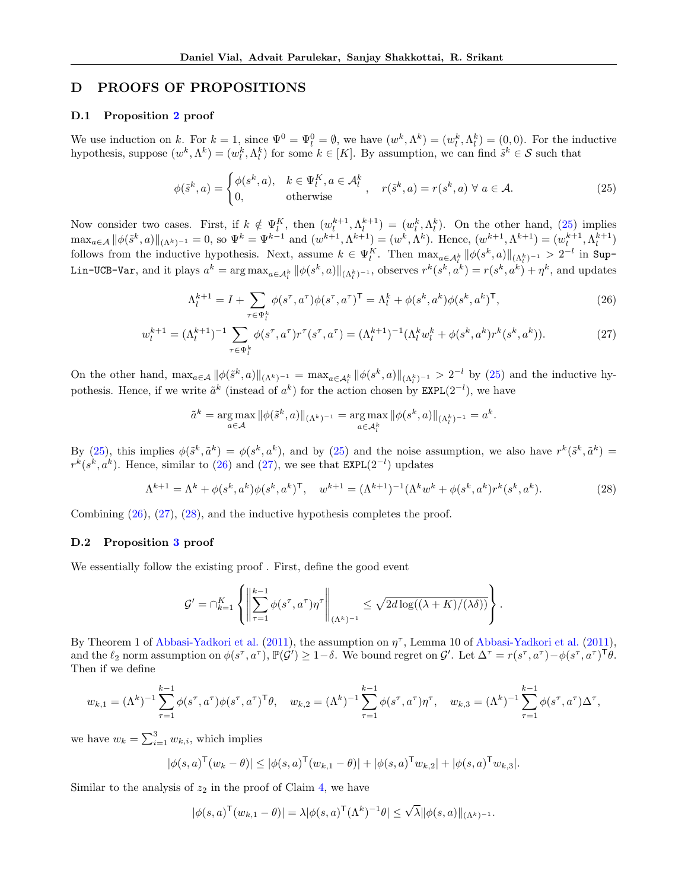## D PROOFS OF PROPOSITIONS

### D.1 Proposition 2 proof

We use induction on $k$. For $k = 1$, since $\Psi^0 = \Psi_l^0 = \emptyset$, we have $(w^k, \Lambda^k) = (w_l^k, \Lambda_l^k) = (0, 0)$. For the inductive hypothesis, suppose $(w^k, \Lambda^k) = (w_l^k, \Lambda_l^k)$ for some $k \in [K]$. By assumption, we can find $\tilde{s}^k \in \mathcal{S}$ such that

$$\phi(\tilde{s}^k, a) = \begin{cases} \phi(s^k, a), & k \in \Psi_l^K, a \in \mathcal{A}_l^k \\ 0, & \text{otherwise} \end{cases}, \quad r(\tilde{s}^k, a) = r(s^k, a) \ \forall \ a \in \mathcal{A}. \tag{25}$$

Now consider two cases. First, if $k \notin \Psi_l^K$, then $(w_l^{k+1}, \Lambda_l^{k+1}) = (w_l^k, \Lambda_l^k)$. On the other hand, (25) implies $\max_{a \in \mathcal{A}} \|\phi(\tilde{s}^k, a)\|_{(\Lambda^k)^{-1}} = 0$, so $\Psi^k = \Psi^{k-1}$ and $(w^{k+1}, \Lambda^{k+1}) = (w^k, \Lambda^k)$. Hence, $(w^{k+1}, \Lambda^{k+1}) = (w_l^{k+1}, \Lambda_l^{k+1})$ follows from the inductive hypothesis. Next, assume $k \in \Psi_l^K$. Then $\max_{a \in \mathcal{A}_l^k} \|\phi(s^k, a)\|_{(\Lambda_l^k)^{-1}} > 2^{-l}$ in `Sup-Lin-UCB-Var`, and it plays $a^k = \arg\max_{a \in \mathcal{A}_l^k} \|\phi(s^k, a)\|_{(\Lambda_l^k)^{-1}}$, observes $r^k(s^k, a^k) = r(s^k, a^k) + \eta^k$, and updates

$$\Lambda_l^{k+1} = I + \sum_{\tau \in \Psi_l^k} \phi(s^\tau, a^\tau)\phi(s^\tau, a^\tau)^\mathsf{T} = \Lambda_l^k + \phi(s^k, a^k)\phi(s^k, a^k)^\mathsf{T}, \tag{26}$$

$$w_l^{k+1} = (\Lambda_l^{k+1})^{-1} \sum_{\tau \in \Psi_l^k} \phi(s^\tau, a^\tau) r^\tau(s^\tau, a^\tau) = (\Lambda_l^{k+1})^{-1}(\Lambda_l^k w_l^k + \phi(s^k, a^k) r^k(s^k, a^k)). \tag{27}$$

On the other hand, $\max_{a \in \mathcal{A}} \|\phi(\tilde{s}^k, a)\|_{(\Lambda^k)^{-1}} = \max_{a \in \mathcal{A}_l^k} \|\phi(s^k, a)\|_{(\Lambda_l^k)^{-1}} > 2^{-l}$ by (25) and the inductive hypothesis. Hence, if we write $\tilde{a}^k$ (instead of $a^k$) for the action chosen by `EXPL`$(2^{-l})$, we have

$$\tilde{a}^k = \arg\max_{a \in \mathcal{A}} \|\phi(\tilde{s}^k, a)\|_{(\Lambda^k)^{-1}} = \arg\max_{a \in \mathcal{A}_l^k} \|\phi(s^k, a)\|_{(\Lambda_l^k)^{-1}} = a^k.$$

By (25), this implies $\phi(\tilde{s}^k, \tilde{a}^k) = \phi(s^k, a^k)$, and by (25) and the noise assumption, we also have $r^k(\tilde{s}^k, \tilde{a}^k) = r^k(s^k, a^k)$. Hence, similar to (26) and (27), we see that `EXPL`$(2^{-l})$ updates

$$\Lambda^{k+1} = \Lambda^k + \phi(s^k, a^k)\phi(s^k, a^k)^\mathsf{T}, \quad w^{k+1} = (\Lambda^{k+1})^{-1}(\Lambda^k w^k + \phi(s^k, a^k) r^k(s^k, a^k)). \tag{28}$$

Combining (26), (27), (28), and the inductive hypothesis completes the proof.

### D.2 Proposition 3 proof

We essentially follow the existing proof . First, define the good event

$$\mathcal{G}' = \cap_{k=1}^K \left\{ \left\| \sum_{\tau=1}^{k-1} \phi(s^\tau, a^\tau)\eta^\tau \right\|_{(\Lambda^k)^{-1}} \leq \sqrt{2d \log((\lambda + K)/(\lambda\delta))} \right\}.$$

By Theorem 1 of Abbasi-Yadkori et al. (2011), the assumption on $\eta^\tau$, Lemma 10 of Abbasi-Yadkori et al. (2011), and the $\ell_2$ norm assumption on $\phi(s^\tau, a^\tau)$, $\mathbb{P}(\mathcal{G}') \geq 1 - \delta$. We bound regret on $\mathcal{G}'$. Let $\Delta^\tau = r(s^\tau, a^\tau) - \phi(s^\tau, a^\tau)^\mathsf{T}\theta$. Then if we define

$$w_{k,1} = (\Lambda^k)^{-1} \sum_{\tau=1}^{k-1} \phi(s^\tau, a^\tau)\phi(s^\tau, a^\tau)^\mathsf{T}\theta, \quad w_{k,2} = (\Lambda^k)^{-1} \sum_{\tau=1}^{k-1} \phi(s^\tau, a^\tau)\eta^\tau, \quad w_{k,3} = (\Lambda^k)^{-1} \sum_{\tau=1}^{k-1} \phi(s^\tau, a^\tau)\Delta^\tau,$$

we have $w_k = \sum_{i=1}^3 w_{k,i}$, which implies

$$|\phi(s, a)^\mathsf{T}(w_k - \theta)| \leq |\phi(s, a)^\mathsf{T}(w_{k,1} - \theta)| + |\phi(s, a)^\mathsf{T} w_{k,2}| + |\phi(s, a)^\mathsf{T} w_{k,3}|.$$

Similar to the analysis of $z_2$ in the proof of Claim 4, we have

$$|\phi(s, a)^\mathsf{T}(w_{k,1} - \theta)| = \lambda |\phi(s, a)^\mathsf{T}(\Lambda^k)^{-1}\theta| \leq \sqrt{\lambda} \|\phi(s, a)\|_{(\Lambda^k)^{-1}}.$$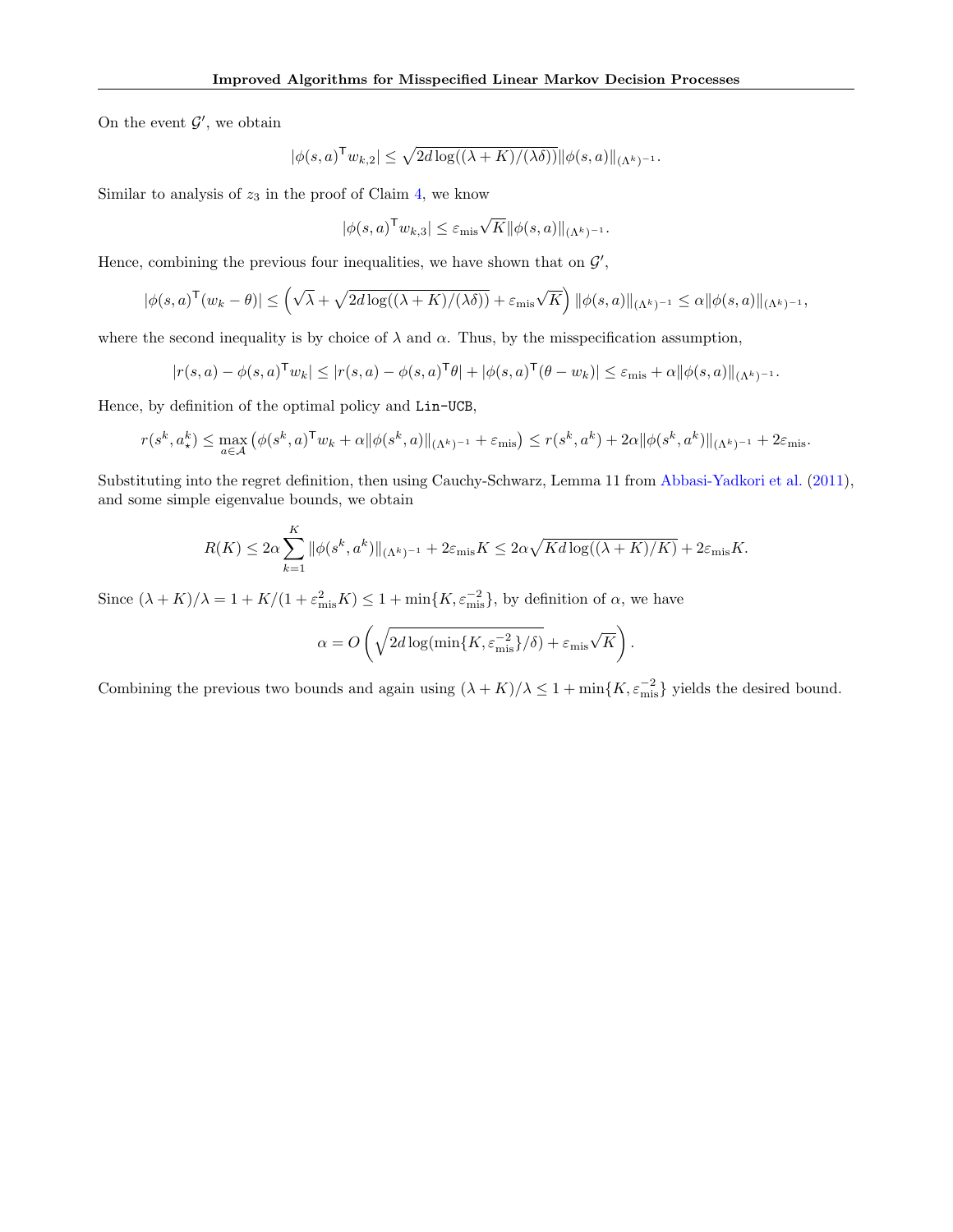On the event $\mathcal{G}'$, we obtain

$$|\phi(s,a)^\mathsf{T} w_{k,2}| \leq \sqrt{2d \log((\lambda+K)/(\lambda\delta))} \|\phi(s,a)\|_{(\Lambda^k)^{-1}}.$$

Similar to analysis of $z_3$ in the proof of Claim 4, we know

$$|\phi(s,a)^\mathsf{T} w_{k,3}| \leq \varepsilon_{\mathrm{mis}} \sqrt{K} \|\phi(s,a)\|_{(\Lambda^k)^{-1}}.$$

Hence, combining the previous four inequalities, we have shown that on $\mathcal{G}'$,

$$|\phi(s,a)^\mathsf{T}(w_k - \theta)| \leq \left(\sqrt{\lambda} + \sqrt{2d\log((\lambda+K)/(\lambda\delta))} + \varepsilon_{\mathrm{mis}}\sqrt{K}\right) \|\phi(s,a)\|_{(\Lambda^k)^{-1}} \leq \alpha \|\phi(s,a)\|_{(\Lambda^k)^{-1}},$$

where the second inequality is by choice of $\lambda$ and $\alpha$. Thus, by the misspecification assumption,

$$|r(s,a) - \phi(s,a)^\mathsf{T} w_k| \leq |r(s,a) - \phi(s,a)^\mathsf{T}\theta| + |\phi(s,a)^\mathsf{T}(\theta - w_k)| \leq \varepsilon_{\mathrm{mis}} + \alpha\|\phi(s,a)\|_{(\Lambda^k)^{-1}}.$$

Hence, by definition of the optimal policy and `Lin-UCB`,

$$r(s^k, a^k_\star) \leq \max_{a\in\mathcal{A}} \left(\phi(s^k,a)^\mathsf{T} w_k + \alpha\|\phi(s^k,a)\|_{(\Lambda^k)^{-1}} + \varepsilon_{\mathrm{mis}}\right) \leq r(s^k,a^k) + 2\alpha\|\phi(s^k,a^k)\|_{(\Lambda^k)^{-1}} + 2\varepsilon_{\mathrm{mis}}.$$

Substituting into the regret definition, then using Cauchy-Schwarz, Lemma 11 from Abbasi-Yadkori et al. (2011), and some simple eigenvalue bounds, we obtain

$$R(K) \leq 2\alpha \sum_{k=1}^{K} \|\phi(s^k,a^k)\|_{(\Lambda^k)^{-1}} + 2\varepsilon_{\mathrm{mis}} K \leq 2\alpha\sqrt{Kd\log((\lambda+K)/K)} + 2\varepsilon_{\mathrm{mis}}K.$$

Since $(\lambda+K)/\lambda = 1 + K/(1+\varepsilon_{\mathrm{mis}}^2 K) \leq 1 + \min\{K, \varepsilon_{\mathrm{mis}}^{-2}\}$, by definition of $\alpha$, we have

$$\alpha = O\left(\sqrt{2d\log(\min\{K,\varepsilon_{\mathrm{mis}}^{-2}\}/\delta)} + \varepsilon_{\mathrm{mis}}\sqrt{K}\right).$$

Combining the previous two bounds and again using $(\lambda+K)/\lambda \leq 1 + \min\{K, \varepsilon_{\mathrm{mis}}^{-2}\}$ yields the desired bound.